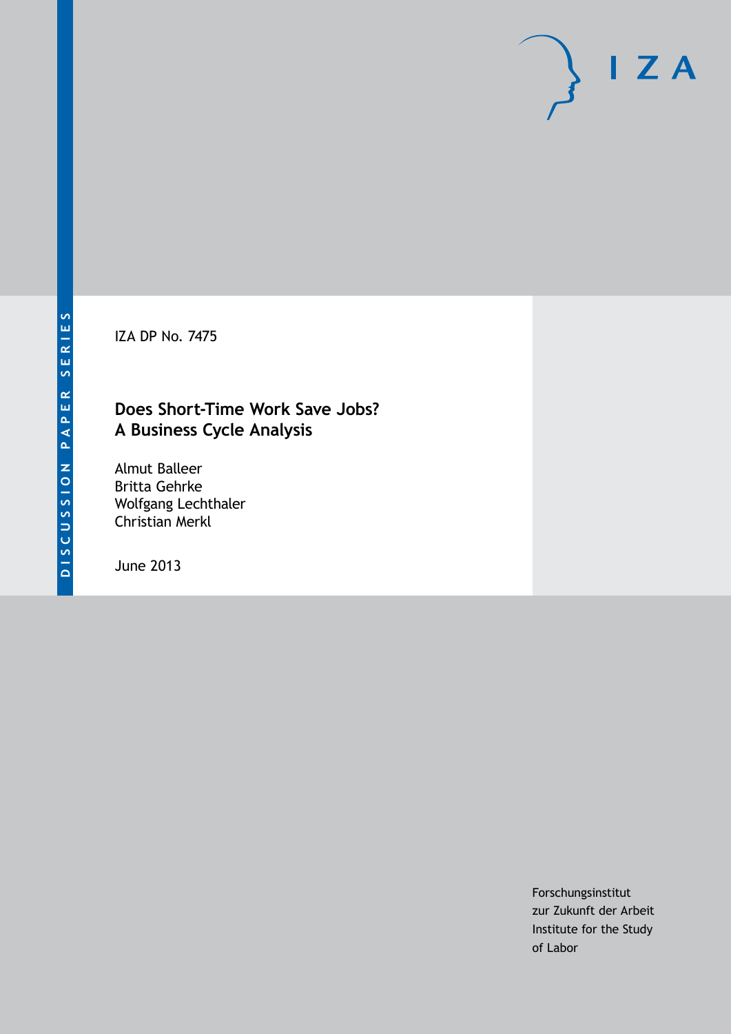DISCUSSION PAPER SERIES

IZA DP No. 7475

# Does Short-Time Work Save Jobs? A Business Cycle Analysis

Almut Balleer
Britta Gehrke
Wolfgang Lechthaler
Christian Merkl

June 2013

IZA

Forschungsinstitut
zur Zukunft der Arbeit
Institute for the Study
of Labor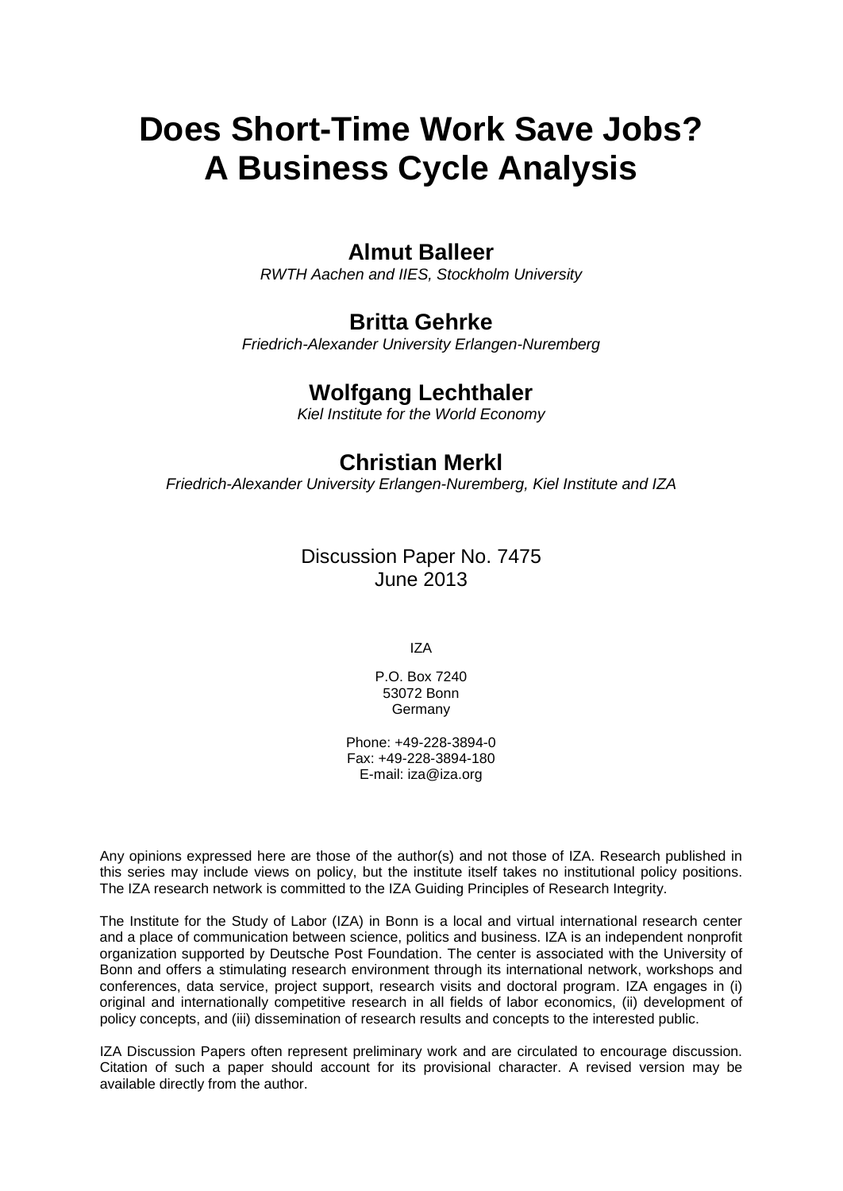# Does Short-Time Work Save Jobs? A Business Cycle Analysis

**Almut Balleer**
*RWTH Aachen and IIES, Stockholm University*

**Britta Gehrke**
*Friedrich-Alexander University Erlangen-Nuremberg*

**Wolfgang Lechthaler**
*Kiel Institute for the World Economy*

**Christian Merkl**
*Friedrich-Alexander University Erlangen-Nuremberg, Kiel Institute and IZA*

Discussion Paper No. 7475
June 2013

IZA

P.O. Box 7240
53072 Bonn
Germany

Phone: +49-228-3894-0
Fax: +49-228-3894-180
E-mail: iza@iza.org

Any opinions expressed here are those of the author(s) and not those of IZA. Research published in this series may include views on policy, but the institute itself takes no institutional policy positions. The IZA research network is committed to the IZA Guiding Principles of Research Integrity.

The Institute for the Study of Labor (IZA) in Bonn is a local and virtual international research center and a place of communication between science, politics and business. IZA is an independent nonprofit organization supported by Deutsche Post Foundation. The center is associated with the University of Bonn and offers a stimulating research environment through its international network, workshops and conferences, data service, project support, research visits and doctoral program. IZA engages in (i) original and internationally competitive research in all fields of labor economics, (ii) development of policy concepts, and (iii) dissemination of research results and concepts to the interested public.

IZA Discussion Papers often represent preliminary work and are circulated to encourage discussion. Citation of such a paper should account for its provisional character. A revised version may be available directly from the author.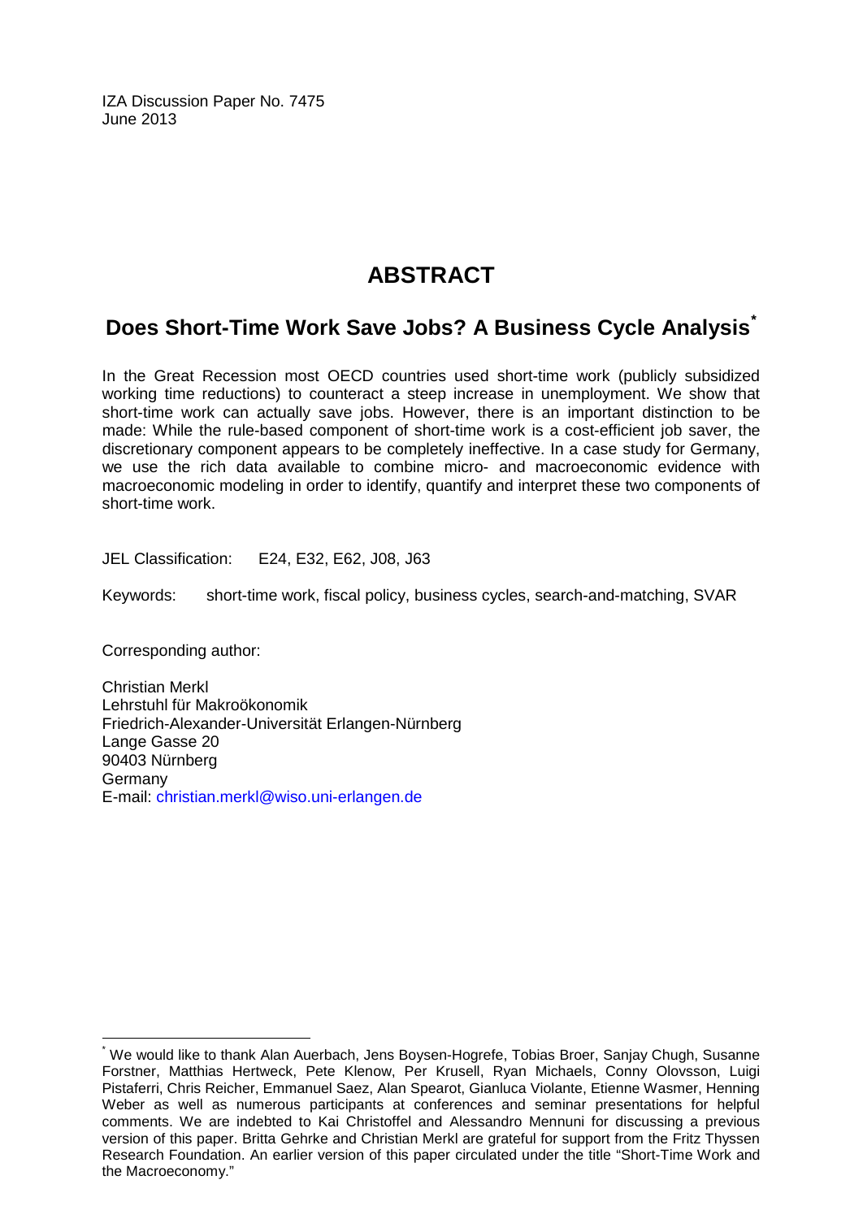IZA Discussion Paper No. 7475
June 2013

# ABSTRACT

## Does Short-Time Work Save Jobs? A Business Cycle Analysis*

In the Great Recession most OECD countries used short-time work (publicly subsidized working time reductions) to counteract a steep increase in unemployment. We show that short-time work can actually save jobs. However, there is an important distinction to be made: While the rule-based component of short-time work is a cost-efficient job saver, the discretionary component appears to be completely ineffective. In a case study for Germany, we use the rich data available to combine micro- and macroeconomic evidence with macroeconomic modeling in order to identify, quantify and interpret these two components of short-time work.

JEL Classification: E24, E32, E62, J08, J63

Keywords: short-time work, fiscal policy, business cycles, search-and-matching, SVAR

Corresponding author:

Christian Merkl
Lehrstuhl für Makroökonomik
Friedrich-Alexander-Universität Erlangen-Nürnberg
Lange Gasse 20
90403 Nürnberg
Germany
E-mail: christian.merkl@wiso.uni-erlangen.de

---

* We would like to thank Alan Auerbach, Jens Boysen-Hogrefe, Tobias Broer, Sanjay Chugh, Susanne Forstner, Matthias Hertweck, Pete Klenow, Per Krusell, Ryan Michaels, Conny Olovsson, Luigi Pistaferri, Chris Reicher, Emmanuel Saez, Alan Spearot, Gianluca Violante, Etienne Wasmer, Henning Weber as well as numerous participants at conferences and seminar presentations for helpful comments. We are indebted to Kai Christoffel and Alessandro Mennuni for discussing a previous version of this paper. Britta Gehrke and Christian Merkl are grateful for support from the Fritz Thyssen Research Foundation. An earlier version of this paper circulated under the title "Short-Time Work and the Macroeconomy."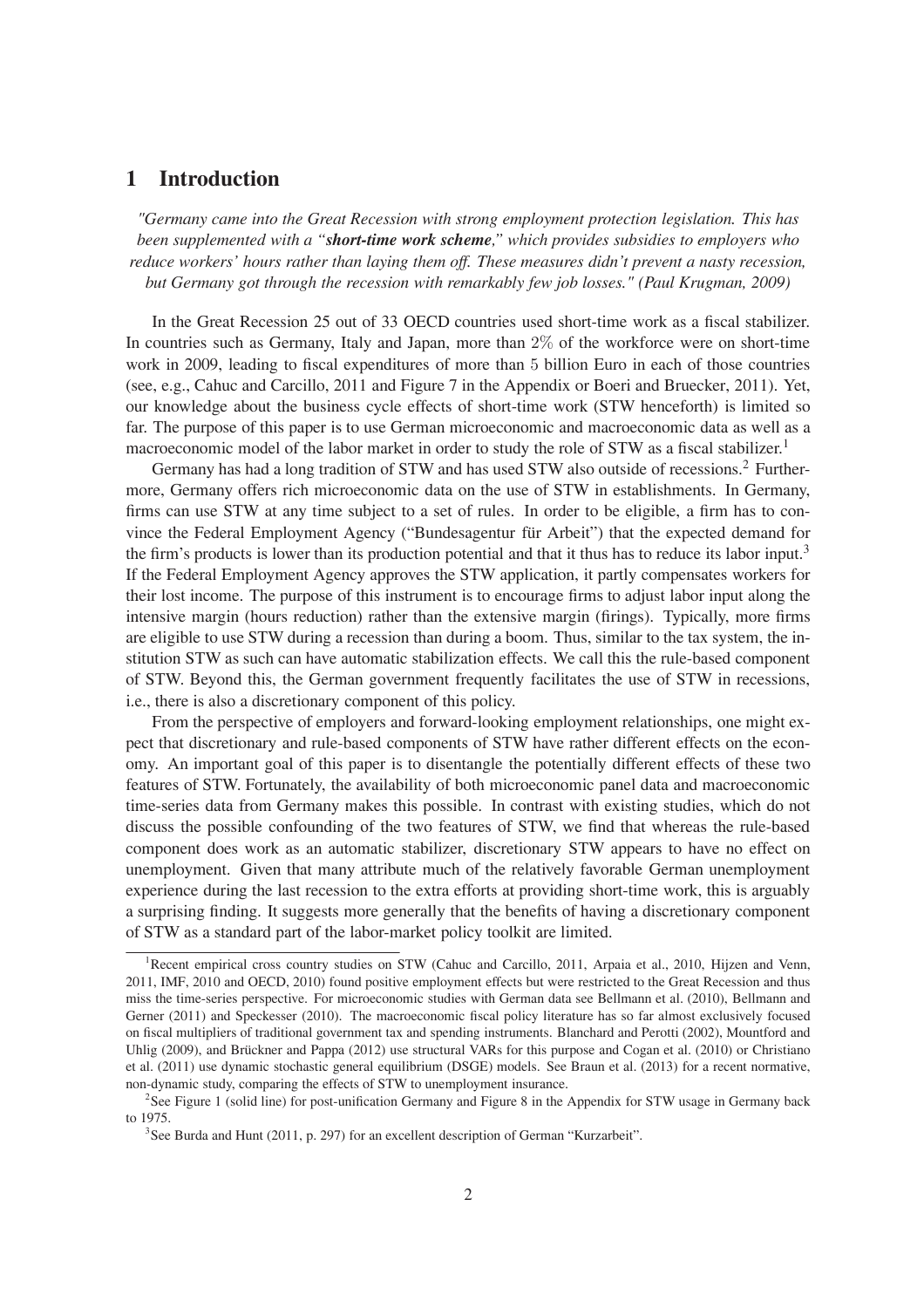# 1 Introduction

*"Germany came into the Great Recession with strong employment protection legislation. This has been supplemented with a "**short-time work scheme**," which provides subsidies to employers who reduce workers' hours rather than laying them off. These measures didn't prevent a nasty recession, but Germany got through the recession with remarkably few job losses." (Paul Krugman, 2009)*

In the Great Recession 25 out of 33 OECD countries used short-time work as a fiscal stabilizer. In countries such as Germany, Italy and Japan, more than $2\%$ of the workforce were on short-time work in 2009, leading to fiscal expenditures of more than 5 billion Euro in each of those countries (see, e.g., Cahuc and Carcillo, 2011 and Figure 7 in the Appendix or Boeri and Bruecker, 2011). Yet, our knowledge about the business cycle effects of short-time work (STW henceforth) is limited so far. The purpose of this paper is to use German microeconomic and macroeconomic data as well as a macroeconomic model of the labor market in order to study the role of STW as a fiscal stabilizer.[1]

Germany has had a long tradition of STW and has used STW also outside of recessions.[2] Furthermore, Germany offers rich microeconomic data on the use of STW in establishments. In Germany, firms can use STW at any time subject to a set of rules. In order to be eligible, a firm has to convince the Federal Employment Agency ("Bundesagentur für Arbeit") that the expected demand for the firm's products is lower than its production potential and that it thus has to reduce its labor input.[3] If the Federal Employment Agency approves the STW application, it partly compensates workers for their lost income. The purpose of this instrument is to encourage firms to adjust labor input along the intensive margin (hours reduction) rather than the extensive margin (firings). Typically, more firms are eligible to use STW during a recession than during a boom. Thus, similar to the tax system, the institution STW as such can have automatic stabilization effects. We call this the rule-based component of STW. Beyond this, the German government frequently facilitates the use of STW in recessions, i.e., there is also a discretionary component of this policy.

From the perspective of employers and forward-looking employment relationships, one might expect that discretionary and rule-based components of STW have rather different effects on the economy. An important goal of this paper is to disentangle the potentially different effects of these two features of STW. Fortunately, the availability of both microeconomic panel data and macroeconomic time-series data from Germany makes this possible. In contrast with existing studies, which do not discuss the possible confounding of the two features of STW, we find that whereas the rule-based component does work as an automatic stabilizer, discretionary STW appears to have no effect on unemployment. Given that many attribute much of the relatively favorable German unemployment experience during the last recession to the extra efforts at providing short-time work, this is arguably a surprising finding. It suggests more generally that the benefits of having a discretionary component of STW as a standard part of the labor-market policy toolkit are limited.

[1] Recent empirical cross country studies on STW (Cahuc and Carcillo, 2011, Arpaia et al., 2010, Hijzen and Venn, 2011, IMF, 2010 and OECD, 2010) found positive employment effects but were restricted to the Great Recession and thus miss the time-series perspective. For microeconomic studies with German data see Bellmann et al. (2010), Bellmann and Gerner (2011) and Speckesser (2010). The macroeconomic fiscal policy literature has so far almost exclusively focused on fiscal multipliers of traditional government tax and spending instruments. Blanchard and Perotti (2002), Mountford and Uhlig (2009), and Brückner and Pappa (2012) use structural VARs for this purpose and Cogan et al. (2010) or Christiano et al. (2011) use dynamic stochastic general equilibrium (DSGE) models. See Braun et al. (2013) for a recent normative, non-dynamic study, comparing the effects of STW to unemployment insurance.

[2] See Figure 1 (solid line) for post-unification Germany and Figure 8 in the Appendix for STW usage in Germany back to 1975.

[3] See Burda and Hunt (2011, p. 297) for an excellent description of German "Kurzarbeit".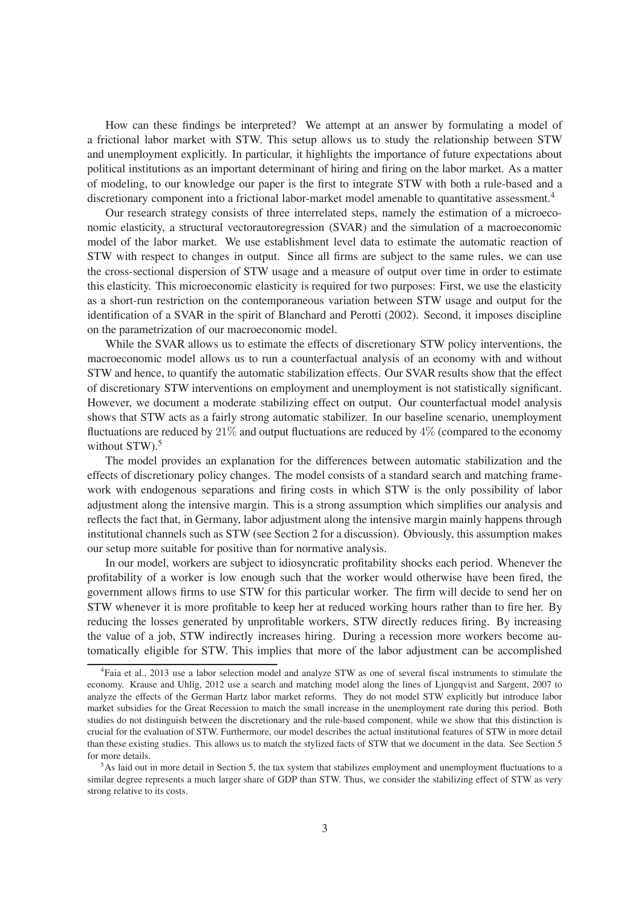How can these findings be interpreted? We attempt at an answer by formulating a model of a frictional labor market with STW. This setup allows us to study the relationship between STW and unemployment explicitly. In particular, it highlights the importance of future expectations about political institutions as an important determinant of hiring and firing on the labor market. As a matter of modeling, to our knowledge our paper is the first to integrate STW with both a rule-based and a discretionary component into a frictional labor-market model amenable to quantitative assessment.[4]

Our research strategy consists of three interrelated steps, namely the estimation of a microeconomic elasticity, a structural vectorautoregression (SVAR) and the simulation of a macroeconomic model of the labor market. We use establishment level data to estimate the automatic reaction of STW with respect to changes in output. Since all firms are subject to the same rules, we can use the cross-sectional dispersion of STW usage and a measure of output over time in order to estimate this elasticity. This microeconomic elasticity is required for two purposes: First, we use the elasticity as a short-run restriction on the contemporaneous variation between STW usage and output for the identification of a SVAR in the spirit of Blanchard and Perotti (2002). Second, it imposes discipline on the parametrization of our macroeconomic model.

While the SVAR allows us to estimate the effects of discretionary STW policy interventions, the macroeconomic model allows us to run a counterfactual analysis of an economy with and without STW and hence, to quantify the automatic stabilization effects. Our SVAR results show that the effect of discretionary STW interventions on employment and unemployment is not statistically significant. However, we document a moderate stabilizing effect on output. Our counterfactual model analysis shows that STW acts as a fairly strong automatic stabilizer. In our baseline scenario, unemployment fluctuations are reduced by $21\%$ and output fluctuations are reduced by $4\%$ (compared to the economy without STW).[5]

The model provides an explanation for the differences between automatic stabilization and the effects of discretionary policy changes. The model consists of a standard search and matching framework with endogenous separations and firing costs in which STW is the only possibility of labor adjustment along the intensive margin. This is a strong assumption which simplifies our analysis and reflects the fact that, in Germany, labor adjustment along the intensive margin mainly happens through institutional channels such as STW (see Section 2 for a discussion). Obviously, this assumption makes our setup more suitable for positive than for normative analysis.

In our model, workers are subject to idiosyncratic profitability shocks each period. Whenever the profitability of a worker is low enough such that the worker would otherwise have been fired, the government allows firms to use STW for this particular worker. The firm will decide to send her on STW whenever it is more profitable to keep her at reduced working hours rather than to fire her. By reducing the losses generated by unprofitable workers, STW directly reduces firing. By increasing the value of a job, STW indirectly increases hiring. During a recession more workers become automatically eligible for STW. This implies that more of the labor adjustment can be accomplished

[4] Faia et al., 2013 use a labor selection model and analyze STW as one of several fiscal instruments to stimulate the economy. Krause and Uhlig, 2012 use a search and matching model along the lines of Ljungqvist and Sargent, 2007 to analyze the effects of the German Hartz labor market reforms. They do not model STW explicitly but introduce labor market subsidies for the Great Recession to match the small increase in the unemployment rate during this period. Both studies do not distinguish between the discretionary and the rule-based component, while we show that this distinction is crucial for the evaluation of STW. Furthermore, our model describes the actual institutional features of STW in more detail than these existing studies. This allows us to match the stylized facts of STW that we document in the data. See Section 5 for more details.

[5] As laid out in more detail in Section 5, the tax system that stabilizes employment and unemployment fluctuations to a similar degree represents a much larger share of GDP than STW. Thus, we consider the stabilizing effect of STW as very strong relative to its costs.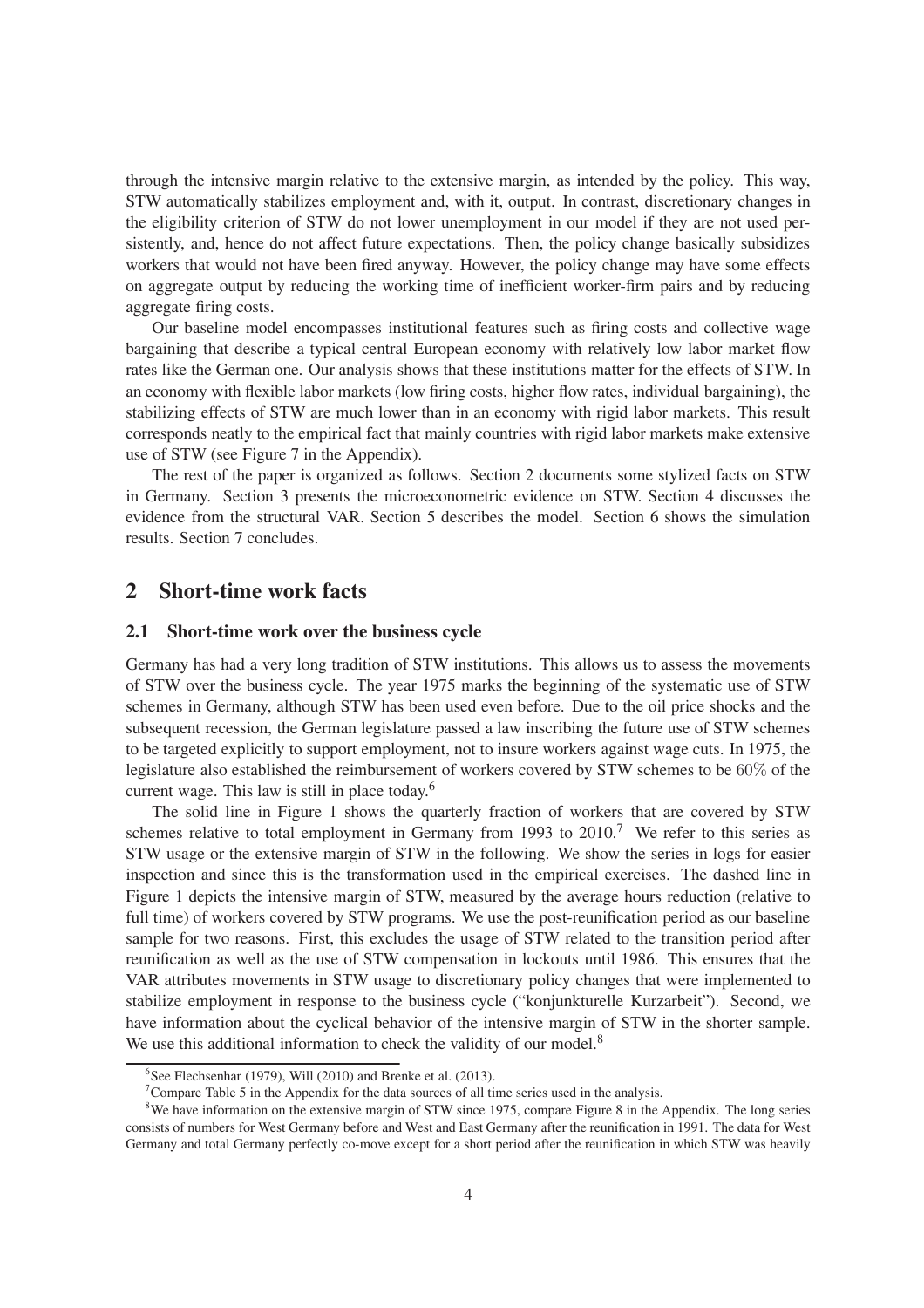through the intensive margin relative to the extensive margin, as intended by the policy. This way, STW automatically stabilizes employment and, with it, output. In contrast, discretionary changes in the eligibility criterion of STW do not lower unemployment in our model if they are not used persistently, and, hence do not affect future expectations. Then, the policy change basically subsidizes workers that would not have been fired anyway. However, the policy change may have some effects on aggregate output by reducing the working time of inefficient worker-firm pairs and by reducing aggregate firing costs.

Our baseline model encompasses institutional features such as firing costs and collective wage bargaining that describe a typical central European economy with relatively low labor market flow rates like the German one. Our analysis shows that these institutions matter for the effects of STW. In an economy with flexible labor markets (low firing costs, higher flow rates, individual bargaining), the stabilizing effects of STW are much lower than in an economy with rigid labor markets. This result corresponds neatly to the empirical fact that mainly countries with rigid labor markets make extensive use of STW (see Figure 7 in the Appendix).

The rest of the paper is organized as follows. Section 2 documents some stylized facts on STW in Germany. Section 3 presents the microeconometric evidence on STW. Section 4 discusses the evidence from the structural VAR. Section 5 describes the model. Section 6 shows the simulation results. Section 7 concludes.

## 2 Short-time work facts

### 2.1 Short-time work over the business cycle

Germany has had a very long tradition of STW institutions. This allows us to assess the movements of STW over the business cycle. The year 1975 marks the beginning of the systematic use of STW schemes in Germany, although STW has been used even before. Due to the oil price shocks and the subsequent recession, the German legislature passed a law inscribing the future use of STW schemes to be targeted explicitly to support employment, not to insure workers against wage cuts. In 1975, the legislature also established the reimbursement of workers covered by STW schemes to be $60\%$ of the current wage. This law is still in place today.[6]

The solid line in Figure 1 shows the quarterly fraction of workers that are covered by STW schemes relative to total employment in Germany from 1993 to 2010.[7] We refer to this series as STW usage or the extensive margin of STW in the following. We show the series in logs for easier inspection and since this is the transformation used in the empirical exercises. The dashed line in Figure 1 depicts the intensive margin of STW, measured by the average hours reduction (relative to full time) of workers covered by STW programs. We use the post-reunification period as our baseline sample for two reasons. First, this excludes the usage of STW related to the transition period after reunification as well as the use of STW compensation in lockouts until 1986. This ensures that the VAR attributes movements in STW usage to discretionary policy changes that were implemented to stabilize employment in response to the business cycle ("konjunkturelle Kurzarbeit"). Second, we have information about the cyclical behavior of the intensive margin of STW in the shorter sample. We use this additional information to check the validity of our model.[8]

[6] See Flechsenhar (1979), Will (2010) and Brenke et al. (2013).

[7] Compare Table 5 in the Appendix for the data sources of all time series used in the analysis.

[8] We have information on the extensive margin of STW since 1975, compare Figure 8 in the Appendix. The long series consists of numbers for West Germany before and West and East Germany after the reunification in 1991. The data for West Germany and total Germany perfectly co-move except for a short period after the reunification in which STW was heavily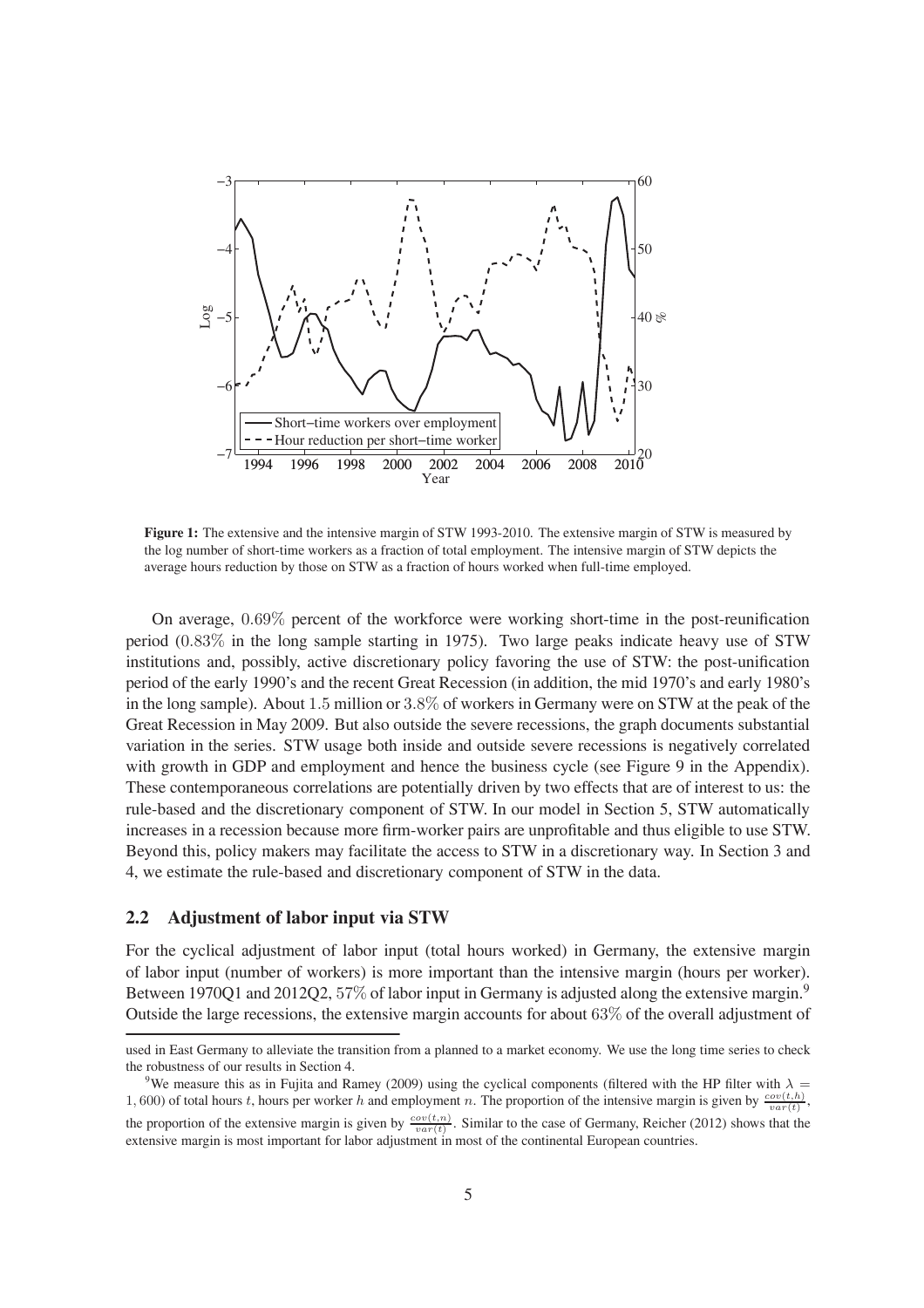**Figure 1:** The extensive and the intensive margin of STW 1993-2010. The extensive margin of STW is measured by the log number of short-time workers as a fraction of total employment. The intensive margin of STW depicts the average hours reduction by those on STW as a fraction of hours worked when full-time employed.

On average, $0.69\%$ percent of the workforce were working short-time in the post-reunification period ($0.83\%$ in the long sample starting in 1975). Two large peaks indicate heavy use of STW institutions and, possibly, active discretionary policy favoring the use of STW: the post-unification period of the early 1990's and the recent Great Recession (in addition, the mid 1970's and early 1980's in the long sample). About $1.5$ million or $3.8\%$ of workers in Germany were on STW at the peak of the Great Recession in May 2009. But also outside the severe recessions, the graph documents substantial variation in the series. STW usage both inside and outside severe recessions is negatively correlated with growth in GDP and employment and hence the business cycle (see Figure 9 in the Appendix). These contemporaneous correlations are potentially driven by two effects that are of interest to us: the rule-based and the discretionary component of STW. In our model in Section 5, STW automatically increases in a recession because more firm-worker pairs are unprofitable and thus eligible to use STW. Beyond this, policy makers may facilitate the access to STW in a discretionary way. In Section 3 and 4, we estimate the rule-based and discretionary component of STW in the data.

## 2.2 Adjustment of labor input via STW

For the cyclical adjustment of labor input (total hours worked) in Germany, the extensive margin of labor input (number of workers) is more important than the intensive margin (hours per worker). Between 1970Q1 and 2012Q2, $57\%$ of labor input in Germany is adjusted along the extensive margin.[9] Outside the large recessions, the extensive margin accounts for about $63\%$ of the overall adjustment of

---

used in East Germany to alleviate the transition from a planned to a market economy. We use the long time series to check the robustness of our results in Section 4.

[9]We measure this as in Fujita and Ramey (2009) using the cyclical components (filtered with the HP filter with $\lambda = 1,600$) of total hours $t$, hours per worker $h$ and employment $n$. The proportion of the intensive margin is given by $\frac{cov(t,h)}{var(t)}$, the proportion of the extensive margin is given by $\frac{cov(t,n)}{var(t)}$. Similar to the case of Germany, Reicher (2012) shows that the extensive margin is most important for labor adjustment in most of the continental European countries.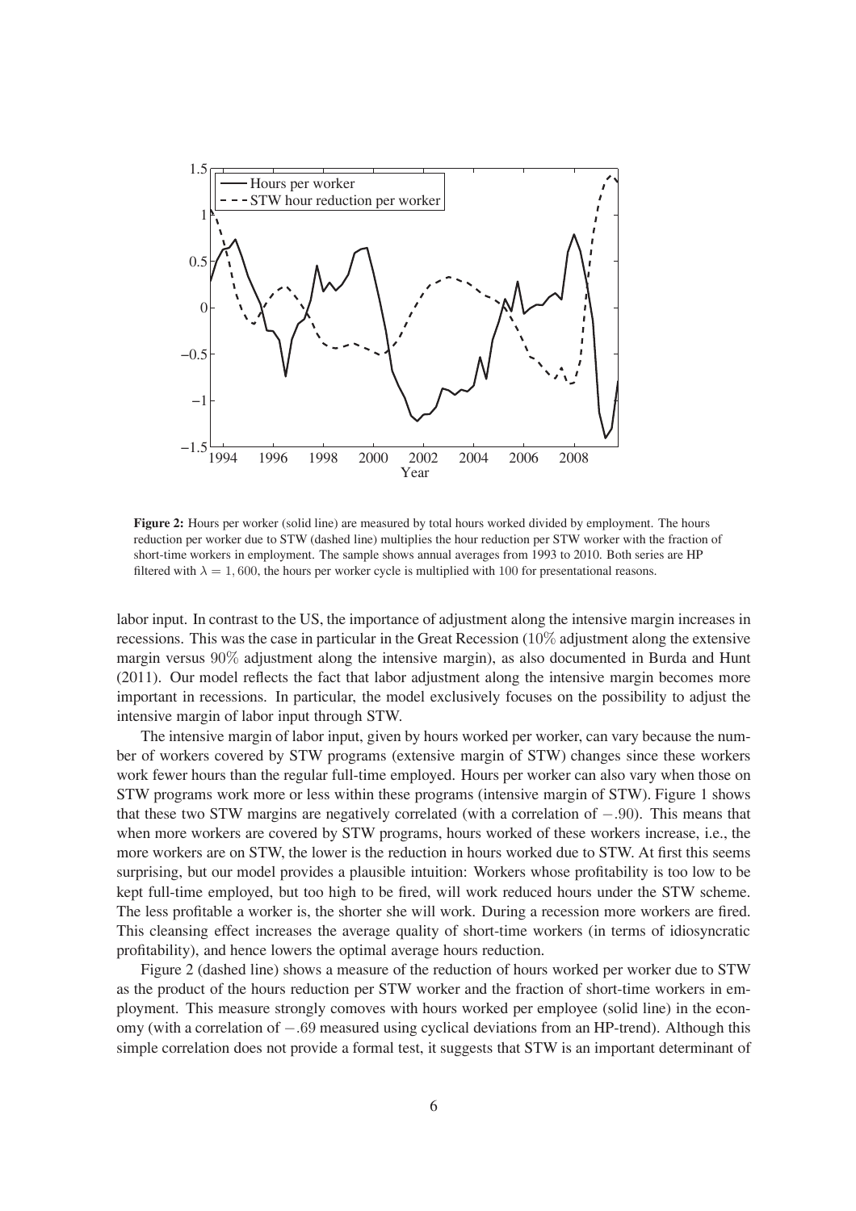**Figure 2:** Hours per worker (solid line) are measured by total hours worked divided by employment. The hours reduction per worker due to STW (dashed line) multiplies the hour reduction per STW worker with the fraction of short-time workers in employment. The sample shows annual averages from 1993 to 2010. Both series are HP filtered with $\lambda = 1,600$, the hours per worker cycle is multiplied with 100 for presentational reasons.

labor input. In contrast to the US, the importance of adjustment along the intensive margin increases in recessions. This was the case in particular in the Great Recession (10% adjustment along the extensive margin versus 90% adjustment along the intensive margin), as also documented in Burda and Hunt (2011). Our model reflects the fact that labor adjustment along the intensive margin becomes more important in recessions. In particular, the model exclusively focuses on the possibility to adjust the intensive margin of labor input through STW.

The intensive margin of labor input, given by hours worked per worker, can vary because the number of workers covered by STW programs (extensive margin of STW) changes since these workers work fewer hours than the regular full-time employed. Hours per worker can also vary when those on STW programs work more or less within these programs (intensive margin of STW). Figure 1 shows that these two STW margins are negatively correlated (with a correlation of $-.90$). This means that when more workers are covered by STW programs, hours worked of these workers increase, i.e., the more workers are on STW, the lower is the reduction in hours worked due to STW. At first this seems surprising, but our model provides a plausible intuition: Workers whose profitability is too low to be kept full-time employed, but too high to be fired, will work reduced hours under the STW scheme. The less profitable a worker is, the shorter she will work. During a recession more workers are fired. This cleansing effect increases the average quality of short-time workers (in terms of idiosyncratic profitability), and hence lowers the optimal average hours reduction.

Figure 2 (dashed line) shows a measure of the reduction of hours worked per worker due to STW as the product of the hours reduction per STW worker and the fraction of short-time workers in employment. This measure strongly comoves with hours worked per employee (solid line) in the economy (with a correlation of $-.69$ measured using cyclical deviations from an HP-trend). Although this simple correlation does not provide a formal test, it suggests that STW is an important determinant of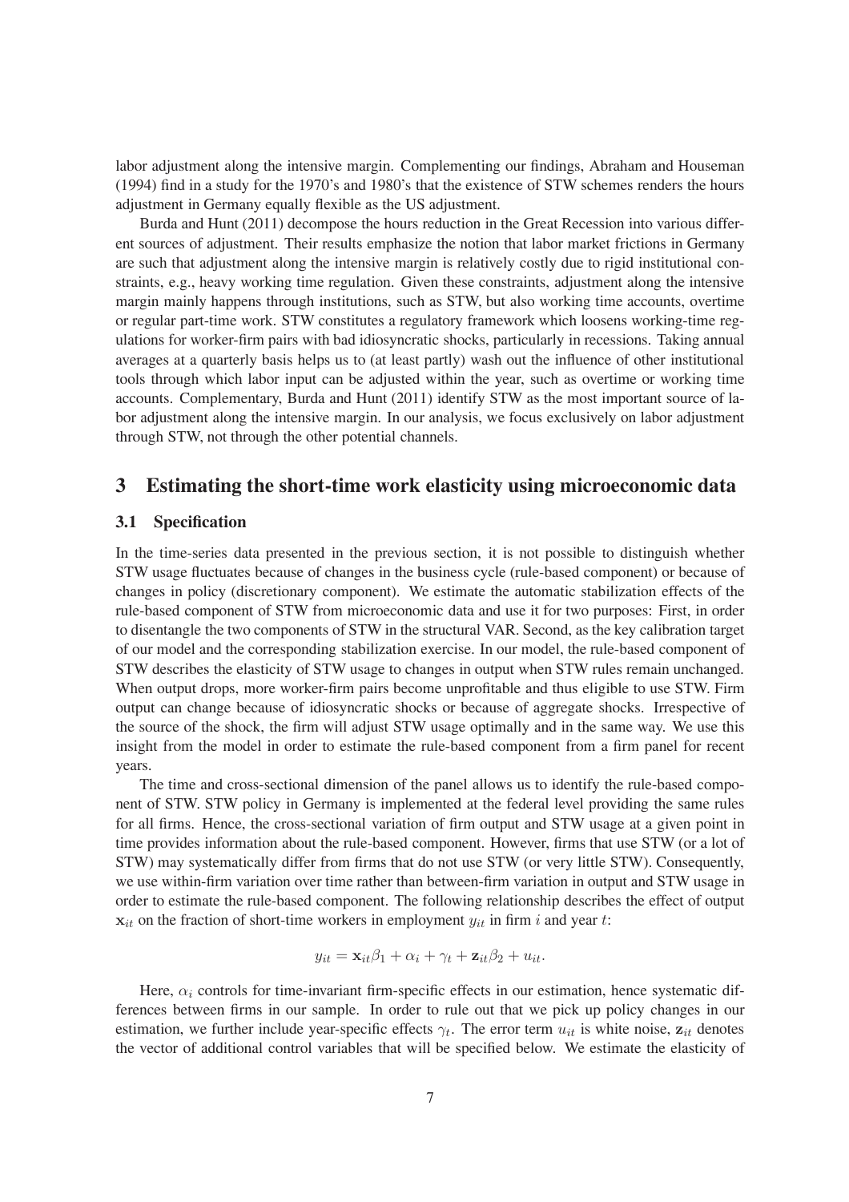labor adjustment along the intensive margin. Complementing our findings, Abraham and Houseman (1994) find in a study for the 1970's and 1980's that the existence of STW schemes renders the hours adjustment in Germany equally flexible as the US adjustment.

Burda and Hunt (2011) decompose the hours reduction in the Great Recession into various different sources of adjustment. Their results emphasize the notion that labor market frictions in Germany are such that adjustment along the intensive margin is relatively costly due to rigid institutional constraints, e.g., heavy working time regulation. Given these constraints, adjustment along the intensive margin mainly happens through institutions, such as STW, but also working time accounts, overtime or regular part-time work. STW constitutes a regulatory framework which loosens working-time regulations for worker-firm pairs with bad idiosyncratic shocks, particularly in recessions. Taking annual averages at a quarterly basis helps us to (at least partly) wash out the influence of other institutional tools through which labor input can be adjusted within the year, such as overtime or working time accounts. Complementary, Burda and Hunt (2011) identify STW as the most important source of labor adjustment along the intensive margin. In our analysis, we focus exclusively on labor adjustment through STW, not through the other potential channels.

# 3 Estimating the short-time work elasticity using microeconomic data

## 3.1 Specification

In the time-series data presented in the previous section, it is not possible to distinguish whether STW usage fluctuates because of changes in the business cycle (rule-based component) or because of changes in policy (discretionary component). We estimate the automatic stabilization effects of the rule-based component of STW from microeconomic data and use it for two purposes: First, in order to disentangle the two components of STW in the structural VAR. Second, as the key calibration target of our model and the corresponding stabilization exercise. In our model, the rule-based component of STW describes the elasticity of STW usage to changes in output when STW rules remain unchanged. When output drops, more worker-firm pairs become unprofitable and thus eligible to use STW. Firm output can change because of idiosyncratic shocks or because of aggregate shocks. Irrespective of the source of the shock, the firm will adjust STW usage optimally and in the same way. We use this insight from the model in order to estimate the rule-based component from a firm panel for recent years.

The time and cross-sectional dimension of the panel allows us to identify the rule-based component of STW. STW policy in Germany is implemented at the federal level providing the same rules for all firms. Hence, the cross-sectional variation of firm output and STW usage at a given point in time provides information about the rule-based component. However, firms that use STW (or a lot of STW) may systematically differ from firms that do not use STW (or very little STW). Consequently, we use within-firm variation over time rather than between-firm variation in output and STW usage in order to estimate the rule-based component. The following relationship describes the effect of output $\mathbf{x}_{it}$ on the fraction of short-time workers in employment $y_{it}$ in firm $i$ and year $t$:

$$y_{it} = \mathbf{x}_{it}\beta_1 + \alpha_i + \gamma_t + \mathbf{z}_{it}\beta_2 + u_{it}.$$

Here, $\alpha_i$ controls for time-invariant firm-specific effects in our estimation, hence systematic differences between firms in our sample. In order to rule out that we pick up policy changes in our estimation, we further include year-specific effects $\gamma_t$. The error term $u_{it}$ is white noise, $\mathbf{z}_{it}$ denotes the vector of additional control variables that will be specified below. We estimate the elasticity of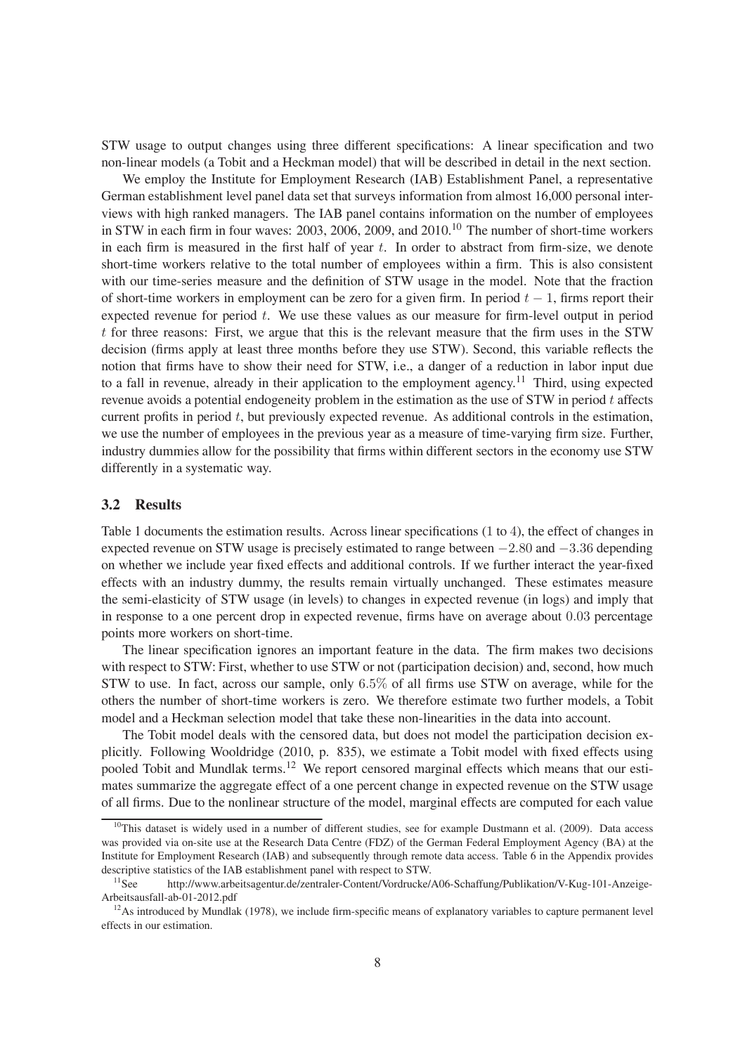STW usage to output changes using three different specifications: A linear specification and two non-linear models (a Tobit and a Heckman model) that will be described in detail in the next section.

We employ the Institute for Employment Research (IAB) Establishment Panel, a representative German establishment level panel data set that surveys information from almost 16,000 personal interviews with high ranked managers. The IAB panel contains information on the number of employees in STW in each firm in four waves: 2003, 2006, 2009, and 2010.[10] The number of short-time workers in each firm is measured in the first half of year $t$. In order to abstract from firm-size, we denote short-time workers relative to the total number of employees within a firm. This is also consistent with our time-series measure and the definition of STW usage in the model. Note that the fraction of short-time workers in employment can be zero for a given firm. In period $t-1$, firms report their expected revenue for period $t$. We use these values as our measure for firm-level output in period $t$ for three reasons: First, we argue that this is the relevant measure that the firm uses in the STW decision (firms apply at least three months before they use STW). Second, this variable reflects the notion that firms have to show their need for STW, i.e., a danger of a reduction in labor input due to a fall in revenue, already in their application to the employment agency.[11] Third, using expected revenue avoids a potential endogeneity problem in the estimation as the use of STW in period $t$ affects current profits in period $t$, but previously expected revenue. As additional controls in the estimation, we use the number of employees in the previous year as a measure of time-varying firm size. Further, industry dummies allow for the possibility that firms within different sectors in the economy use STW differently in a systematic way.

### 3.2 Results

Table 1 documents the estimation results. Across linear specifications (1 to 4), the effect of changes in expected revenue on STW usage is precisely estimated to range between $-2.80$ and $-3.36$ depending on whether we include year fixed effects and additional controls. If we further interact the year-fixed effects with an industry dummy, the results remain virtually unchanged. These estimates measure the semi-elasticity of STW usage (in levels) to changes in expected revenue (in logs) and imply that in response to a one percent drop in expected revenue, firms have on average about $0.03$ percentage points more workers on short-time.

The linear specification ignores an important feature in the data. The firm makes two decisions with respect to STW: First, whether to use STW or not (participation decision) and, second, how much STW to use. In fact, across our sample, only $6.5\%$ of all firms use STW on average, while for the others the number of short-time workers is zero. We therefore estimate two further models, a Tobit model and a Heckman selection model that take these non-linearities in the data into account.

The Tobit model deals with the censored data, but does not model the participation decision explicitly. Following Wooldridge (2010, p. 835), we estimate a Tobit model with fixed effects using pooled Tobit and Mundlak terms.[12] We report censored marginal effects which means that our estimates summarize the aggregate effect of a one percent change in expected revenue on the STW usage of all firms. Due to the nonlinear structure of the model, marginal effects are computed for each value

---

[10] This dataset is widely used in a number of different studies, see for example Dustmann et al. (2009). Data access was provided via on-site use at the Research Data Centre (FDZ) of the German Federal Employment Agency (BA) at the Institute for Employment Research (IAB) and subsequently through remote data access. Table 6 in the Appendix provides descriptive statistics of the IAB establishment panel with respect to STW.

[11] See http://www.arbeitsagentur.de/zentraler-Content/Vordrucke/A06-Schaffung/Publikation/V-Kug-101-Anzeige-Arbeitsausfall-ab-01-2012.pdf

[12] As introduced by Mundlak (1978), we include firm-specific means of explanatory variables to capture permanent level effects in our estimation.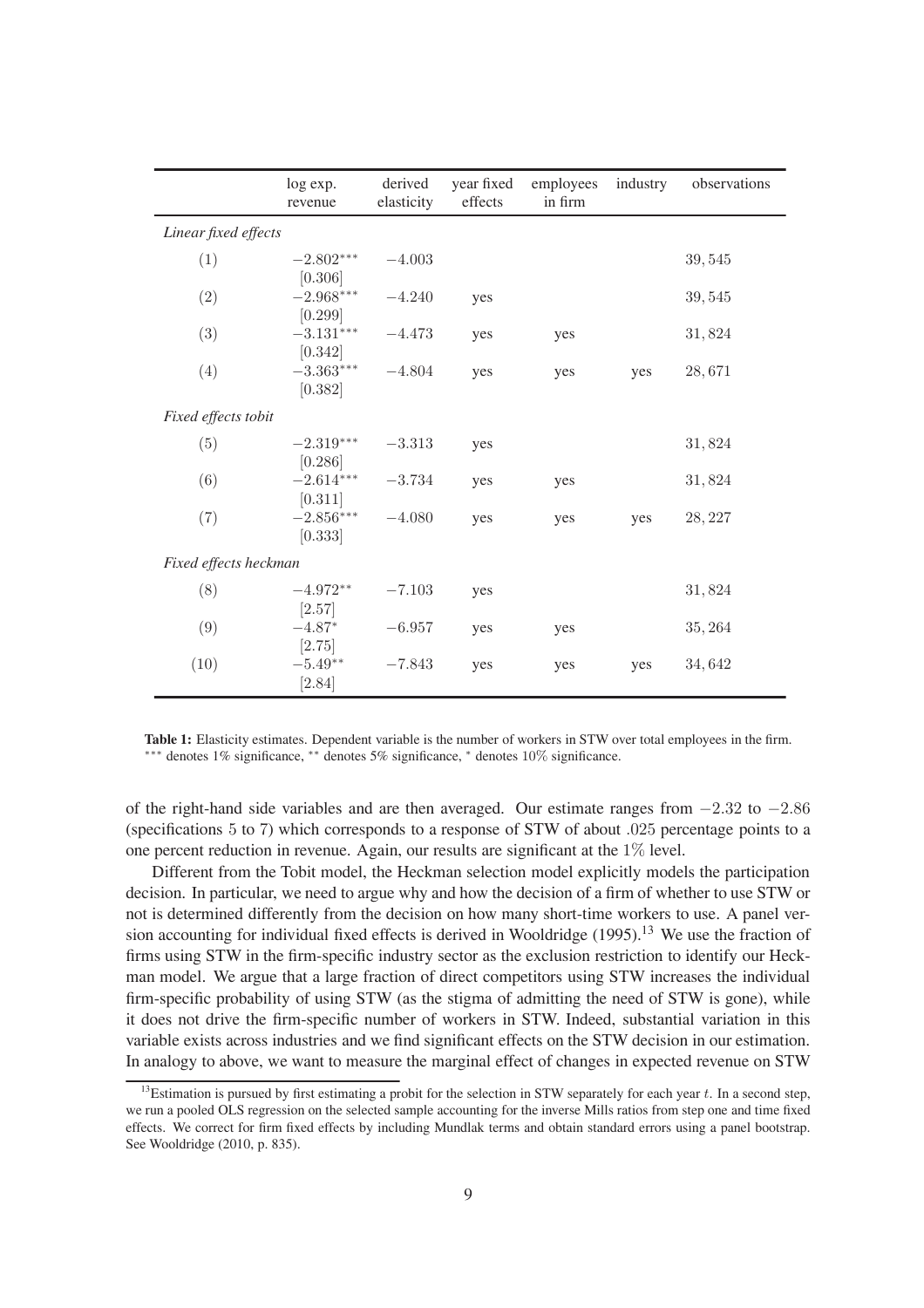| | log exp. revenue | derived elasticity | year fixed effects | employees in firm | industry | observations |
|---|---|---|---|---|---|---|
| *Linear fixed effects* | | | | | | |
| (1) | $-2.802^{***}$ [0.306] | $-4.003$ | | | | 39,545 |
| (2) | $-2.968^{***}$ [0.299] | $-4.240$ | yes | | | 39,545 |
| (3) | $-3.131^{***}$ [0.342] | $-4.473$ | yes | yes | | 31,824 |
| (4) | $-3.363^{***}$ [0.382] | $-4.804$ | yes | yes | yes | 28,671 |
| *Fixed effects tobit* | | | | | | |
| (5) | $-2.319^{***}$ [0.286] | $-3.313$ | yes | | | 31,824 |
| (6) | $-2.614^{***}$ [0.311] | $-3.734$ | yes | yes | | 31,824 |
| (7) | $-2.856^{***}$ [0.333] | $-4.080$ | yes | yes | yes | 28,227 |
| *Fixed effects heckman* | | | | | | |
| (8) | $-4.972^{**}$ [2.57] | $-7.103$ | yes | | | 31,824 |
| (9) | $-4.87^{*}$ [2.75] | $-6.957$ | yes | yes | | 35,264 |
| (10) | $-5.49^{**}$ [2.84] | $-7.843$ | yes | yes | yes | 34,642 |

**Table 1:** Elasticity estimates. Dependent variable is the number of workers in STW over total employees in the firm. $^{***}$ denotes 1% significance, $^{**}$ denotes 5% significance, $^{*}$ denotes 10% significance.

of the right-hand side variables and are then averaged. Our estimate ranges from $-2.32$ to $-2.86$ (specifications 5 to 7) which corresponds to a response of STW of about .025 percentage points to a one percent reduction in revenue. Again, our results are significant at the 1% level.

Different from the Tobit model, the Heckman selection model explicitly models the participation decision. In particular, we need to argue why and how the decision of a firm of whether to use STW or not is determined differently from the decision on how many short-time workers to use. A panel version accounting for individual fixed effects is derived in Wooldridge (1995).[13] We use the fraction of firms using STW in the firm-specific industry sector as the exclusion restriction to identify our Heckman model. We argue that a large fraction of direct competitors using STW increases the individual firm-specific probability of using STW (as the stigma of admitting the need of STW is gone), while it does not drive the firm-specific number of workers in STW. Indeed, substantial variation in this variable exists across industries and we find significant effects on the STW decision in our estimation. In analogy to above, we want to measure the marginal effect of changes in expected revenue on STW

[13] Estimation is pursued by first estimating a probit for the selection in STW separately for each year $t$. In a second step, we run a pooled OLS regression on the selected sample accounting for the inverse Mills ratios from step one and time fixed effects. We correct for firm fixed effects by including Mundlak terms and obtain standard errors using a panel bootstrap. See Wooldridge (2010, p. 835).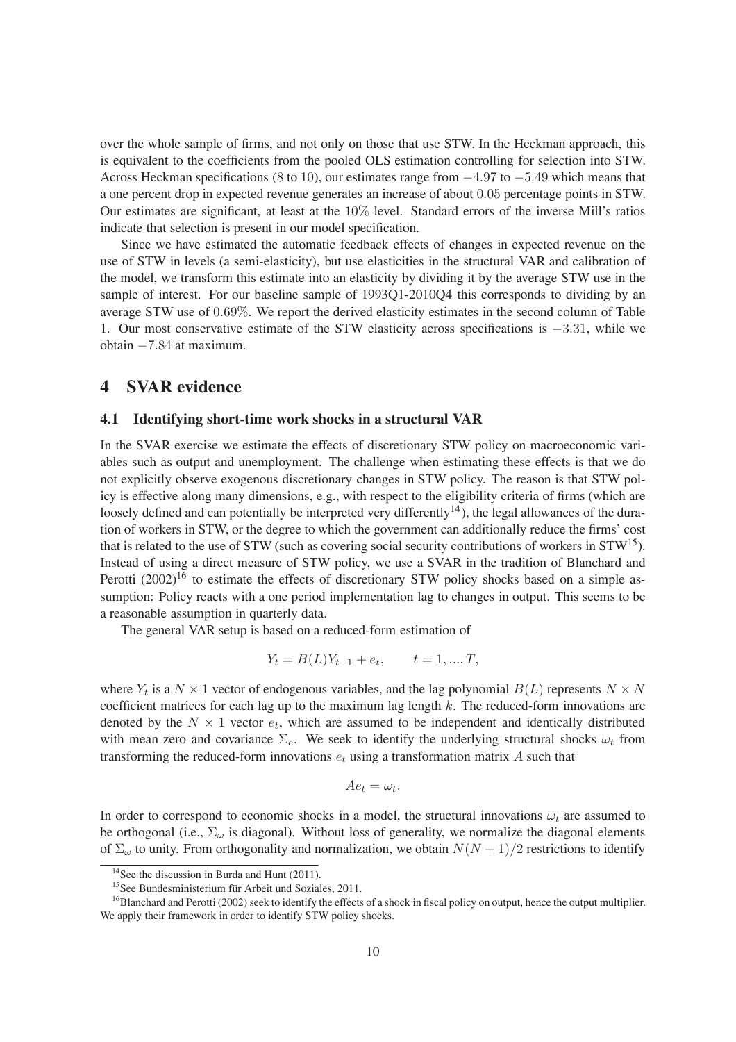over the whole sample of firms, and not only on those that use STW. In the Heckman approach, this is equivalent to the coefficients from the pooled OLS estimation controlling for selection into STW. Across Heckman specifications (8 to 10), our estimates range from $-4.97$ to $-5.49$ which means that a one percent drop in expected revenue generates an increase of about $0.05$ percentage points in STW. Our estimates are significant, at least at the $10\%$ level. Standard errors of the inverse Mill's ratios indicate that selection is present in our model specification.

Since we have estimated the automatic feedback effects of changes in expected revenue on the use of STW in levels (a semi-elasticity), but use elasticities in the structural VAR and calibration of the model, we transform this estimate into an elasticity by dividing it by the average STW use in the sample of interest. For our baseline sample of 1993Q1-2010Q4 this corresponds to dividing by an average STW use of $0.69\%$. We report the derived elasticity estimates in the second column of Table 1. Our most conservative estimate of the STW elasticity across specifications is $-3.31$, while we obtain $-7.84$ at maximum.

# 4 SVAR evidence

## 4.1 Identifying short-time work shocks in a structural VAR

In the SVAR exercise we estimate the effects of discretionary STW policy on macroeconomic variables such as output and unemployment. The challenge when estimating these effects is that we do not explicitly observe exogenous discretionary changes in STW policy. The reason is that STW policy is effective along many dimensions, e.g., with respect to the eligibility criteria of firms (which are loosely defined and can potentially be interpreted very differently[14]), the legal allowances of the duration of workers in STW, or the degree to which the government can additionally reduce the firms' cost that is related to the use of STW (such as covering social security contributions of workers in STW[15]). Instead of using a direct measure of STW policy, we use a SVAR in the tradition of Blanchard and Perotti (2002)[16] to estimate the effects of discretionary STW policy shocks based on a simple assumption: Policy reacts with a one period implementation lag to changes in output. This seems to be a reasonable assumption in quarterly data.

The general VAR setup is based on a reduced-form estimation of

$$Y_t = B(L)Y_{t-1} + e_t, \qquad t = 1, ..., T,$$

where $Y_t$ is a $N \times 1$ vector of endogenous variables, and the lag polynomial $B(L)$ represents $N \times N$ coefficient matrices for each lag up to the maximum lag length $k$. The reduced-form innovations are denoted by the $N \times 1$ vector $e_t$, which are assumed to be independent and identically distributed with mean zero and covariance $\Sigma_e$. We seek to identify the underlying structural shocks $\omega_t$ from transforming the reduced-form innovations $e_t$ using a transformation matrix $A$ such that

$$Ae_t = \omega_t.$$

In order to correspond to economic shocks in a model, the structural innovations $\omega_t$ are assumed to be orthogonal (i.e., $\Sigma_\omega$ is diagonal). Without loss of generality, we normalize the diagonal elements of $\Sigma_\omega$ to unity. From orthogonality and normalization, we obtain $N(N+1)/2$ restrictions to identify

[14] See the discussion in Burda and Hunt (2011).

[15] See Bundesministerium für Arbeit und Soziales, 2011.

[16] Blanchard and Perotti (2002) seek to identify the effects of a shock in fiscal policy on output, hence the output multiplier. We apply their framework in order to identify STW policy shocks.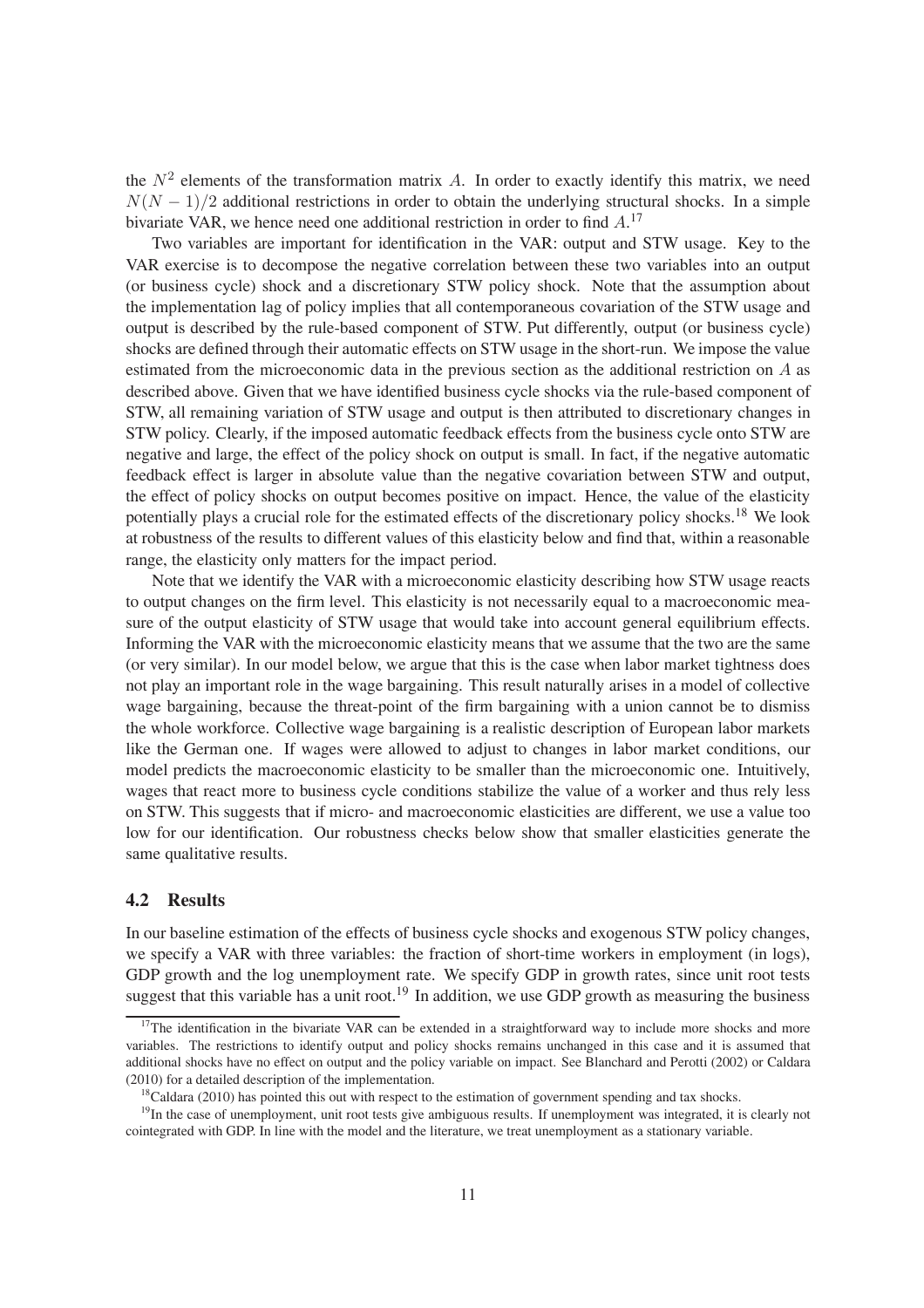the $N^2$ elements of the transformation matrix $A$. In order to exactly identify this matrix, we need $N(N-1)/2$ additional restrictions in order to obtain the underlying structural shocks. In a simple bivariate VAR, we hence need one additional restriction in order to find $A$.[17]

Two variables are important for identification in the VAR: output and STW usage. Key to the VAR exercise is to decompose the negative correlation between these two variables into an output (or business cycle) shock and a discretionary STW policy shock. Note that the assumption about the implementation lag of policy implies that all contemporaneous covariation of the STW usage and output is described by the rule-based component of STW. Put differently, output (or business cycle) shocks are defined through their automatic effects on STW usage in the short-run. We impose the value estimated from the microeconomic data in the previous section as the additional restriction on $A$ as described above. Given that we have identified business cycle shocks via the rule-based component of STW, all remaining variation of STW usage and output is then attributed to discretionary changes in STW policy. Clearly, if the imposed automatic feedback effects from the business cycle onto STW are negative and large, the effect of the policy shock on output is small. In fact, if the negative automatic feedback effect is larger in absolute value than the negative covariation between STW and output, the effect of policy shocks on output becomes positive on impact. Hence, the value of the elasticity potentially plays a crucial role for the estimated effects of the discretionary policy shocks.[18] We look at robustness of the results to different values of this elasticity below and find that, within a reasonable range, the elasticity only matters for the impact period.

Note that we identify the VAR with a microeconomic elasticity describing how STW usage reacts to output changes on the firm level. This elasticity is not necessarily equal to a macroeconomic measure of the output elasticity of STW usage that would take into account general equilibrium effects. Informing the VAR with the microeconomic elasticity means that we assume that the two are the same (or very similar). In our model below, we argue that this is the case when labor market tightness does not play an important role in the wage bargaining. This result naturally arises in a model of collective wage bargaining, because the threat-point of the firm bargaining with a union cannot be to dismiss the whole workforce. Collective wage bargaining is a realistic description of European labor markets like the German one. If wages were allowed to adjust to changes in labor market conditions, our model predicts the macroeconomic elasticity to be smaller than the microeconomic one. Intuitively, wages that react more to business cycle conditions stabilize the value of a worker and thus rely less on STW. This suggests that if micro- and macroeconomic elasticities are different, we use a value too low for our identification. Our robustness checks below show that smaller elasticities generate the same qualitative results.

### 4.2 Results

In our baseline estimation of the effects of business cycle shocks and exogenous STW policy changes, we specify a VAR with three variables: the fraction of short-time workers in employment (in logs), GDP growth and the log unemployment rate. We specify GDP in growth rates, since unit root tests suggest that this variable has a unit root.[19] In addition, we use GDP growth as measuring the business

---

[17]The identification in the bivariate VAR can be extended in a straightforward way to include more shocks and more variables. The restrictions to identify output and policy shocks remains unchanged in this case and it is assumed that additional shocks have no effect on output and the policy variable on impact. See Blanchard and Perotti (2002) or Caldara (2010) for a detailed description of the implementation.

[18]Caldara (2010) has pointed this out with respect to the estimation of government spending and tax shocks.

[19]In the case of unemployment, unit root tests give ambiguous results. If unemployment was integrated, it is clearly not cointegrated with GDP. In line with the model and the literature, we treat unemployment as a stationary variable.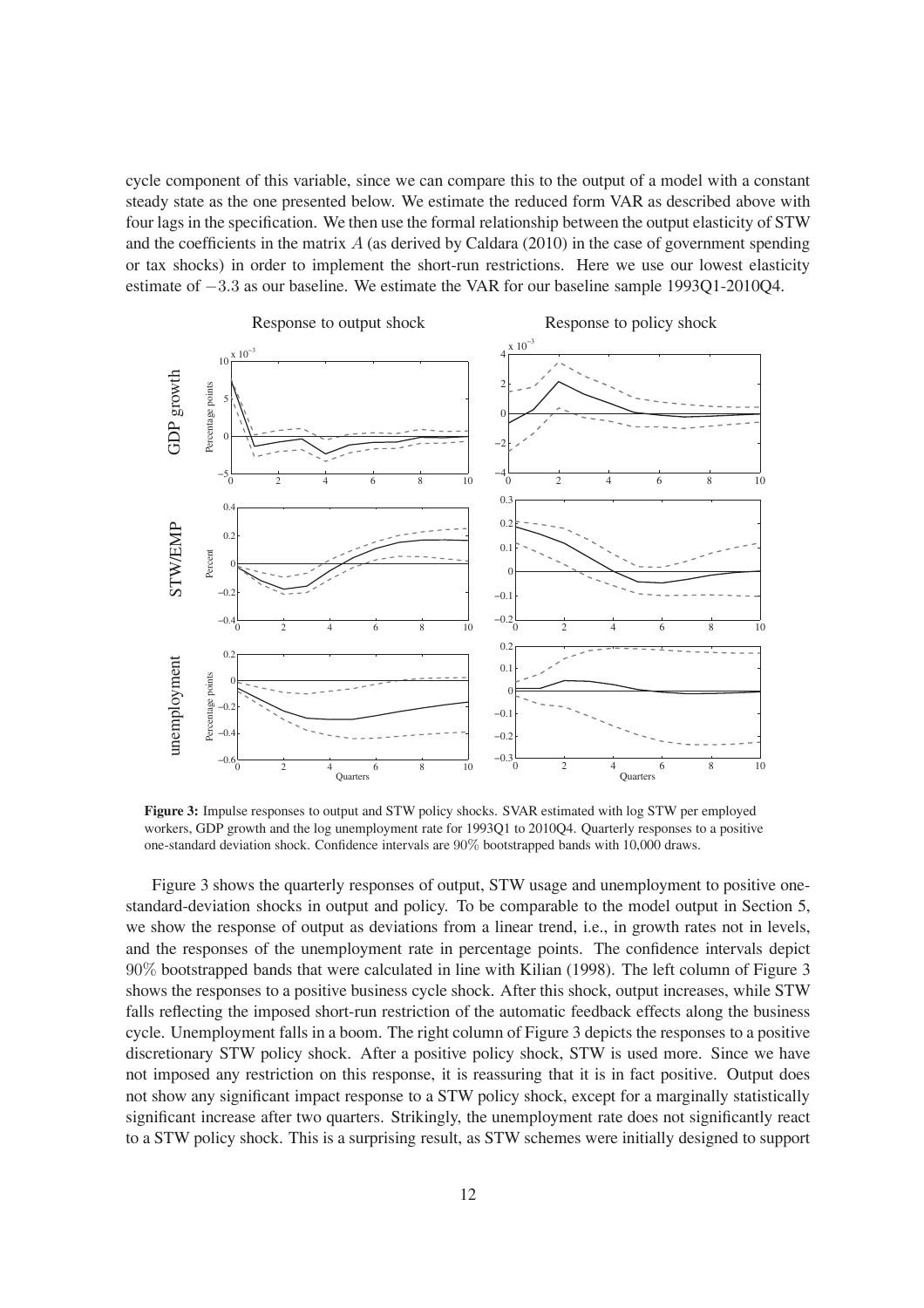cycle component of this variable, since we can compare this to the output of a model with a constant steady state as the one presented below. We estimate the reduced form VAR as described above with four lags in the specification. We then use the formal relationship between the output elasticity of STW and the coefficients in the matrix $A$ (as derived by Caldara (2010) in the case of government spending or tax shocks) in order to implement the short-run restrictions. Here we use our lowest elasticity estimate of $-3.3$ as our baseline. We estimate the VAR for our baseline sample 1993Q1-2010Q4.

**Figure 3:** Impulse responses to output and STW policy shocks. SVAR estimated with log STW per employed workers, GDP growth and the log unemployment rate for 1993Q1 to 2010Q4. Quarterly responses to a positive one-standard deviation shock. Confidence intervals are 90% bootstrapped bands with 10,000 draws.

Figure 3 shows the quarterly responses of output, STW usage and unemployment to positive one-standard-deviation shocks in output and policy. To be comparable to the model output in Section 5, we show the response of output as deviations from a linear trend, i.e., in growth rates not in levels, and the responses of the unemployment rate in percentage points. The confidence intervals depict 90% bootstrapped bands that were calculated in line with Kilian (1998). The left column of Figure 3 shows the responses to a positive business cycle shock. After this shock, output increases, while STW falls reflecting the imposed short-run restriction of the automatic feedback effects along the business cycle. Unemployment falls in a boom. The right column of Figure 3 depicts the responses to a positive discretionary STW policy shock. After a positive policy shock, STW is used more. Since we have not imposed any restriction on this response, it is reassuring that it is in fact positive. Output does not show any significant impact response to a STW policy shock, except for a marginally statistically significant increase after two quarters. Strikingly, the unemployment rate does not significantly react to a STW policy shock. This is a surprising result, as STW schemes were initially designed to support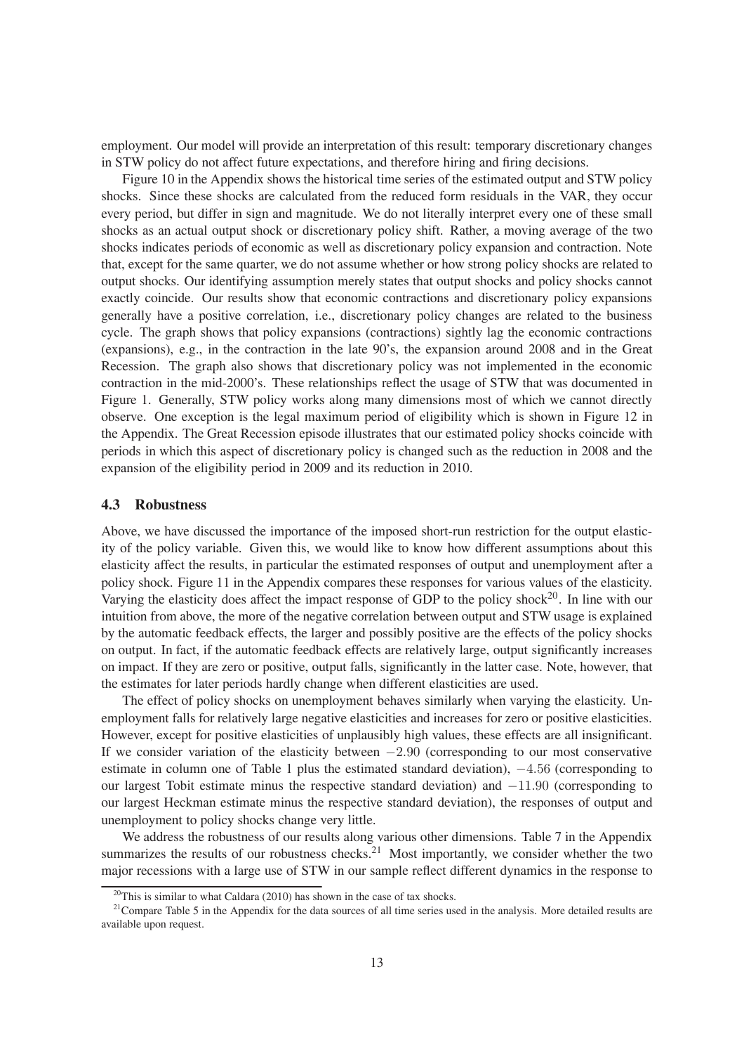employment. Our model will provide an interpretation of this result: temporary discretionary changes in STW policy do not affect future expectations, and therefore hiring and firing decisions.

Figure 10 in the Appendix shows the historical time series of the estimated output and STW policy shocks. Since these shocks are calculated from the reduced form residuals in the VAR, they occur every period, but differ in sign and magnitude. We do not literally interpret every one of these small shocks as an actual output shock or discretionary policy shift. Rather, a moving average of the two shocks indicates periods of economic as well as discretionary policy expansion and contraction. Note that, except for the same quarter, we do not assume whether or how strong policy shocks are related to output shocks. Our identifying assumption merely states that output shocks and policy shocks cannot exactly coincide. Our results show that economic contractions and discretionary policy expansions generally have a positive correlation, i.e., discretionary policy changes are related to the business cycle. The graph shows that policy expansions (contractions) sightly lag the economic contractions (expansions), e.g., in the contraction in the late 90's, the expansion around 2008 and in the Great Recession. The graph also shows that discretionary policy was not implemented in the economic contraction in the mid-2000's. These relationships reflect the usage of STW that was documented in Figure 1. Generally, STW policy works along many dimensions most of which we cannot directly observe. One exception is the legal maximum period of eligibility which is shown in Figure 12 in the Appendix. The Great Recession episode illustrates that our estimated policy shocks coincide with periods in which this aspect of discretionary policy is changed such as the reduction in 2008 and the expansion of the eligibility period in 2009 and its reduction in 2010.

### 4.3 Robustness

Above, we have discussed the importance of the imposed short-run restriction for the output elasticity of the policy variable. Given this, we would like to know how different assumptions about this elasticity affect the results, in particular the estimated responses of output and unemployment after a policy shock. Figure 11 in the Appendix compares these responses for various values of the elasticity. Varying the elasticity does affect the impact response of GDP to the policy shock[20]. In line with our intuition from above, the more of the negative correlation between output and STW usage is explained by the automatic feedback effects, the larger and possibly positive are the effects of the policy shocks on output. In fact, if the automatic feedback effects are relatively large, output significantly increases on impact. If they are zero or positive, output falls, significantly in the latter case. Note, however, that the estimates for later periods hardly change when different elasticities are used.

The effect of policy shocks on unemployment behaves similarly when varying the elasticity. Unemployment falls for relatively large negative elasticities and increases for zero or positive elasticities. However, except for positive elasticities of unplausibly high values, these effects are all insignificant. If we consider variation of the elasticity between $-2.90$ (corresponding to our most conservative estimate in column one of Table 1 plus the estimated standard deviation), $-4.56$ (corresponding to our largest Tobit estimate minus the respective standard deviation) and $-11.90$ (corresponding to our largest Heckman estimate minus the respective standard deviation), the responses of output and unemployment to policy shocks change very little.

We address the robustness of our results along various other dimensions. Table 7 in the Appendix summarizes the results of our robustness checks.[21] Most importantly, we consider whether the two major recessions with a large use of STW in our sample reflect different dynamics in the response to

[20] This is similar to what Caldara (2010) has shown in the case of tax shocks.

[21] Compare Table 5 in the Appendix for the data sources of all time series used in the analysis. More detailed results are available upon request.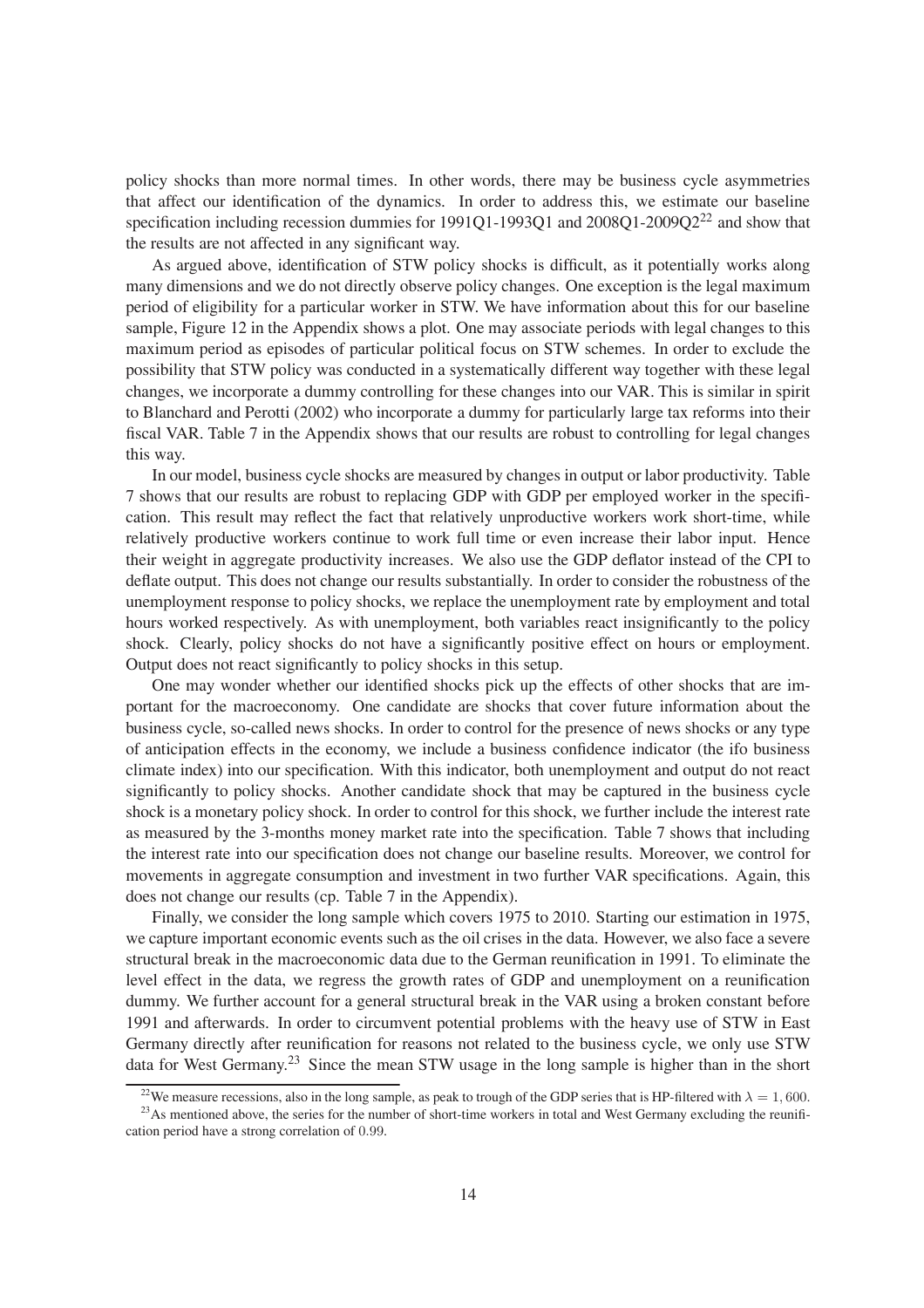policy shocks than more normal times. In other words, there may be business cycle asymmetries that affect our identification of the dynamics. In order to address this, we estimate our baseline specification including recession dummies for 1991Q1-1993Q1 and 2008Q1-2009Q2[22] and show that the results are not affected in any significant way.

As argued above, identification of STW policy shocks is difficult, as it potentially works along many dimensions and we do not directly observe policy changes. One exception is the legal maximum period of eligibility for a particular worker in STW. We have information about this for our baseline sample, Figure 12 in the Appendix shows a plot. One may associate periods with legal changes to this maximum period as episodes of particular political focus on STW schemes. In order to exclude the possibility that STW policy was conducted in a systematically different way together with these legal changes, we incorporate a dummy controlling for these changes into our VAR. This is similar in spirit to Blanchard and Perotti (2002) who incorporate a dummy for particularly large tax reforms into their fiscal VAR. Table 7 in the Appendix shows that our results are robust to controlling for legal changes this way.

In our model, business cycle shocks are measured by changes in output or labor productivity. Table 7 shows that our results are robust to replacing GDP with GDP per employed worker in the specification. This result may reflect the fact that relatively unproductive workers work short-time, while relatively productive workers continue to work full time or even increase their labor input. Hence their weight in aggregate productivity increases. We also use the GDP deflator instead of the CPI to deflate output. This does not change our results substantially. In order to consider the robustness of the unemployment response to policy shocks, we replace the unemployment rate by employment and total hours worked respectively. As with unemployment, both variables react insignificantly to the policy shock. Clearly, policy shocks do not have a significantly positive effect on hours or employment. Output does not react significantly to policy shocks in this setup.

One may wonder whether our identified shocks pick up the effects of other shocks that are important for the macroeconomy. One candidate are shocks that cover future information about the business cycle, so-called news shocks. In order to control for the presence of news shocks or any type of anticipation effects in the economy, we include a business confidence indicator (the ifo business climate index) into our specification. With this indicator, both unemployment and output do not react significantly to policy shocks. Another candidate shock that may be captured in the business cycle shock is a monetary policy shock. In order to control for this shock, we further include the interest rate as measured by the 3-months money market rate into the specification. Table 7 shows that including the interest rate into our specification does not change our baseline results. Moreover, we control for movements in aggregate consumption and investment in two further VAR specifications. Again, this does not change our results (cp. Table 7 in the Appendix).

Finally, we consider the long sample which covers 1975 to 2010. Starting our estimation in 1975, we capture important economic events such as the oil crises in the data. However, we also face a severe structural break in the macroeconomic data due to the German reunification in 1991. To eliminate the level effect in the data, we regress the growth rates of GDP and unemployment on a reunification dummy. We further account for a general structural break in the VAR using a broken constant before 1991 and afterwards. In order to circumvent potential problems with the heavy use of STW in East Germany directly after reunification for reasons not related to the business cycle, we only use STW data for West Germany.[23] Since the mean STW usage in the long sample is higher than in the short

[22] We measure recessions, also in the long sample, as peak to trough of the GDP series that is HP-filtered with $\lambda = 1,600$.

[23] As mentioned above, the series for the number of short-time workers in total and West Germany excluding the reunification period have a strong correlation of 0.99.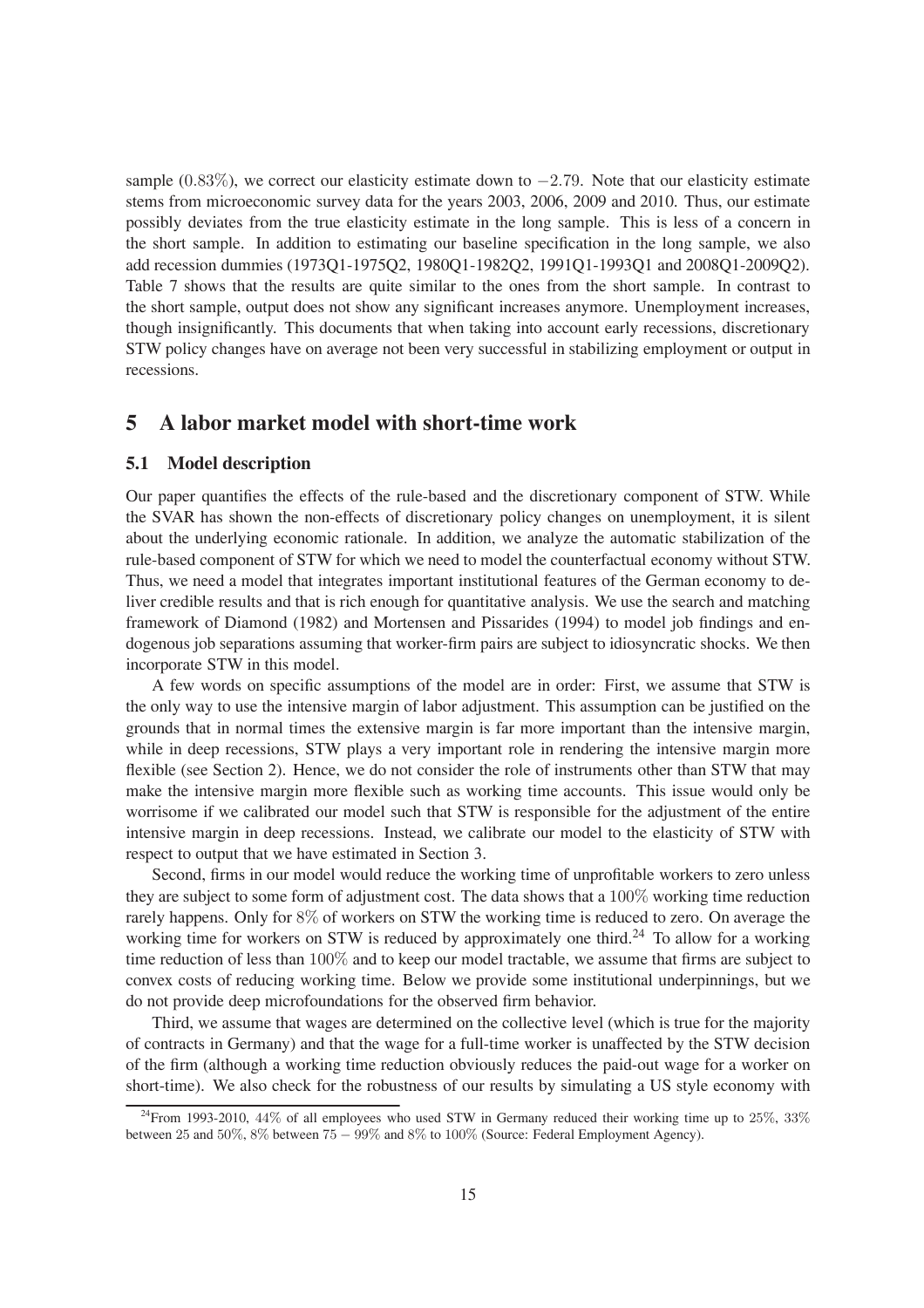sample ($0.83\%$), we correct our elasticity estimate down to $-2.79$. Note that our elasticity estimate stems from microeconomic survey data for the years 2003, 2006, 2009 and 2010. Thus, our estimate possibly deviates from the true elasticity estimate in the long sample. This is less of a concern in the short sample. In addition to estimating our baseline specification in the long sample, we also add recession dummies (1973Q1-1975Q2, 1980Q1-1982Q2, 1991Q1-1993Q1 and 2008Q1-2009Q2). Table 7 shows that the results are quite similar to the ones from the short sample. In contrast to the short sample, output does not show any significant increases anymore. Unemployment increases, though insignificantly. This documents that when taking into account early recessions, discretionary STW policy changes have on average not been very successful in stabilizing employment or output in recessions.

# 5 A labor market model with short-time work

## 5.1 Model description

Our paper quantifies the effects of the rule-based and the discretionary component of STW. While the SVAR has shown the non-effects of discretionary policy changes on unemployment, it is silent about the underlying economic rationale. In addition, we analyze the automatic stabilization of the rule-based component of STW for which we need to model the counterfactual economy without STW. Thus, we need a model that integrates important institutional features of the German economy to deliver credible results and that is rich enough for quantitative analysis. We use the search and matching framework of Diamond (1982) and Mortensen and Pissarides (1994) to model job findings and endogenous job separations assuming that worker-firm pairs are subject to idiosyncratic shocks. We then incorporate STW in this model.

A few words on specific assumptions of the model are in order: First, we assume that STW is the only way to use the intensive margin of labor adjustment. This assumption can be justified on the grounds that in normal times the extensive margin is far more important than the intensive margin, while in deep recessions, STW plays a very important role in rendering the intensive margin more flexible (see Section 2). Hence, we do not consider the role of instruments other than STW that may make the intensive margin more flexible such as working time accounts. This issue would only be worrisome if we calibrated our model such that STW is responsible for the adjustment of the entire intensive margin in deep recessions. Instead, we calibrate our model to the elasticity of STW with respect to output that we have estimated in Section 3.

Second, firms in our model would reduce the working time of unprofitable workers to zero unless they are subject to some form of adjustment cost. The data shows that a $100\%$ working time reduction rarely happens. Only for $8\%$ of workers on STW the working time is reduced to zero. On average the working time for workers on STW is reduced by approximately one third.[24] To allow for a working time reduction of less than $100\%$ and to keep our model tractable, we assume that firms are subject to convex costs of reducing working time. Below we provide some institutional underpinnings, but we do not provide deep microfoundations for the observed firm behavior.

Third, we assume that wages are determined on the collective level (which is true for the majority of contracts in Germany) and that the wage for a full-time worker is unaffected by the STW decision of the firm (although a working time reduction obviously reduces the paid-out wage for a worker on short-time). We also check for the robustness of our results by simulating a US style economy with

[24] From 1993-2010, $44\%$ of all employees who used STW in Germany reduced their working time up to $25\%$, $33\%$ between 25 and $50\%$, $8\%$ between $75-99\%$ and $8\%$ to $100\%$ (Source: Federal Employment Agency).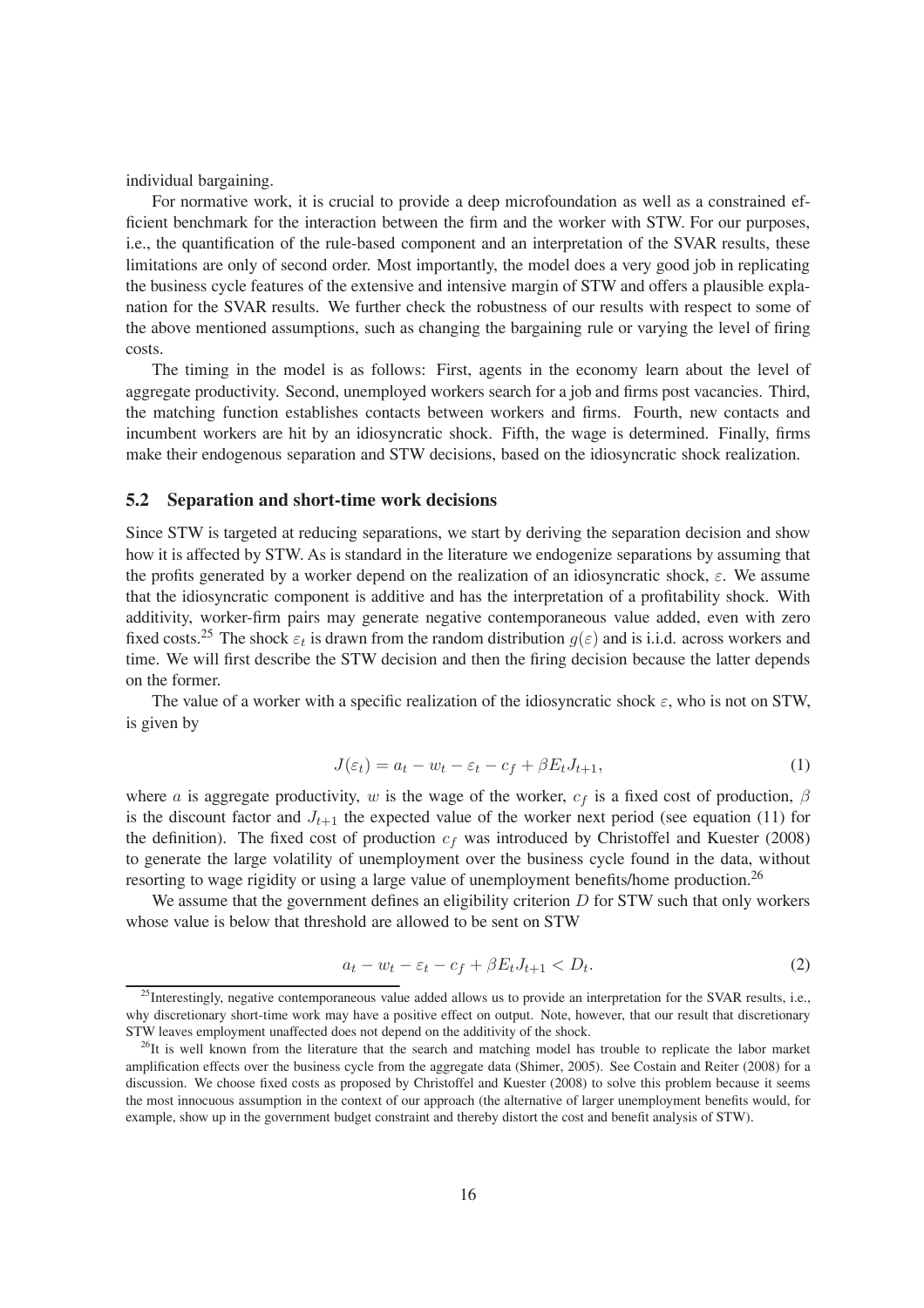individual bargaining.

For normative work, it is crucial to provide a deep microfoundation as well as a constrained efficient benchmark for the interaction between the firm and the worker with STW. For our purposes, i.e., the quantification of the rule-based component and an interpretation of the SVAR results, these limitations are only of second order. Most importantly, the model does a very good job in replicating the business cycle features of the extensive and intensive margin of STW and offers a plausible explanation for the SVAR results. We further check the robustness of our results with respect to some of the above mentioned assumptions, such as changing the bargaining rule or varying the level of firing costs.

The timing in the model is as follows: First, agents in the economy learn about the level of aggregate productivity. Second, unemployed workers search for a job and firms post vacancies. Third, the matching function establishes contacts between workers and firms. Fourth, new contacts and incumbent workers are hit by an idiosyncratic shock. Fifth, the wage is determined. Finally, firms make their endogenous separation and STW decisions, based on the idiosyncratic shock realization.

## 5.2 Separation and short-time work decisions

Since STW is targeted at reducing separations, we start by deriving the separation decision and show how it is affected by STW. As is standard in the literature we endogenize separations by assuming that the profits generated by a worker depend on the realization of an idiosyncratic shock, $\varepsilon$. We assume that the idiosyncratic component is additive and has the interpretation of a profitability shock. With additivity, worker-firm pairs may generate negative contemporaneous value added, even with zero fixed costs.[25] The shock $\varepsilon_t$ is drawn from the random distribution $g(\varepsilon)$ and is i.i.d. across workers and time. We will first describe the STW decision and then the firing decision because the latter depends on the former.

The value of a worker with a specific realization of the idiosyncratic shock $\varepsilon$, who is not on STW, is given by

$$J(\varepsilon_t) = a_t - w_t - \varepsilon_t - c_f + \beta E_t J_{t+1}, \tag{1}$$

where $a$ is aggregate productivity, $w$ is the wage of the worker, $c_f$ is a fixed cost of production, $\beta$ is the discount factor and $J_{t+1}$ the expected value of the worker next period (see equation (11) for the definition). The fixed cost of production $c_f$ was introduced by Christoffel and Kuester (2008) to generate the large volatility of unemployment over the business cycle found in the data, without resorting to wage rigidity or using a large value of unemployment benefits/home production.[26]

We assume that the government defines an eligibility criterion $D$ for STW such that only workers whose value is below that threshold are allowed to be sent on STW

$$a_t - w_t - \varepsilon_t - c_f + \beta E_t J_{t+1} < D_t. \tag{2}$$

[25] Interestingly, negative contemporaneous value added allows us to provide an interpretation for the SVAR results, i.e., why discretionary short-time work may have a positive effect on output. Note, however, that our result that discretionary STW leaves employment unaffected does not depend on the additivity of the shock.

[26] It is well known from the literature that the search and matching model has trouble to replicate the labor market amplification effects over the business cycle from the aggregate data (Shimer, 2005). See Costain and Reiter (2008) for a discussion. We choose fixed costs as proposed by Christoffel and Kuester (2008) to solve this problem because it seems the most innocuous assumption in the context of our approach (the alternative of larger unemployment benefits would, for example, show up in the government budget constraint and thereby distort the cost and benefit analysis of STW).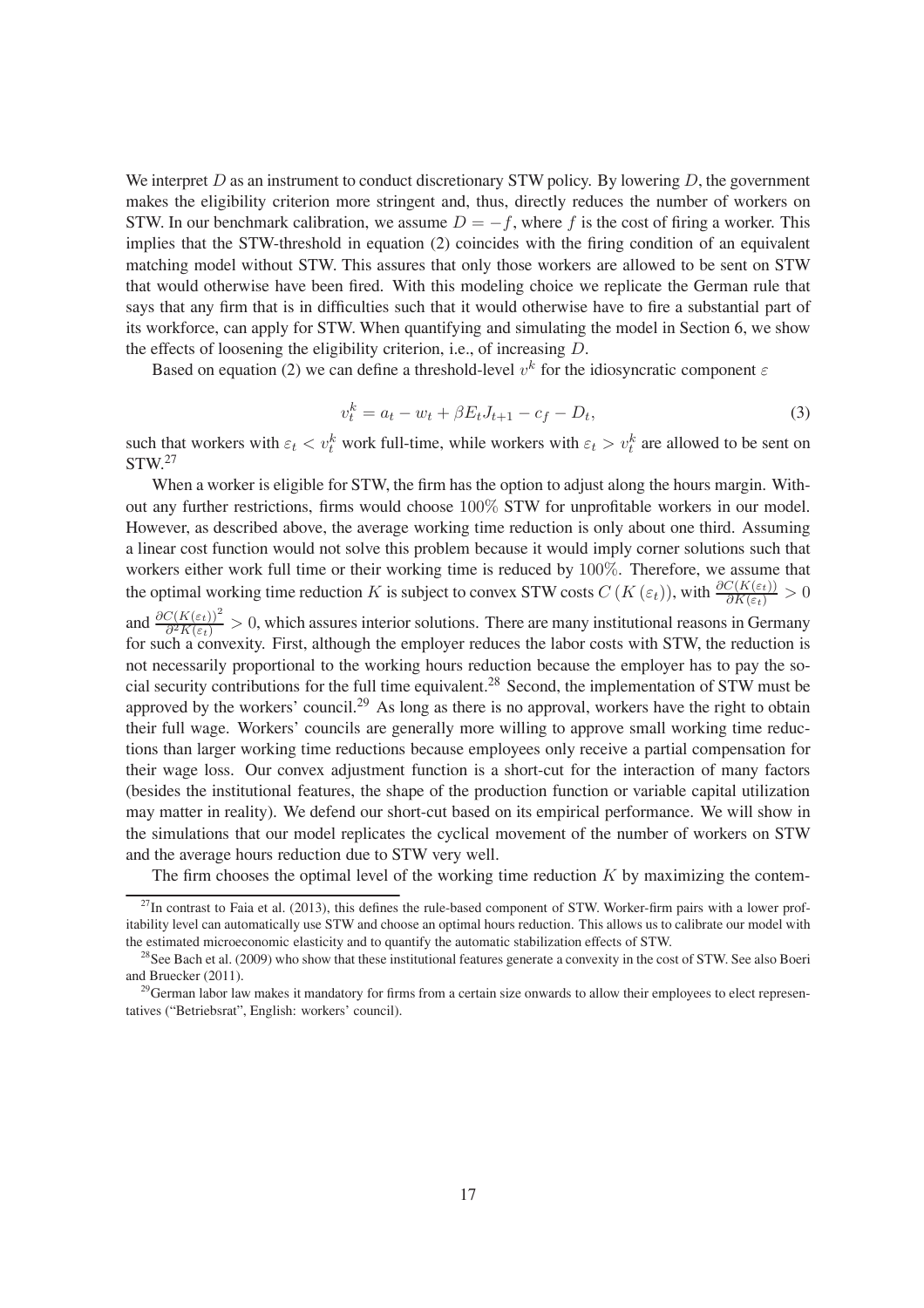We interpret $D$ as an instrument to conduct discretionary STW policy. By lowering $D$, the government makes the eligibility criterion more stringent and, thus, directly reduces the number of workers on STW. In our benchmark calibration, we assume $D = -f$, where $f$ is the cost of firing a worker. This implies that the STW-threshold in equation (2) coincides with the firing condition of an equivalent matching model without STW. This assures that only those workers are allowed to be sent on STW that would otherwise have been fired. With this modeling choice we replicate the German rule that says that any firm that is in difficulties such that it would otherwise have to fire a substantial part of its workforce, can apply for STW. When quantifying and simulating the model in Section 6, we show the effects of loosening the eligibility criterion, i.e., of increasing $D$.

Based on equation (2) we can define a threshold-level $v^k$ for the idiosyncratic component $\varepsilon$

$$v_t^k = a_t - w_t + \beta E_t J_{t+1} - c_f - D_t, \tag{3}$$

such that workers with $\varepsilon_t < v_t^k$ work full-time, while workers with $\varepsilon_t > v_t^k$ are allowed to be sent on STW.[27]

When a worker is eligible for STW, the firm has the option to adjust along the hours margin. Without any further restrictions, firms would choose $100\%$ STW for unprofitable workers in our model. However, as described above, the average working time reduction is only about one third. Assuming a linear cost function would not solve this problem because it would imply corner solutions such that workers either work full time or their working time is reduced by $100\%$. Therefore, we assume that the optimal working time reduction $K$ is subject to convex STW costs $C(K(\varepsilon_t))$, with $\frac{\partial C(K(\varepsilon_t))}{\partial K(\varepsilon_t)} > 0$ and $\frac{\partial C(K(\varepsilon_t))^2}{\partial^2 K(\varepsilon_t)} > 0$, which assures interior solutions. There are many institutional reasons in Germany for such a convexity. First, although the employer reduces the labor costs with STW, the reduction is not necessarily proportional to the working hours reduction because the employer has to pay the social security contributions for the full time equivalent.[28] Second, the implementation of STW must be approved by the workers' council.[29] As long as there is no approval, workers have the right to obtain their full wage. Workers' councils are generally more willing to approve small working time reductions than larger working time reductions because employees only receive a partial compensation for their wage loss. Our convex adjustment function is a short-cut for the interaction of many factors (besides the institutional features, the shape of the production function or variable capital utilization may matter in reality). We defend our short-cut based on its empirical performance. We will show in the simulations that our model replicates the cyclical movement of the number of workers on STW and the average hours reduction due to STW very well.

The firm chooses the optimal level of the working time reduction $K$ by maximizing the contem-

---

[27] In contrast to Faia et al. (2013), this defines the rule-based component of STW. Worker-firm pairs with a lower profitability level can automatically use STW and choose an optimal hours reduction. This allows us to calibrate our model with the estimated microeconomic elasticity and to quantify the automatic stabilization effects of STW.

[28] See Bach et al. (2009) who show that these institutional features generate a convexity in the cost of STW. See also Boeri and Bruecker (2011).

[29] German labor law makes it mandatory for firms from a certain size onwards to allow their employees to elect representatives ("Betriebsrat", English: workers' council).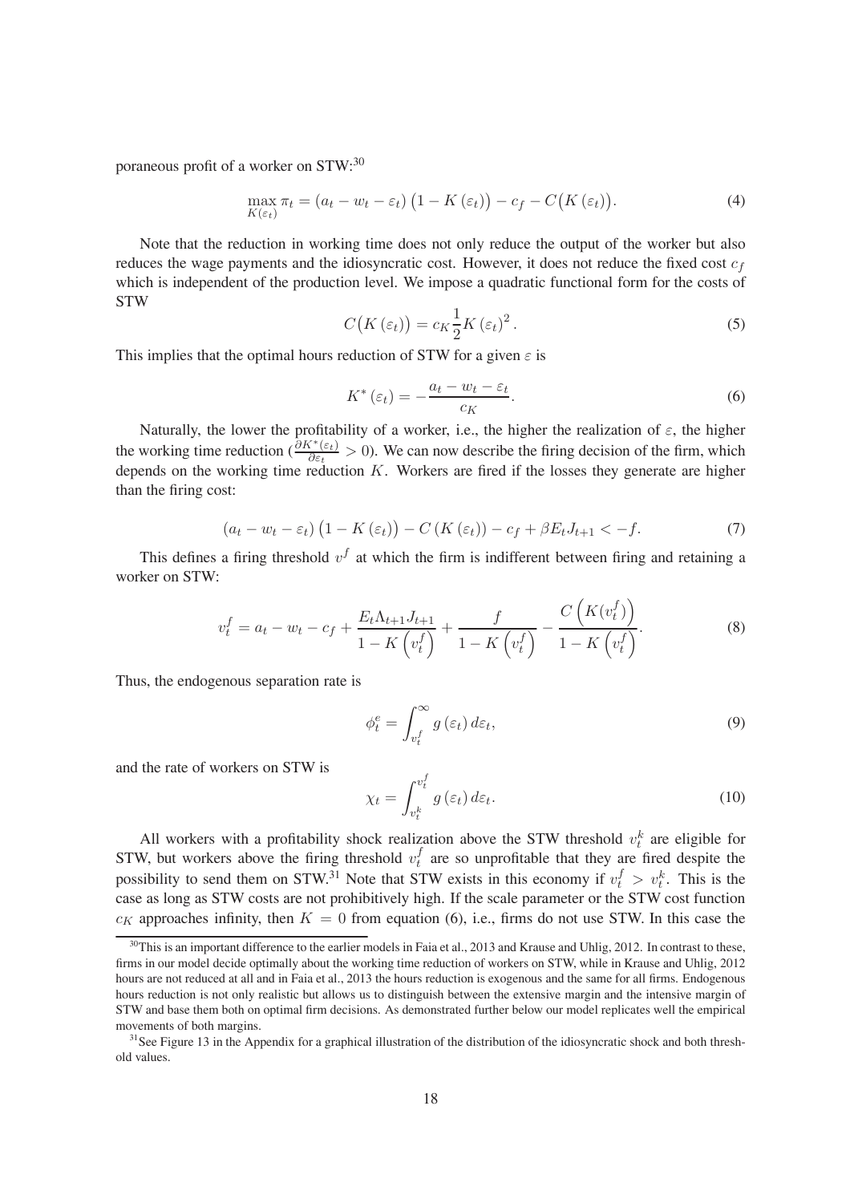poraneous profit of a worker on STW:[30]

$$\max_{K(\varepsilon_t)} \pi_t = (a_t - w_t - \varepsilon_t)\big(1 - K(\varepsilon_t)\big) - c_f - C\big(K(\varepsilon_t)\big). \tag{4}$$

Note that the reduction in working time does not only reduce the output of the worker but also reduces the wage payments and the idiosyncratic cost. However, it does not reduce the fixed cost $c_f$ which is independent of the production level. We impose a quadratic functional form for the costs of STW

$$C\big(K(\varepsilon_t)\big) = c_K \frac{1}{2} K(\varepsilon_t)^2. \tag{5}$$

This implies that the optimal hours reduction of STW for a given $\varepsilon$ is

$$K^*(\varepsilon_t) = -\frac{a_t - w_t - \varepsilon_t}{c_K}. \tag{6}$$

Naturally, the lower the profitability of a worker, i.e., the higher the realization of $\varepsilon$, the higher the working time reduction ($\frac{\partial K^*(\varepsilon_t)}{\partial \varepsilon_t} > 0$). We can now describe the firing decision of the firm, which depends on the working time reduction $K$. Workers are fired if the losses they generate are higher than the firing cost:

$$(a_t - w_t - \varepsilon_t)\big(1 - K(\varepsilon_t)\big) - C(K(\varepsilon_t)) - c_f + \beta E_t J_{t+1} < -f. \tag{7}$$

This defines a firing threshold $v^f$ at which the firm is indifferent between firing and retaining a worker on STW:

$$v_t^f = a_t - w_t - c_f + \frac{E_t \Lambda_{t+1} J_{t+1}}{1 - K\left(v_t^f\right)} + \frac{f}{1 - K\left(v_t^f\right)} - \frac{C\left(K(v_t^f)\right)}{1 - K\left(v_t^f\right)}. \tag{8}$$

Thus, the endogenous separation rate is

$$\phi_t^e = \int_{v_t^f}^{\infty} g(\varepsilon_t)\, d\varepsilon_t, \tag{9}$$

and the rate of workers on STW is

$$\chi_t = \int_{v_t^k}^{v_t^f} g(\varepsilon_t)\, d\varepsilon_t. \tag{10}$$

All workers with a profitability shock realization above the STW threshold $v_t^k$ are eligible for STW, but workers above the firing threshold $v_t^f$ are so unprofitable that they are fired despite the possibility to send them on STW.[31] Note that STW exists in this economy if $v_t^f > v_t^k$. This is the case as long as STW costs are not prohibitively high. If the scale parameter or the STW cost function $c_K$ approaches infinity, then $K = 0$ from equation (6), i.e., firms do not use STW. In this case the

[30] This is an important difference to the earlier models in Faia et al., 2013 and Krause and Uhlig, 2012. In contrast to these, firms in our model decide optimally about the working time reduction of workers on STW, while in Krause and Uhlig, 2012 hours are not reduced at all and in Faia et al., 2013 the hours reduction is exogenous and the same for all firms. Endogenous hours reduction is not only realistic but allows us to distinguish between the extensive margin and the intensive margin of STW and base them both on optimal firm decisions. As demonstrated further below our model replicates well the empirical movements of both margins.

[31] See Figure 13 in the Appendix for a graphical illustration of the distribution of the idiosyncratic shock and both threshold values.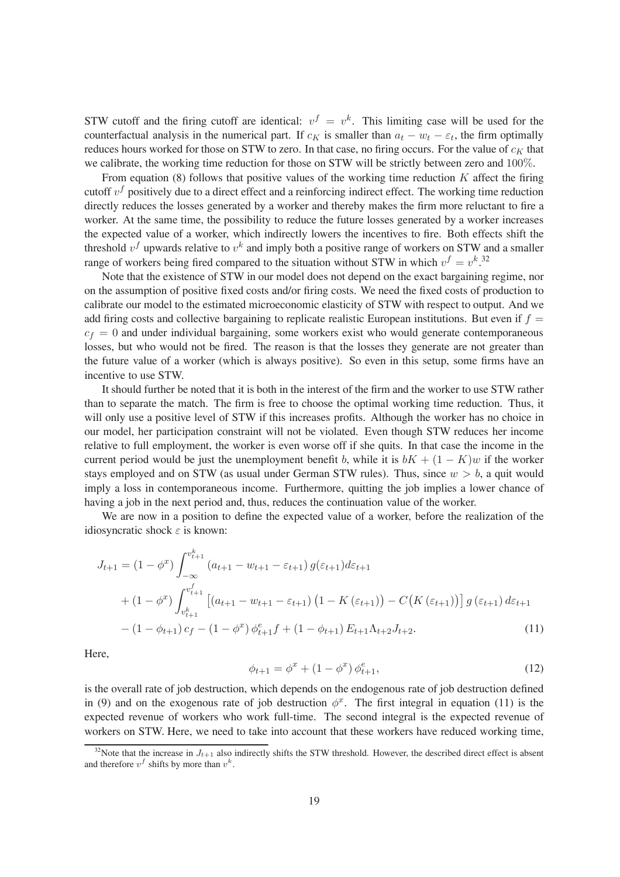STW cutoff and the firing cutoff are identical: $v^f = v^k$. This limiting case will be used for the counterfactual analysis in the numerical part. If $c_K$ is smaller than $a_t - w_t - \varepsilon_t$, the firm optimally reduces hours worked for those on STW to zero. In that case, no firing occurs. For the value of $c_K$ that we calibrate, the working time reduction for those on STW will be strictly between zero and $100\%$.

From equation (8) follows that positive values of the working time reduction $K$ affect the firing cutoff $v^f$ positively due to a direct effect and a reinforcing indirect effect. The working time reduction directly reduces the losses generated by a worker and thereby makes the firm more reluctant to fire a worker. At the same time, the possibility to reduce the future losses generated by a worker increases the expected value of a worker, which indirectly lowers the incentives to fire. Both effects shift the threshold $v^f$ upwards relative to $v^k$ and imply both a positive range of workers on STW and a smaller range of workers being fired compared to the situation without STW in which $v^f = v^k$.[32]

Note that the existence of STW in our model does not depend on the exact bargaining regime, nor on the assumption of positive fixed costs and/or firing costs. We need the fixed costs of production to calibrate our model to the estimated microeconomic elasticity of STW with respect to output. And we add firing costs and collective bargaining to replicate realistic European institutions. But even if $f = c_f = 0$ and under individual bargaining, some workers exist who would generate contemporaneous losses, but who would not be fired. The reason is that the losses they generate are not greater than the future value of a worker (which is always positive). So even in this setup, some firms have an incentive to use STW.

It should further be noted that it is both in the interest of the firm and the worker to use STW rather than to separate the match. The firm is free to choose the optimal working time reduction. Thus, it will only use a positive level of STW if this increases profits. Although the worker has no choice in our model, her participation constraint will not be violated. Even though STW reduces her income relative to full employment, the worker is even worse off if she quits. In that case the income in the current period would be just the unemployment benefit $b$, while it is $bK + (1 - K)w$ if the worker stays employed and on STW (as usual under German STW rules). Thus, since $w > b$, a quit would imply a loss in contemporaneous income. Furthermore, quitting the job implies a lower chance of having a job in the next period and, thus, reduces the continuation value of the worker.

We are now in a position to define the expected value of a worker, before the realization of the idiosyncratic shock $\varepsilon$ is known:

$$
\begin{aligned}
J_{t+1} = & \left(1-\phi^x\right) \int_{-\infty}^{v_{t+1}^k} \left(a_{t+1} - w_{t+1} - \varepsilon_{t+1}\right) g(\varepsilon_{t+1}) d\varepsilon_{t+1} \\
& + \left(1-\phi^x\right) \int_{v_{t+1}^k}^{v_{t+1}^f} \left[\left(a_{t+1} - w_{t+1} - \varepsilon_{t+1}\right)\left(1 - K\left(\varepsilon_{t+1}\right)\right) - C\big(K\left(\varepsilon_{t+1}\right)\big)\right] g\left(\varepsilon_{t+1}\right) d\varepsilon_{t+1} \\
& - \left(1-\phi_{t+1}\right) c_f - \left(1-\phi^x\right) \phi_{t+1}^e f + \left(1-\phi_{t+1}\right) E_{t+1} \Lambda_{t+2} J_{t+2}. \qquad (11)
\end{aligned}
$$

Here,

$$
\phi_{t+1} = \phi^x + \left(1-\phi^x\right) \phi_{t+1}^e, \qquad (12)
$$

is the overall rate of job destruction, which depends on the endogenous rate of job destruction defined in (9) and on the exogenous rate of job destruction $\phi^x$. The first integral in equation (11) is the expected revenue of workers who work full-time. The second integral is the expected revenue of workers on STW. Here, we need to take into account that these workers have reduced working time,

[32] Note that the increase in $J_{t+1}$ also indirectly shifts the STW threshold. However, the described direct effect is absent and therefore $v^f$ shifts by more than $v^k$.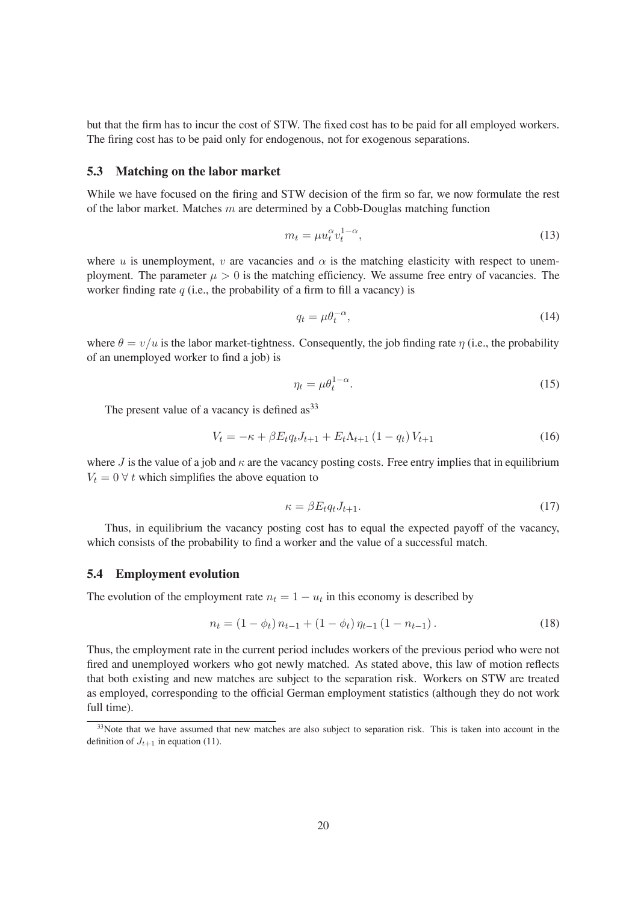but that the firm has to incur the cost of STW. The fixed cost has to be paid for all employed workers. The firing cost has to be paid only for endogenous, not for exogenous separations.

### 5.3 Matching on the labor market

While we have focused on the firing and STW decision of the firm so far, we now formulate the rest of the labor market. Matches $m$ are determined by a Cobb-Douglas matching function

$$m_t = \mu u_t^{\alpha} v_t^{1-\alpha}, \tag{13}$$

where $u$ is unemployment, $v$ are vacancies and $\alpha$ is the matching elasticity with respect to unemployment. The parameter $\mu > 0$ is the matching efficiency. We assume free entry of vacancies. The worker finding rate $q$ (i.e., the probability of a firm to fill a vacancy) is

$$q_t = \mu \theta_t^{-\alpha}, \tag{14}$$

where $\theta = v/u$ is the labor market-tightness. Consequently, the job finding rate $\eta$ (i.e., the probability of an unemployed worker to find a job) is

$$\eta_t = \mu \theta_t^{1-\alpha}. \tag{15}$$

The present value of a vacancy is defined as[33]

$$V_t = -\kappa + \beta E_t q_t J_{t+1} + E_t \Lambda_{t+1} (1 - q_t) V_{t+1} \tag{16}$$

where $J$ is the value of a job and $\kappa$ are the vacancy posting costs. Free entry implies that in equilibrium $V_t = 0 \; \forall \; t$ which simplifies the above equation to

$$\kappa = \beta E_t q_t J_{t+1}. \tag{17}$$

Thus, in equilibrium the vacancy posting cost has to equal the expected payoff of the vacancy, which consists of the probability to find a worker and the value of a successful match.

### 5.4 Employment evolution

The evolution of the employment rate $n_t = 1 - u_t$ in this economy is described by

$$n_t = (1 - \phi_t) n_{t-1} + (1 - \phi_t) \eta_{t-1} (1 - n_{t-1}). \tag{18}$$

Thus, the employment rate in the current period includes workers of the previous period who were not fired and unemployed workers who got newly matched. As stated above, this law of motion reflects that both existing and new matches are subject to the separation risk. Workers on STW are treated as employed, corresponding to the official German employment statistics (although they do not work full time).

[33]Note that we have assumed that new matches are also subject to separation risk. This is taken into account in the definition of $J_{t+1}$ in equation (11).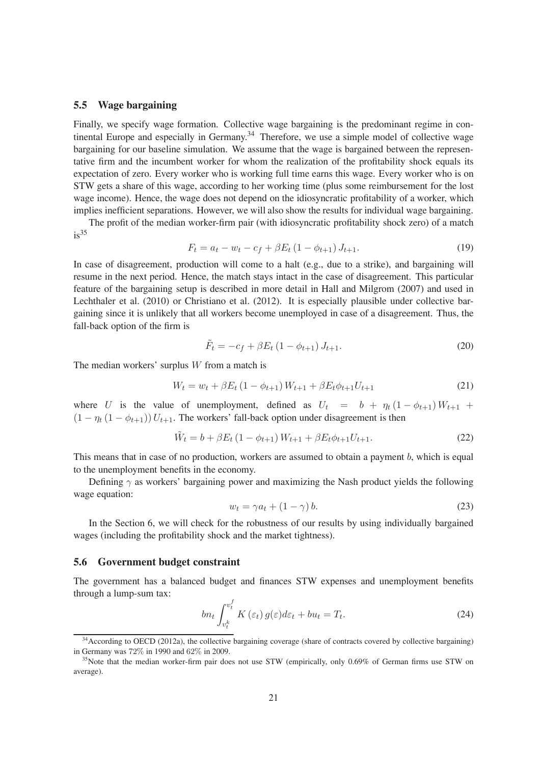### 5.5 Wage bargaining

Finally, we specify wage formation. Collective wage bargaining is the predominant regime in continental Europe and especially in Germany.[34] Therefore, we use a simple model of collective wage bargaining for our baseline simulation. We assume that the wage is bargained between the representative firm and the incumbent worker for whom the realization of the profitability shock equals its expectation of zero. Every worker who is working full time earns this wage. Every worker who is on STW gets a share of this wage, according to her working time (plus some reimbursement for the lost wage income). Hence, the wage does not depend on the idiosyncratic profitability of a worker, which implies inefficient separations. However, we will also show the results for individual wage bargaining.

The profit of the median worker-firm pair (with idiosyncratic profitability shock zero) of a match is[35]

$$F_t = a_t - w_t - c_f + \beta E_t (1 - \phi_{t+1}) J_{t+1}. \tag{19}$$

In case of disagreement, production will come to a halt (e.g., due to a strike), and bargaining will resume in the next period. Hence, the match stays intact in the case of disagreement. This particular feature of the bargaining setup is described in more detail in Hall and Milgrom (2007) and used in Lechthaler et al. (2010) or Christiano et al. (2012). It is especially plausible under collective bargaining since it is unlikely that all workers become unemployed in case of a disagreement. Thus, the fall-back option of the firm is

$$\tilde{F}_t = -c_f + \beta E_t (1 - \phi_{t+1}) J_{t+1}. \tag{20}$$

The median workers' surplus $W$ from a match is

$$W_t = w_t + \beta E_t (1 - \phi_{t+1}) W_{t+1} + \beta E_t \phi_{t+1} U_{t+1} \tag{21}$$

where $U$ is the value of unemployment, defined as $U_t = b + \eta_t (1 - \phi_{t+1}) W_{t+1} + (1 - \eta_t (1 - \phi_{t+1})) U_{t+1}$. The workers' fall-back option under disagreement is then

$$\tilde{W}_t = b + \beta E_t (1 - \phi_{t+1}) W_{t+1} + \beta E_t \phi_{t+1} U_{t+1}. \tag{22}$$

This means that in case of no production, workers are assumed to obtain a payment $b$, which is equal to the unemployment benefits in the economy.

Defining $\gamma$ as workers' bargaining power and maximizing the Nash product yields the following wage equation:

$$w_t = \gamma a_t + (1 - \gamma) b. \tag{23}$$

In the Section 6, we will check for the robustness of our results by using individually bargained wages (including the profitability shock and the market tightness).

### 5.6 Government budget constraint

The government has a balanced budget and finances STW expenses and unemployment benefits through a lump-sum tax:

$$bn_t \int_{v_t^k}^{v_t^f} K(\varepsilon_t) g(\varepsilon) d\varepsilon_t + bu_t = T_t. \tag{24}$$

[34] According to OECD (2012a), the collective bargaining coverage (share of contracts covered by collective bargaining) in Germany was 72% in 1990 and 62% in 2009.

[35] Note that the median worker-firm pair does not use STW (empirically, only 0.69% of German firms use STW on average).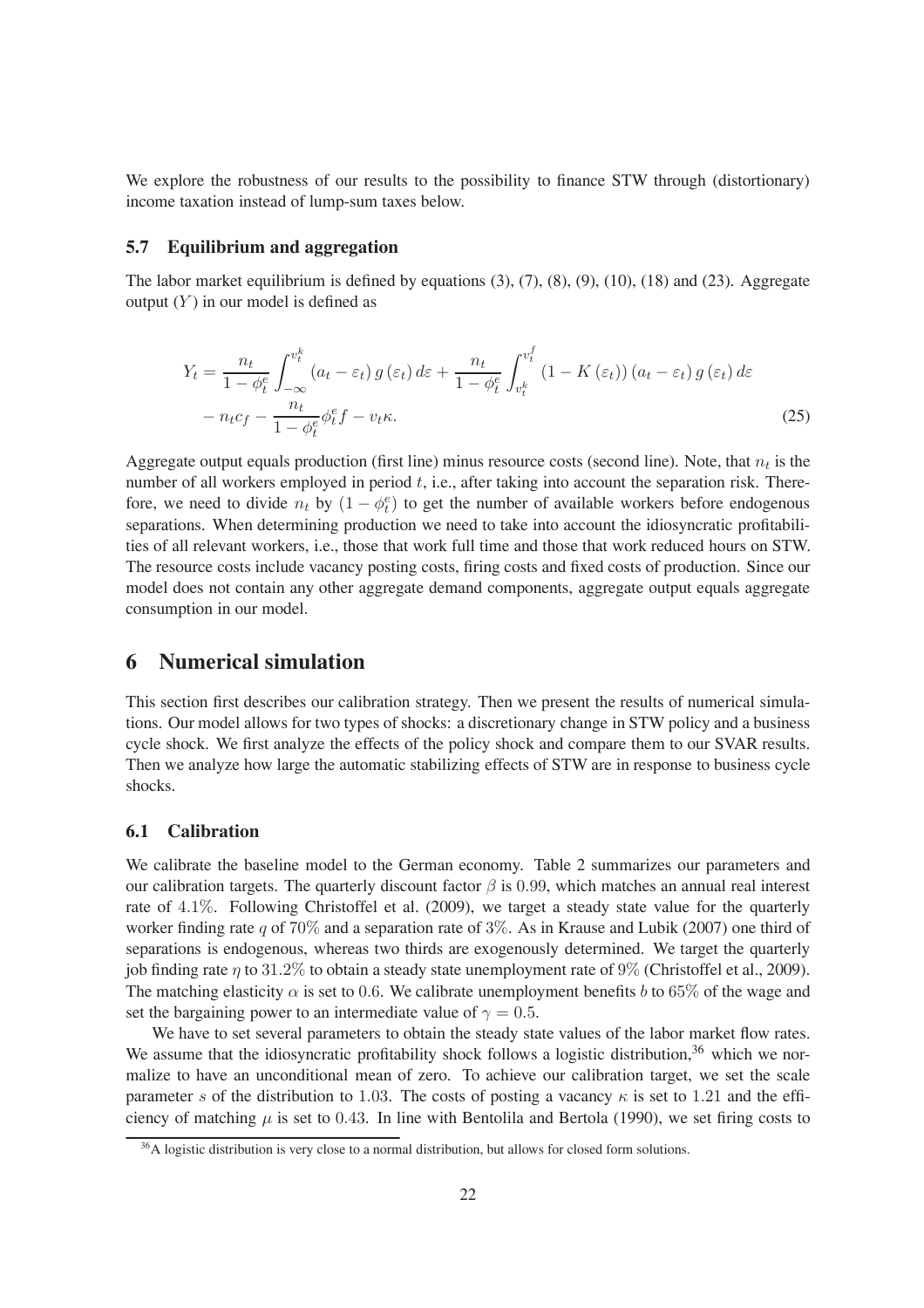We explore the robustness of our results to the possibility to finance STW through (distortionary) income taxation instead of lump-sum taxes below.

### 5.7 Equilibrium and aggregation

The labor market equilibrium is defined by equations (3), (7), (8), (9), (10), (18) and (23). Aggregate output ($Y$) in our model is defined as

$$
\begin{aligned}
Y_t = & \frac{n_t}{1-\phi_t^e} \int_{-\infty}^{v_t^k} (a_t - \varepsilon_t)\, g(\varepsilon_t)\, d\varepsilon + \frac{n_t}{1-\phi_t^e} \int_{v_t^k}^{v_t^f} (1 - K(\varepsilon_t))\, (a_t - \varepsilon_t)\, g(\varepsilon_t)\, d\varepsilon \\
& - n_t c_f - \frac{n_t}{1-\phi_t^e} \phi_t^e f - v_t \kappa. \qquad (25)
\end{aligned}
$$

Aggregate output equals production (first line) minus resource costs (second line). Note, that $n_t$ is the number of all workers employed in period $t$, i.e., after taking into account the separation risk. Therefore, we need to divide $n_t$ by $(1 - \phi_t^e)$ to get the number of available workers before endogenous separations. When determining production we need to take into account the idiosyncratic profitabilities of all relevant workers, i.e., those that work full time and those that work reduced hours on STW. The resource costs include vacancy posting costs, firing costs and fixed costs of production. Since our model does not contain any other aggregate demand components, aggregate output equals aggregate consumption in our model.

## 6 Numerical simulation

This section first describes our calibration strategy. Then we present the results of numerical simulations. Our model allows for two types of shocks: a discretionary change in STW policy and a business cycle shock. We first analyze the effects of the policy shock and compare them to our SVAR results. Then we analyze how large the automatic stabilizing effects of STW are in response to business cycle shocks.

### 6.1 Calibration

We calibrate the baseline model to the German economy. Table 2 summarizes our parameters and our calibration targets. The quarterly discount factor $\beta$ is 0.99, which matches an annual real interest rate of 4.1%. Following Christoffel et al. (2009), we target a steady state value for the quarterly worker finding rate $q$ of 70% and a separation rate of 3%. As in Krause and Lubik (2007) one third of separations is endogenous, whereas two thirds are exogenously determined. We target the quarterly job finding rate $\eta$ to 31.2% to obtain a steady state unemployment rate of 9% (Christoffel et al., 2009). The matching elasticity $\alpha$ is set to 0.6. We calibrate unemployment benefits $b$ to 65% of the wage and set the bargaining power to an intermediate value of $\gamma = 0.5$.

We have to set several parameters to obtain the steady state values of the labor market flow rates. We assume that the idiosyncratic profitability shock follows a logistic distribution,[36] which we normalize to have an unconditional mean of zero. To achieve our calibration target, we set the scale parameter $s$ of the distribution to 1.03. The costs of posting a vacancy $\kappa$ is set to 1.21 and the efficiency of matching $\mu$ is set to 0.43. In line with Bentolila and Bertola (1990), we set firing costs to

[36] A logistic distribution is very close to a normal distribution, but allows for closed form solutions.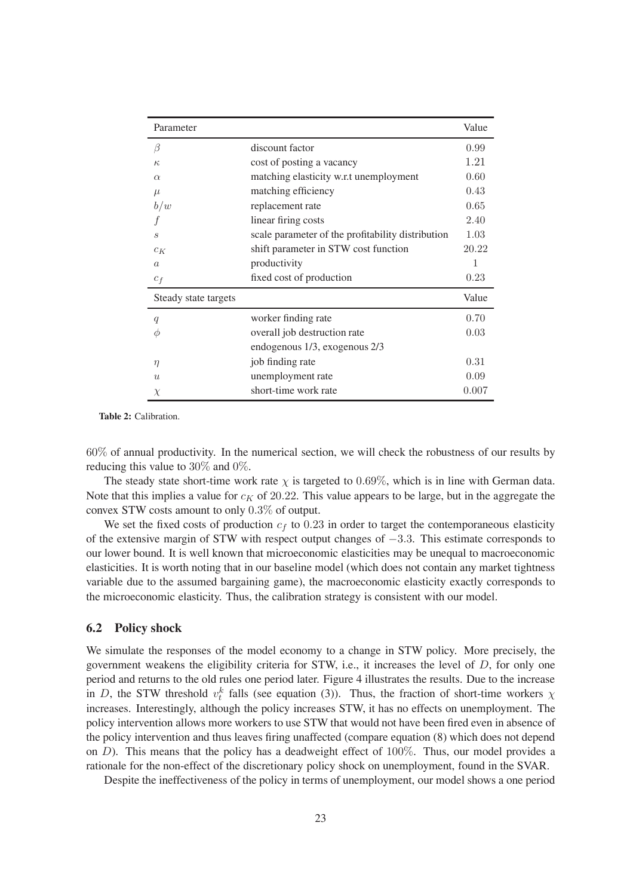| Parameter | | Value |
|---|---|---|
| $\beta$ | discount factor | 0.99 |
| $\kappa$ | cost of posting a vacancy | 1.21 |
| $\alpha$ | matching elasticity w.r.t unemployment | 0.60 |
| $\mu$ | matching efficiency | 0.43 |
| $b/w$ | replacement rate | 0.65 |
| $f$ | linear firing costs | 2.40 |
| $s$ | scale parameter of the profitability distribution | 1.03 |
| $c_K$ | shift parameter in STW cost function | 20.22 |
| $a$ | productivity | 1 |
| $c_f$ | fixed cost of production | 0.23 |
| **Steady state targets** | | **Value** |
| $q$ | worker finding rate | 0.70 |
| $\phi$ | overall job destruction rate | 0.03 |
| | endogenous 1/3, exogenous 2/3 | |
| $\eta$ | job finding rate | 0.31 |
| $u$ | unemployment rate | 0.09 |
| $\chi$ | short-time work rate | 0.007 |

**Table 2:** Calibration.

$60\%$ of annual productivity. In the numerical section, we will check the robustness of our results by reducing this value to $30\%$ and $0\%$.

The steady state short-time work rate $\chi$ is targeted to $0.69\%$, which is in line with German data. Note that this implies a value for $c_K$ of $20.22$. This value appears to be large, but in the aggregate the convex STW costs amount to only $0.3\%$ of output.

We set the fixed costs of production $c_f$ to $0.23$ in order to target the contemporaneous elasticity of the extensive margin of STW with respect output changes of $-3.3$. This estimate corresponds to our lower bound. It is well known that microeconomic elasticities may be unequal to macroeconomic elasticities. It is worth noting that in our baseline model (which does not contain any market tightness variable due to the assumed bargaining game), the macroeconomic elasticity exactly corresponds to the microeconomic elasticity. Thus, the calibration strategy is consistent with our model.

### 6.2 Policy shock

We simulate the responses of the model economy to a change in STW policy. More precisely, the government weakens the eligibility criteria for STW, i.e., it increases the level of $D$, for only one period and returns to the old rules one period later. Figure 4 illustrates the results. Due to the increase in $D$, the STW threshold $v_t^k$ falls (see equation (3)). Thus, the fraction of short-time workers $\chi$ increases. Interestingly, although the policy increases STW, it has no effects on unemployment. The policy intervention allows more workers to use STW that would not have been fired even in absence of the policy intervention and thus leaves firing unaffected (compare equation (8) which does not depend on $D$). This means that the policy has a deadweight effect of $100\%$. Thus, our model provides a rationale for the non-effect of the discretionary policy shock on unemployment, found in the SVAR.

Despite the ineffectiveness of the policy in terms of unemployment, our model shows a one period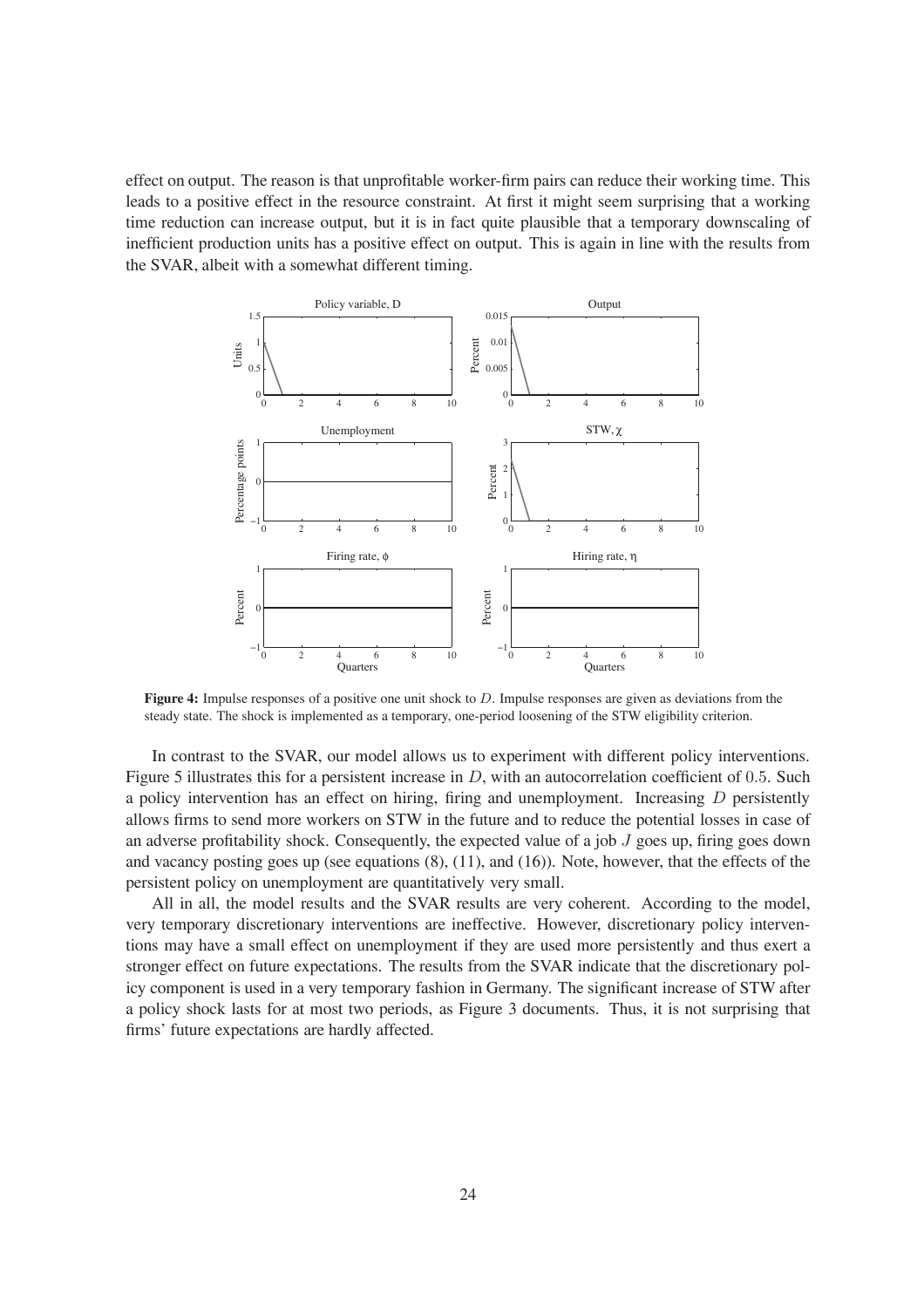effect on output. The reason is that unprofitable worker-firm pairs can reduce their working time. This leads to a positive effect in the resource constraint. At first it might seem surprising that a working time reduction can increase output, but it is in fact quite plausible that a temporary downscaling of inefficient production units has a positive effect on output. This is again in line with the results from the SVAR, albeit with a somewhat different timing.

**Figure 4:** Impulse responses of a positive one unit shock to $D$. Impulse responses are given as deviations from the steady state. The shock is implemented as a temporary, one-period loosening of the STW eligibility criterion.

In contrast to the SVAR, our model allows us to experiment with different policy interventions. Figure 5 illustrates this for a persistent increase in $D$, with an autocorrelation coefficient of $0.5$. Such a policy intervention has an effect on hiring, firing and unemployment. Increasing $D$ persistently allows firms to send more workers on STW in the future and to reduce the potential losses in case of an adverse profitability shock. Consequently, the expected value of a job $J$ goes up, firing goes down and vacancy posting goes up (see equations (8), (11), and (16)). Note, however, that the effects of the persistent policy on unemployment are quantitatively very small.

All in all, the model results and the SVAR results are very coherent. According to the model, very temporary discretionary interventions are ineffective. However, discretionary policy interventions may have a small effect on unemployment if they are used more persistently and thus exert a stronger effect on future expectations. The results from the SVAR indicate that the discretionary policy component is used in a very temporary fashion in Germany. The significant increase of STW after a policy shock lasts for at most two periods, as Figure 3 documents. Thus, it is not surprising that firms' future expectations are hardly affected.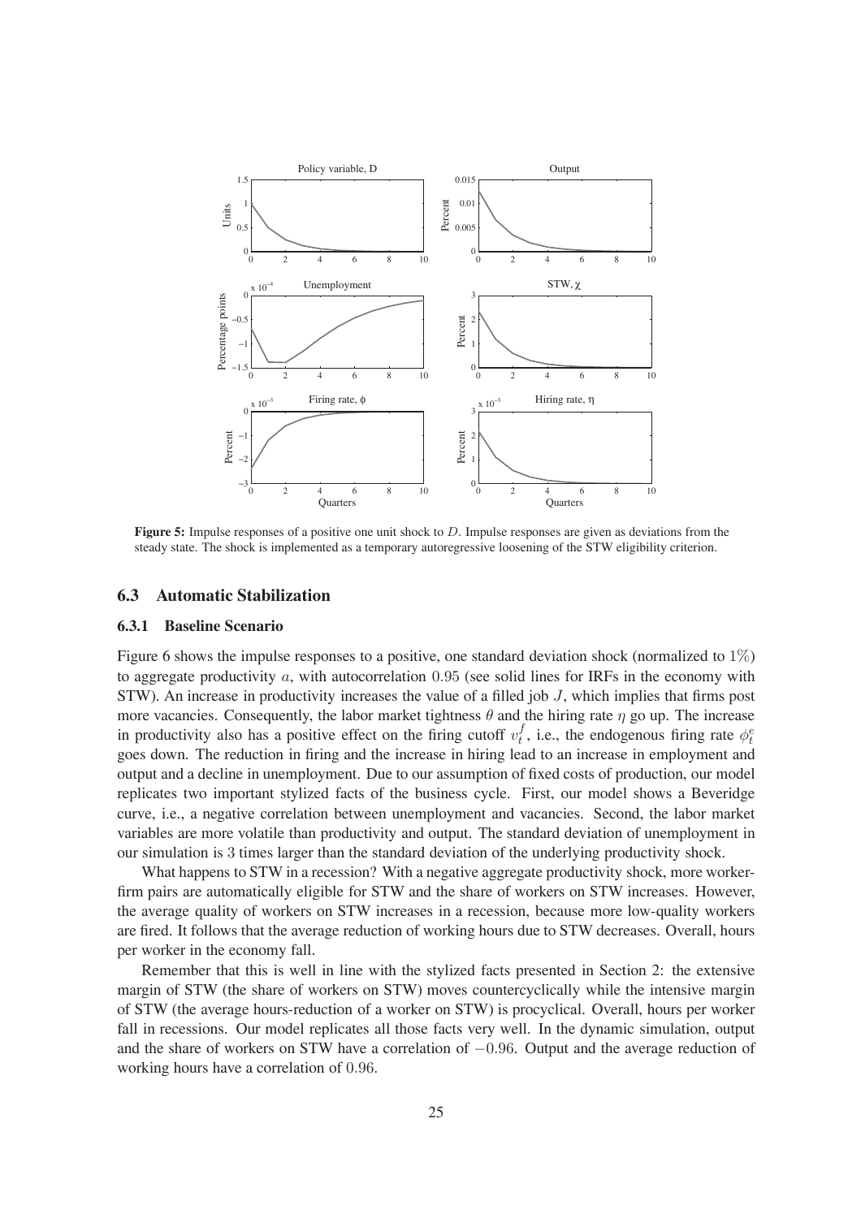**Figure 5:** Impulse responses of a positive one unit shock to $D$. Impulse responses are given as deviations from the steady state. The shock is implemented as a temporary autoregressive loosening of the STW eligibility criterion.

### 6.3 Automatic Stabilization

#### 6.3.1 Baseline Scenario

Figure 6 shows the impulse responses to a positive, one standard deviation shock (normalized to $1\%$) to aggregate productivity $a$, with autocorrelation $0.95$ (see solid lines for IRFs in the economy with STW). An increase in productivity increases the value of a filled job $J$, which implies that firms post more vacancies. Consequently, the labor market tightness $\theta$ and the hiring rate $\eta$ go up. The increase in productivity also has a positive effect on the firing cutoff $v_t^f$, i.e., the endogenous firing rate $\phi_t^e$ goes down. The reduction in firing and the increase in hiring lead to an increase in employment and output and a decline in unemployment. Due to our assumption of fixed costs of production, our model replicates two important stylized facts of the business cycle. First, our model shows a Beveridge curve, i.e., a negative correlation between unemployment and vacancies. Second, the labor market variables are more volatile than productivity and output. The standard deviation of unemployment in our simulation is $3$ times larger than the standard deviation of the underlying productivity shock.

What happens to STW in a recession? With a negative aggregate productivity shock, more worker-firm pairs are automatically eligible for STW and the share of workers on STW increases. However, the average quality of workers on STW increases in a recession, because more low-quality workers are fired. It follows that the average reduction of working hours due to STW decreases. Overall, hours per worker in the economy fall.

Remember that this is well in line with the stylized facts presented in Section 2: the extensive margin of STW (the share of workers on STW) moves countercyclically while the intensive margin of STW (the average hours-reduction of a worker on STW) is procyclical. Overall, hours per worker fall in recessions. Our model replicates all those facts very well. In the dynamic simulation, output and the share of workers on STW have a correlation of $-0.96$. Output and the average reduction of working hours have a correlation of $0.96$.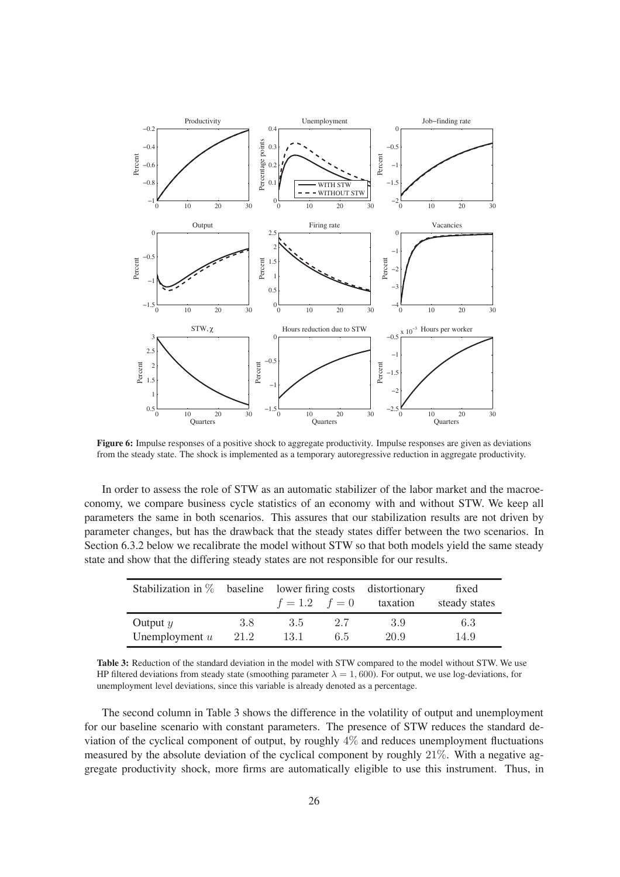**Figure 6:** Impulse responses of a positive shock to aggregate productivity. Impulse responses are given as deviations from the steady state. The shock is implemented as a temporary autoregressive reduction in aggregate productivity.

In order to assess the role of STW as an automatic stabilizer of the labor market and the macroeconomy, we compare business cycle statistics of an economy with and without STW. We keep all parameters the same in both scenarios. This assures that our stabilization results are not driven by parameter changes, but has the drawback that the steady states differ between the two scenarios. In Section 6.3.2 below we recalibrate the model without STW so that both models yield the same steady state and show that the differing steady states are not responsible for our results.

| Stabilization in % | baseline | lower firing costs $f = 1.2$ | $f = 0$ | distortionary taxation | fixed steady states |
|---|---|---|---|---|---|
| Output $y$ | 3.8 | 3.5 | 2.7 | 3.9 | 6.3 |
| Unemployment $u$ | 21.2 | 13.1 | 6.5 | 20.9 | 14.9 |

**Table 3:** Reduction of the standard deviation in the model with STW compared to the model without STW. We use HP filtered deviations from steady state (smoothing parameter $\lambda = 1,600$). For output, we use log-deviations, for unemployment level deviations, since this variable is already denoted as a percentage.

The second column in Table 3 shows the difference in the volatility of output and unemployment for our baseline scenario with constant parameters. The presence of STW reduces the standard deviation of the cyclical component of output, by roughly 4% and reduces unemployment fluctuations measured by the absolute deviation of the cyclical component by roughly 21%. With a negative aggregate productivity shock, more firms are automatically eligible to use this instrument. Thus, in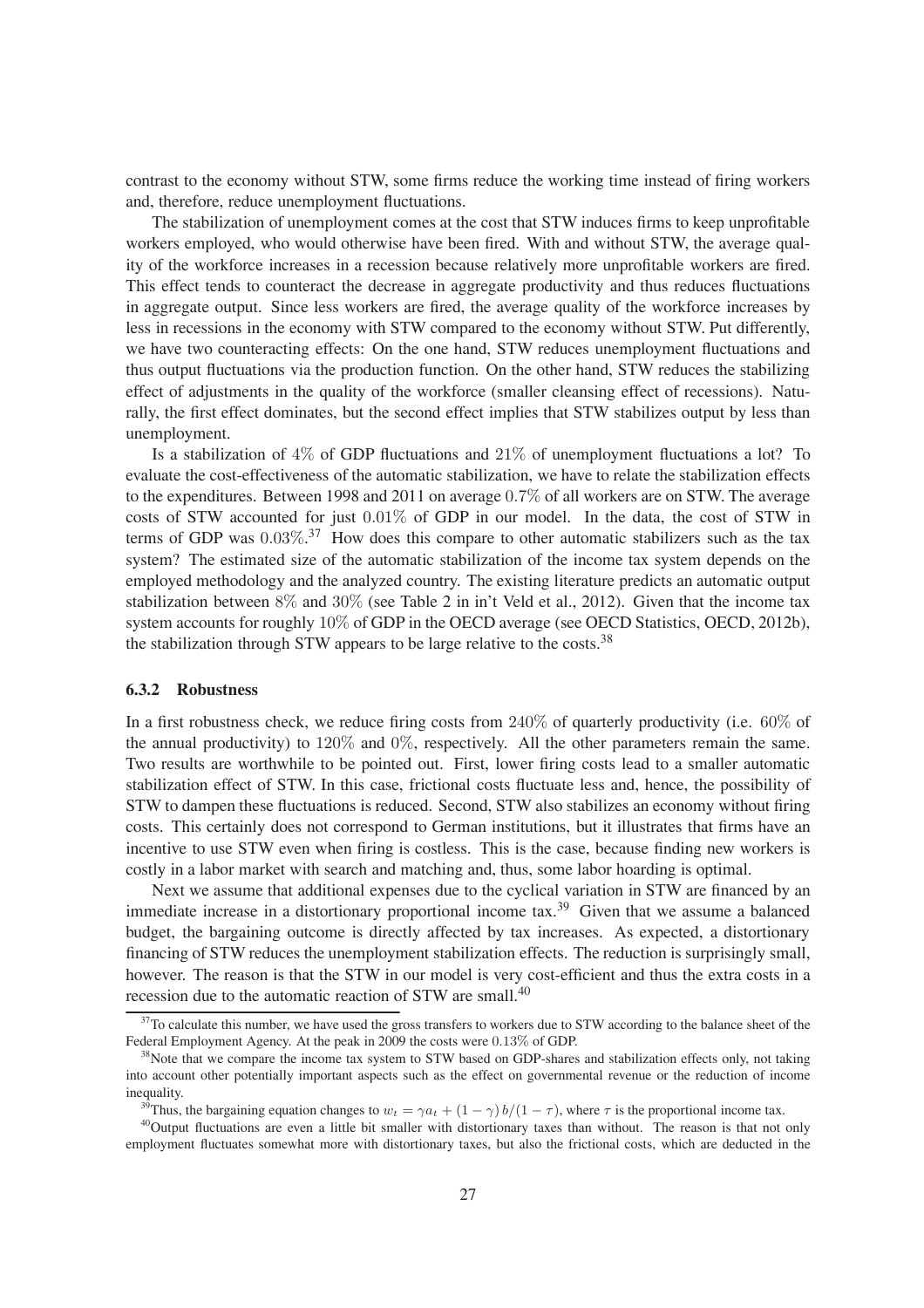contrast to the economy without STW, some firms reduce the working time instead of firing workers and, therefore, reduce unemployment fluctuations.

The stabilization of unemployment comes at the cost that STW induces firms to keep unprofitable workers employed, who would otherwise have been fired. With and without STW, the average quality of the workforce increases in a recession because relatively more unprofitable workers are fired. This effect tends to counteract the decrease in aggregate productivity and thus reduces fluctuations in aggregate output. Since less workers are fired, the average quality of the workforce increases by less in recessions in the economy with STW compared to the economy without STW. Put differently, we have two counteracting effects: On the one hand, STW reduces unemployment fluctuations and thus output fluctuations via the production function. On the other hand, STW reduces the stabilizing effect of adjustments in the quality of the workforce (smaller cleansing effect of recessions). Naturally, the first effect dominates, but the second effect implies that STW stabilizes output by less than unemployment.

Is a stabilization of 4% of GDP fluctuations and 21% of unemployment fluctuations a lot? To evaluate the cost-effectiveness of the automatic stabilization, we have to relate the stabilization effects to the expenditures. Between 1998 and 2011 on average 0.7% of all workers are on STW. The average costs of STW accounted for just 0.01% of GDP in our model. In the data, the cost of STW in terms of GDP was 0.03%.[37] How does this compare to other automatic stabilizers such as the tax system? The estimated size of the automatic stabilization of the income tax system depends on the employed methodology and the analyzed country. The existing literature predicts an automatic output stabilization between 8% and 30% (see Table 2 in in't Veld et al., 2012). Given that the income tax system accounts for roughly 10% of GDP in the OECD average (see OECD Statistics, OECD, 2012b), the stabilization through STW appears to be large relative to the costs.[38]

### 6.3.2 Robustness

In a first robustness check, we reduce firing costs from 240% of quarterly productivity (i.e. 60% of the annual productivity) to 120% and 0%, respectively. All the other parameters remain the same. Two results are worthwhile to be pointed out. First, lower firing costs lead to a smaller automatic stabilization effect of STW. In this case, frictional costs fluctuate less and, hence, the possibility of STW to dampen these fluctuations is reduced. Second, STW also stabilizes an economy without firing costs. This certainly does not correspond to German institutions, but it illustrates that firms have an incentive to use STW even when firing is costless. This is the case, because finding new workers is costly in a labor market with search and matching and, thus, some labor hoarding is optimal.

Next we assume that additional expenses due to the cyclical variation in STW are financed by an immediate increase in a distortionary proportional income tax.[39] Given that we assume a balanced budget, the bargaining outcome is directly affected by tax increases. As expected, a distortionary financing of STW reduces the unemployment stabilization effects. The reduction is surprisingly small, however. The reason is that the STW in our model is very cost-efficient and thus the extra costs in a recession due to the automatic reaction of STW are small.[40]

[37] To calculate this number, we have used the gross transfers to workers due to STW according to the balance sheet of the Federal Employment Agency. At the peak in 2009 the costs were 0.13% of GDP.

[38] Note that we compare the income tax system to STW based on GDP-shares and stabilization effects only, not taking into account other potentially important aspects such as the effect on governmental revenue or the reduction of income inequality.

[39] Thus, the bargaining equation changes to $w_t = \gamma a_t + (1-\gamma)\, b/(1-\tau)$, where $\tau$ is the proportional income tax.

[40] Output fluctuations are even a little bit smaller with distortionary taxes than without. The reason is that not only employment fluctuates somewhat more with distortionary taxes, but also the frictional costs, which are deducted in the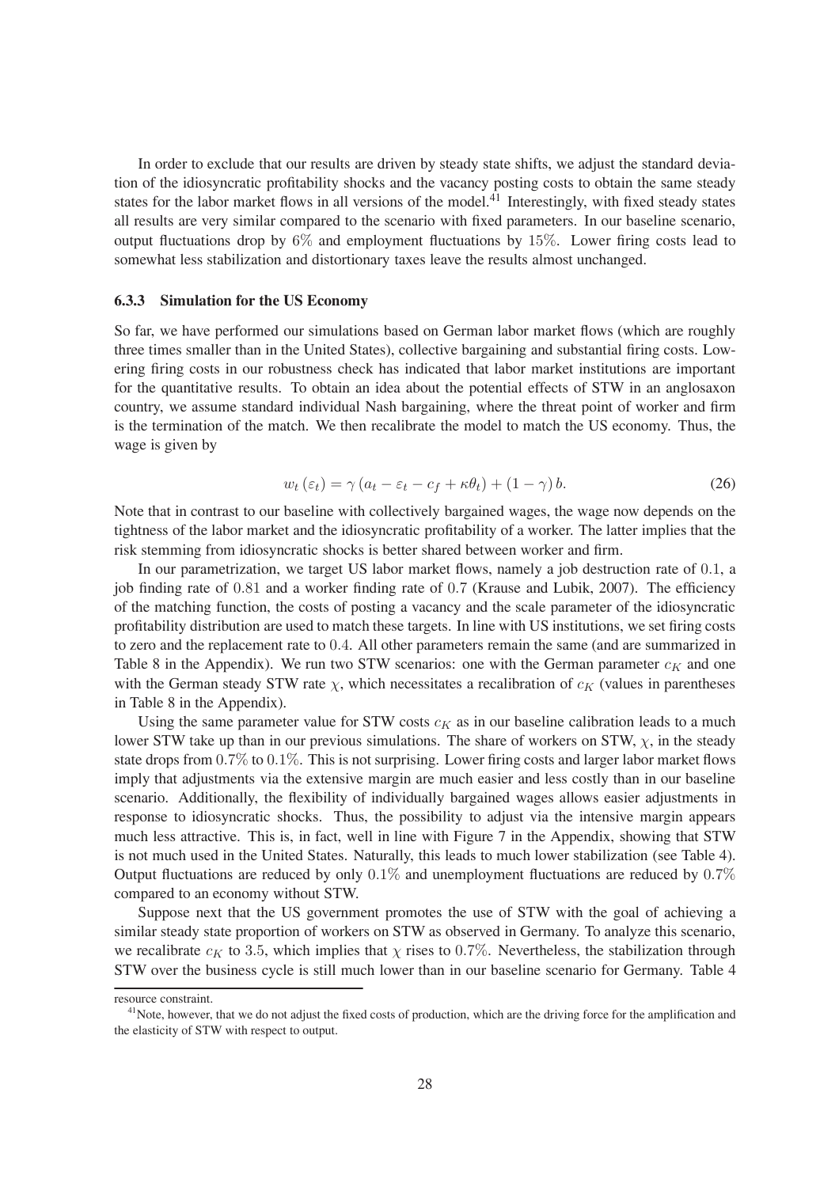In order to exclude that our results are driven by steady state shifts, we adjust the standard deviation of the idiosyncratic profitability shocks and the vacancy posting costs to obtain the same steady states for the labor market flows in all versions of the model.[41] Interestingly, with fixed steady states all results are very similar compared to the scenario with fixed parameters. In our baseline scenario, output fluctuations drop by $6\%$ and employment fluctuations by $15\%$. Lower firing costs lead to somewhat less stabilization and distortionary taxes leave the results almost unchanged.

### 6.3.3 Simulation for the US Economy

So far, we have performed our simulations based on German labor market flows (which are roughly three times smaller than in the United States), collective bargaining and substantial firing costs. Lowering firing costs in our robustness check has indicated that labor market institutions are important for the quantitative results. To obtain an idea about the potential effects of STW in an anglosaxon country, we assume standard individual Nash bargaining, where the threat point of worker and firm is the termination of the match. We then recalibrate the model to match the US economy. Thus, the wage is given by

$$w_t(\varepsilon_t) = \gamma(a_t - \varepsilon_t - c_f + \kappa\theta_t) + (1-\gamma)b. \tag{26}$$

Note that in contrast to our baseline with collectively bargained wages, the wage now depends on the tightness of the labor market and the idiosyncratic profitability of a worker. The latter implies that the risk stemming from idiosyncratic shocks is better shared between worker and firm.

In our parametrization, we target US labor market flows, namely a job destruction rate of $0.1$, a job finding rate of $0.81$ and a worker finding rate of $0.7$ (Krause and Lubik, 2007). The efficiency of the matching function, the costs of posting a vacancy and the scale parameter of the idiosyncratic profitability distribution are used to match these targets. In line with US institutions, we set firing costs to zero and the replacement rate to $0.4$. All other parameters remain the same (and are summarized in Table 8 in the Appendix). We run two STW scenarios: one with the German parameter $c_K$ and one with the German steady STW rate $\chi$, which necessitates a recalibration of $c_K$ (values in parentheses in Table 8 in the Appendix).

Using the same parameter value for STW costs $c_K$ as in our baseline calibration leads to a much lower STW take up than in our previous simulations. The share of workers on STW, $\chi$, in the steady state drops from $0.7\%$ to $0.1\%$. This is not surprising. Lower firing costs and larger labor market flows imply that adjustments via the extensive margin are much easier and less costly than in our baseline scenario. Additionally, the flexibility of individually bargained wages allows easier adjustments in response to idiosyncratic shocks. Thus, the possibility to adjust via the intensive margin appears much less attractive. This is, in fact, well in line with Figure 7 in the Appendix, showing that STW is not much used in the United States. Naturally, this leads to much lower stabilization (see Table 4). Output fluctuations are reduced by only $0.1\%$ and unemployment fluctuations are reduced by $0.7\%$ compared to an economy without STW.

Suppose next that the US government promotes the use of STW with the goal of achieving a similar steady state proportion of workers on STW as observed in Germany. To analyze this scenario, we recalibrate $c_K$ to $3.5$, which implies that $\chi$ rises to $0.7\%$. Nevertheless, the stabilization through STW over the business cycle is still much lower than in our baseline scenario for Germany. Table 4

resource constraint.

[41] Note, however, that we do not adjust the fixed costs of production, which are the driving force for the amplification and the elasticity of STW with respect to output.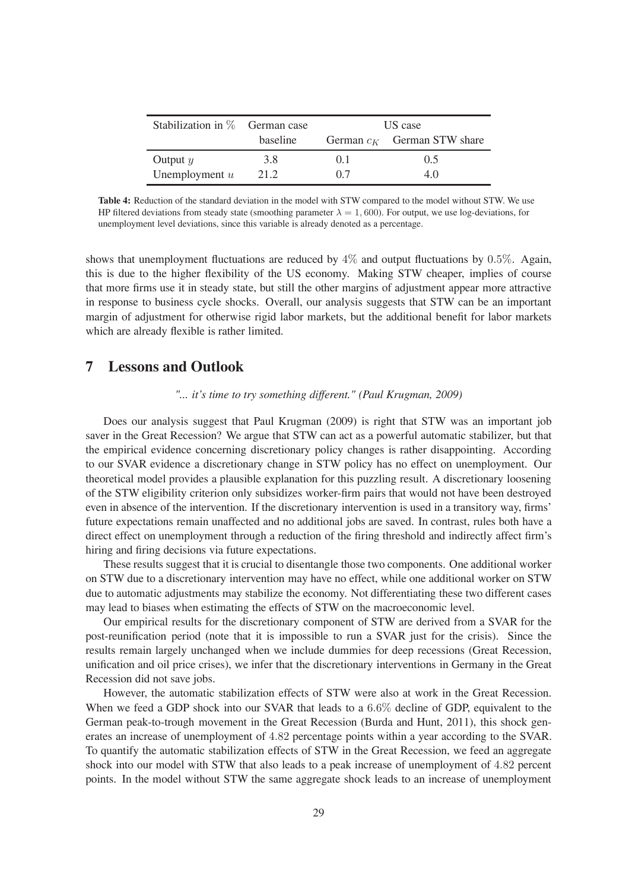| Stabilization in % | German case | US case | |
|---|---|---|---|
| | baseline | German $c_K$ | German STW share |
| Output $y$ | 3.8 | 0.1 | 0.5 |
| Unemployment $u$ | 21.2 | 0.7 | 4.0 |

**Table 4:** Reduction of the standard deviation in the model with STW compared to the model without STW. We use HP filtered deviations from steady state (smoothing parameter $\lambda = 1,600$). For output, we use log-deviations, for unemployment level deviations, since this variable is already denoted as a percentage.

shows that unemployment fluctuations are reduced by $4\%$ and output fluctuations by $0.5\%$. Again, this is due to the higher flexibility of the US economy. Making STW cheaper, implies of course that more firms use it in steady state, but still the other margins of adjustment appear more attractive in response to business cycle shocks. Overall, our analysis suggests that STW can be an important margin of adjustment for otherwise rigid labor markets, but the additional benefit for labor markets which are already flexible is rather limited.

# 7 Lessons and Outlook

*"... it's time to try something different." (Paul Krugman, 2009)*

Does our analysis suggest that Paul Krugman (2009) is right that STW was an important job saver in the Great Recession? We argue that STW can act as a powerful automatic stabilizer, but that the empirical evidence concerning discretionary policy changes is rather disappointing. According to our SVAR evidence a discretionary change in STW policy has no effect on unemployment. Our theoretical model provides a plausible explanation for this puzzling result. A discretionary loosening of the STW eligibility criterion only subsidizes worker-firm pairs that would not have been destroyed even in absence of the intervention. If the discretionary intervention is used in a transitory way, firms' future expectations remain unaffected and no additional jobs are saved. In contrast, rules both have a direct effect on unemployment through a reduction of the firing threshold and indirectly affect firm's hiring and firing decisions via future expectations.

These results suggest that it is crucial to disentangle those two components. One additional worker on STW due to a discretionary intervention may have no effect, while one additional worker on STW due to automatic adjustments may stabilize the economy. Not differentiating these two different cases may lead to biases when estimating the effects of STW on the macroeconomic level.

Our empirical results for the discretionary component of STW are derived from a SVAR for the post-reunification period (note that it is impossible to run a SVAR just for the crisis). Since the results remain largely unchanged when we include dummies for deep recessions (Great Recession, unification and oil price crises), we infer that the discretionary interventions in Germany in the Great Recession did not save jobs.

However, the automatic stabilization effects of STW were also at work in the Great Recession. When we feed a GDP shock into our SVAR that leads to a $6.6\%$ decline of GDP, equivalent to the German peak-to-trough movement in the Great Recession (Burda and Hunt, 2011), this shock generates an increase of unemployment of $4.82$ percentage points within a year according to the SVAR. To quantify the automatic stabilization effects of STW in the Great Recession, we feed an aggregate shock into our model with STW that also leads to a peak increase of unemployment of $4.82$ percent points. In the model without STW the same aggregate shock leads to an increase of unemployment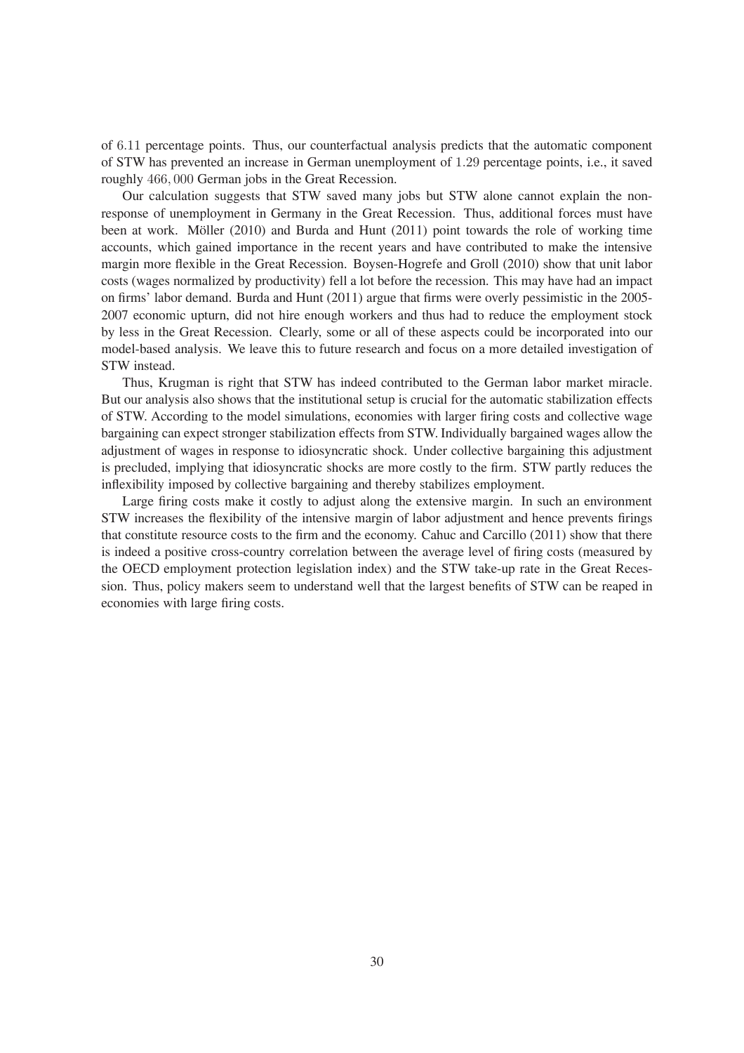of $6.11$ percentage points. Thus, our counterfactual analysis predicts that the automatic component of STW has prevented an increase in German unemployment of $1.29$ percentage points, i.e., it saved roughly $466,000$ German jobs in the Great Recession.

Our calculation suggests that STW saved many jobs but STW alone cannot explain the non-response of unemployment in Germany in the Great Recession. Thus, additional forces must have been at work. Möller (2010) and Burda and Hunt (2011) point towards the role of working time accounts, which gained importance in the recent years and have contributed to make the intensive margin more flexible in the Great Recession. Boysen-Hogrefe and Groll (2010) show that unit labor costs (wages normalized by productivity) fell a lot before the recession. This may have had an impact on firms' labor demand. Burda and Hunt (2011) argue that firms were overly pessimistic in the 2005-2007 economic upturn, did not hire enough workers and thus had to reduce the employment stock by less in the Great Recession. Clearly, some or all of these aspects could be incorporated into our model-based analysis. We leave this to future research and focus on a more detailed investigation of STW instead.

Thus, Krugman is right that STW has indeed contributed to the German labor market miracle. But our analysis also shows that the institutional setup is crucial for the automatic stabilization effects of STW. According to the model simulations, economies with larger firing costs and collective wage bargaining can expect stronger stabilization effects from STW. Individually bargained wages allow the adjustment of wages in response to idiosyncratic shock. Under collective bargaining this adjustment is precluded, implying that idiosyncratic shocks are more costly to the firm. STW partly reduces the inflexibility imposed by collective bargaining and thereby stabilizes employment.

Large firing costs make it costly to adjust along the extensive margin. In such an environment STW increases the flexibility of the intensive margin of labor adjustment and hence prevents firings that constitute resource costs to the firm and the economy. Cahuc and Carcillo (2011) show that there is indeed a positive cross-country correlation between the average level of firing costs (measured by the OECD employment protection legislation index) and the STW take-up rate in the Great Recession. Thus, policy makers seem to understand well that the largest benefits of STW can be reaped in economies with large firing costs.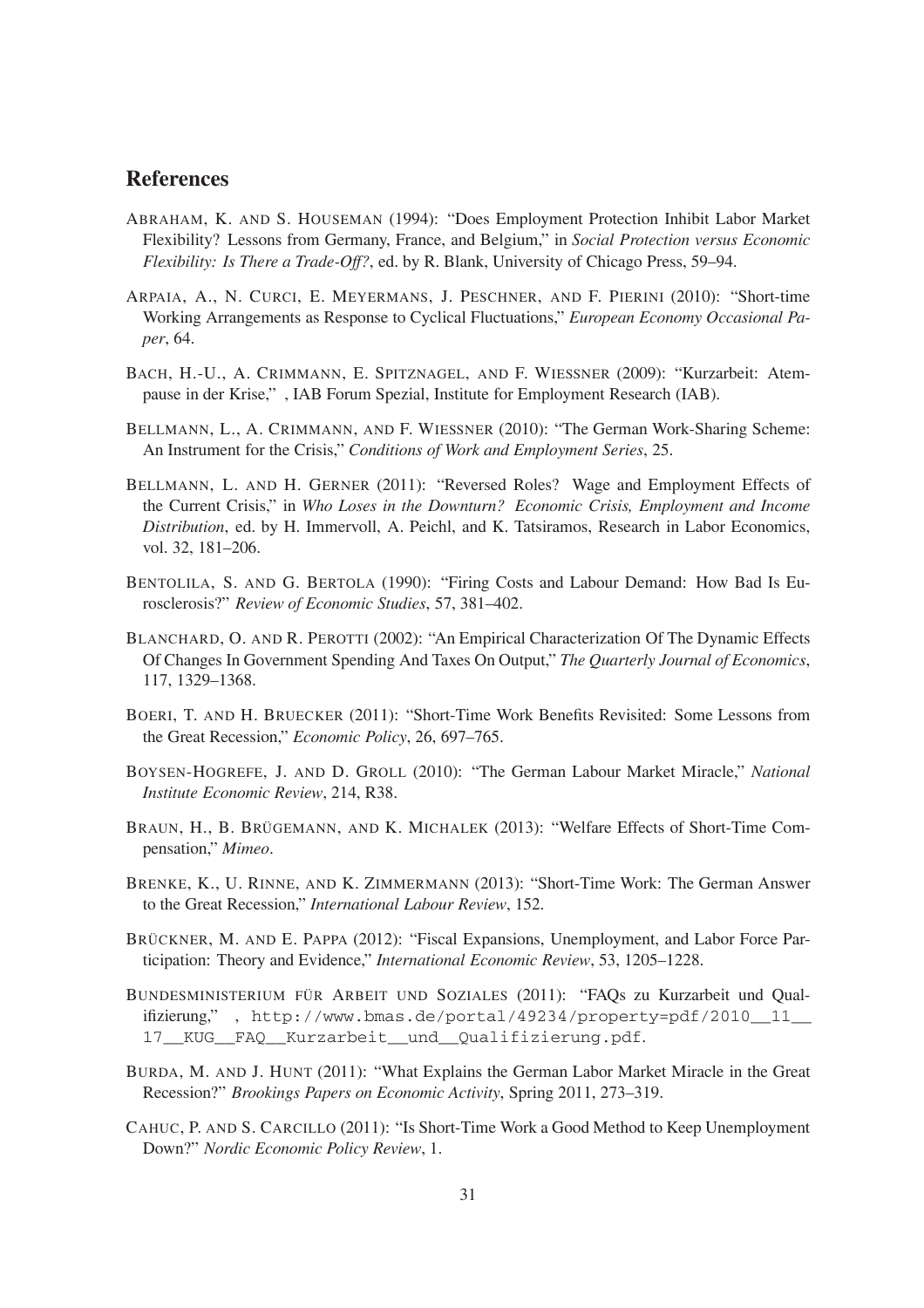## References

ABRAHAM, K. AND S. HOUSEMAN (1994): "Does Employment Protection Inhibit Labor Market Flexibility? Lessons from Germany, France, and Belgium," in *Social Protection versus Economic Flexibility: Is There a Trade-Off?*, ed. by R. Blank, University of Chicago Press, 59–94.

ARPAIA, A., N. CURCI, E. MEYERMANS, J. PESCHNER, AND F. PIERINI (2010): "Short-time Working Arrangements as Response to Cyclical Fluctuations," *European Economy Occasional Paper*, 64.

BACH, H.-U., A. CRIMMANN, E. SPITZNAGEL, AND F. WIESSNER (2009): "Kurzarbeit: Atempause in der Krise," , IAB Forum Spezial, Institute for Employment Research (IAB).

BELLMANN, L., A. CRIMMANN, AND F. WIESSNER (2010): "The German Work-Sharing Scheme: An Instrument for the Crisis," *Conditions of Work and Employment Series*, 25.

BELLMANN, L. AND H. GERNER (2011): "Reversed Roles? Wage and Employment Effects of the Current Crisis," in *Who Loses in the Downturn? Economic Crisis, Employment and Income Distribution*, ed. by H. Immervoll, A. Peichl, and K. Tatsiramos, Research in Labor Economics, vol. 32, 181–206.

BENTOLILA, S. AND G. BERTOLA (1990): "Firing Costs and Labour Demand: How Bad Is Eurosclerosis?" *Review of Economic Studies*, 57, 381–402.

BLANCHARD, O. AND R. PEROTTI (2002): "An Empirical Characterization Of The Dynamic Effects Of Changes In Government Spending And Taxes On Output," *The Quarterly Journal of Economics*, 117, 1329–1368.

BOERI, T. AND H. BRUECKER (2011): "Short-Time Work Benefits Revisited: Some Lessons from the Great Recession," *Economic Policy*, 26, 697–765.

BOYSEN-HOGREFE, J. AND D. GROLL (2010): "The German Labour Market Miracle," *National Institute Economic Review*, 214, R38.

BRAUN, H., B. BRÜGEMANN, AND K. MICHALEK (2013): "Welfare Effects of Short-Time Compensation," *Mimeo*.

BRENKE, K., U. RINNE, AND K. ZIMMERMANN (2013): "Short-Time Work: The German Answer to the Great Recession," *International Labour Review*, 152.

BRÜCKNER, M. AND E. PAPPA (2012): "Fiscal Expansions, Unemployment, and Labor Force Participation: Theory and Evidence," *International Economic Review*, 53, 1205–1228.

BUNDESMINISTERIUM FÜR ARBEIT UND SOZIALES (2011): "FAQs zu Kurzarbeit und Qualifizierung," , http://www.bmas.de/portal/49234/property=pdf/2010__11__17__KUG__FAQ__Kurzarbeit__und__Qualifizierung.pdf.

BURDA, M. AND J. HUNT (2011): "What Explains the German Labor Market Miracle in the Great Recession?" *Brookings Papers on Economic Activity*, Spring 2011, 273–319.

CAHUC, P. AND S. CARCILLO (2011): "Is Short-Time Work a Good Method to Keep Unemployment Down?" *Nordic Economic Policy Review*, 1.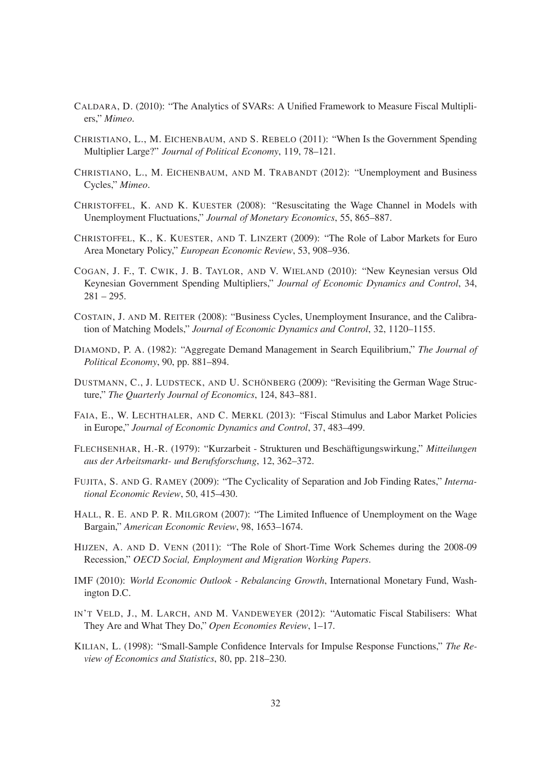CALDARA, D. (2010): "The Analytics of SVARs: A Unified Framework to Measure Fiscal Multipliers," *Mimeo*.

CHRISTIANO, L., M. EICHENBAUM, AND S. REBELO (2011): "When Is the Government Spending Multiplier Large?" *Journal of Political Economy*, 119, 78–121.

CHRISTIANO, L., M. EICHENBAUM, AND M. TRABANDT (2012): "Unemployment and Business Cycles," *Mimeo*.

CHRISTOFFEL, K. AND K. KUESTER (2008): "Resuscitating the Wage Channel in Models with Unemployment Fluctuations," *Journal of Monetary Economics*, 55, 865–887.

CHRISTOFFEL, K., K. KUESTER, AND T. LINZERT (2009): "The Role of Labor Markets for Euro Area Monetary Policy," *European Economic Review*, 53, 908–936.

COGAN, J. F., T. CWIK, J. B. TAYLOR, AND V. WIELAND (2010): "New Keynesian versus Old Keynesian Government Spending Multipliers," *Journal of Economic Dynamics and Control*, 34, 281 – 295.

COSTAIN, J. AND M. REITER (2008): "Business Cycles, Unemployment Insurance, and the Calibration of Matching Models," *Journal of Economic Dynamics and Control*, 32, 1120–1155.

DIAMOND, P. A. (1982): "Aggregate Demand Management in Search Equilibrium," *The Journal of Political Economy*, 90, pp. 881–894.

DUSTMANN, C., J. LUDSTECK, AND U. SCHÖNBERG (2009): "Revisiting the German Wage Structure," *The Quarterly Journal of Economics*, 124, 843–881.

FAIA, E., W. LECHTHALER, AND C. MERKL (2013): "Fiscal Stimulus and Labor Market Policies in Europe," *Journal of Economic Dynamics and Control*, 37, 483–499.

FLECHSENHAR, H.-R. (1979): "Kurzarbeit - Strukturen und Beschäftigungswirkung," *Mitteilungen aus der Arbeitsmarkt- und Berufsforschung*, 12, 362–372.

FUJITA, S. AND G. RAMEY (2009): "The Cyclicality of Separation and Job Finding Rates," *International Economic Review*, 50, 415–430.

HALL, R. E. AND P. R. MILGROM (2007): "The Limited Influence of Unemployment on the Wage Bargain," *American Economic Review*, 98, 1653–1674.

HIJZEN, A. AND D. VENN (2011): "The Role of Short-Time Work Schemes during the 2008-09 Recession," *OECD Social, Employment and Migration Working Papers*.

IMF (2010): *World Economic Outlook - Rebalancing Growth*, International Monetary Fund, Washington D.C.

IN'T VELD, J., M. LARCH, AND M. VANDEWEYER (2012): "Automatic Fiscal Stabilisers: What They Are and What They Do," *Open Economies Review*, 1–17.

KILIAN, L. (1998): "Small-Sample Confidence Intervals for Impulse Response Functions," *The Review of Economics and Statistics*, 80, pp. 218–230.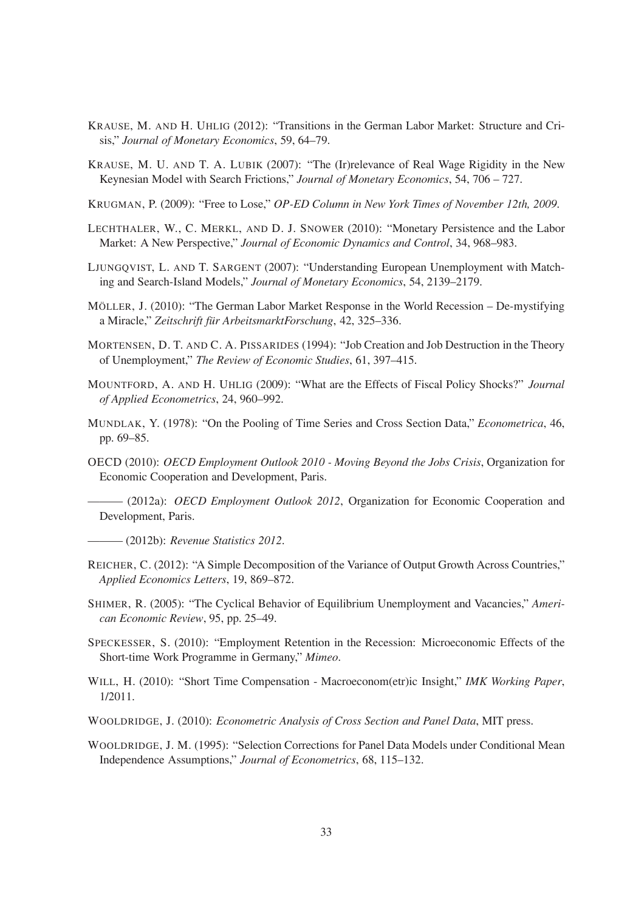KRAUSE, M. AND H. UHLIG (2012): "Transitions in the German Labor Market: Structure and Crisis," *Journal of Monetary Economics*, 59, 64–79.

KRAUSE, M. U. AND T. A. LUBIK (2007): "The (Ir)relevance of Real Wage Rigidity in the New Keynesian Model with Search Frictions," *Journal of Monetary Economics*, 54, 706 – 727.

KRUGMAN, P. (2009): "Free to Lose," *OP-ED Column in New York Times of November 12th, 2009.*

LECHTHALER, W., C. MERKL, AND D. J. SNOWER (2010): "Monetary Persistence and the Labor Market: A New Perspective," *Journal of Economic Dynamics and Control*, 34, 968–983.

LJUNGQVIST, L. AND T. SARGENT (2007): "Understanding European Unemployment with Matching and Search-Island Models," *Journal of Monetary Economics*, 54, 2139–2179.

MÖLLER, J. (2010): "The German Labor Market Response in the World Recession – De-mystifying a Miracle," *Zeitschrift für ArbeitsmarktForschung*, 42, 325–336.

MORTENSEN, D. T. AND C. A. PISSARIDES (1994): "Job Creation and Job Destruction in the Theory of Unemployment," *The Review of Economic Studies*, 61, 397–415.

MOUNTFORD, A. AND H. UHLIG (2009): "What are the Effects of Fiscal Policy Shocks?" *Journal of Applied Econometrics*, 24, 960–992.

MUNDLAK, Y. (1978): "On the Pooling of Time Series and Cross Section Data," *Econometrica*, 46, pp. 69–85.

OECD (2010): *OECD Employment Outlook 2010 - Moving Beyond the Jobs Crisis*, Organization for Economic Cooperation and Development, Paris.

——— (2012a): *OECD Employment Outlook 2012*, Organization for Economic Cooperation and Development, Paris.

——— (2012b): *Revenue Statistics 2012*.

REICHER, C. (2012): "A Simple Decomposition of the Variance of Output Growth Across Countries," *Applied Economics Letters*, 19, 869–872.

SHIMER, R. (2005): "The Cyclical Behavior of Equilibrium Unemployment and Vacancies," *American Economic Review*, 95, pp. 25–49.

SPECKESSER, S. (2010): "Employment Retention in the Recession: Microeconomic Effects of the Short-time Work Programme in Germany," *Mimeo*.

WILL, H. (2010): "Short Time Compensation - Macroeconom(etr)ic Insight," *IMK Working Paper*, 1/2011.

WOOLDRIDGE, J. (2010): *Econometric Analysis of Cross Section and Panel Data*, MIT press.

WOOLDRIDGE, J. M. (1995): "Selection Corrections for Panel Data Models under Conditional Mean Independence Assumptions," *Journal of Econometrics*, 68, 115–132.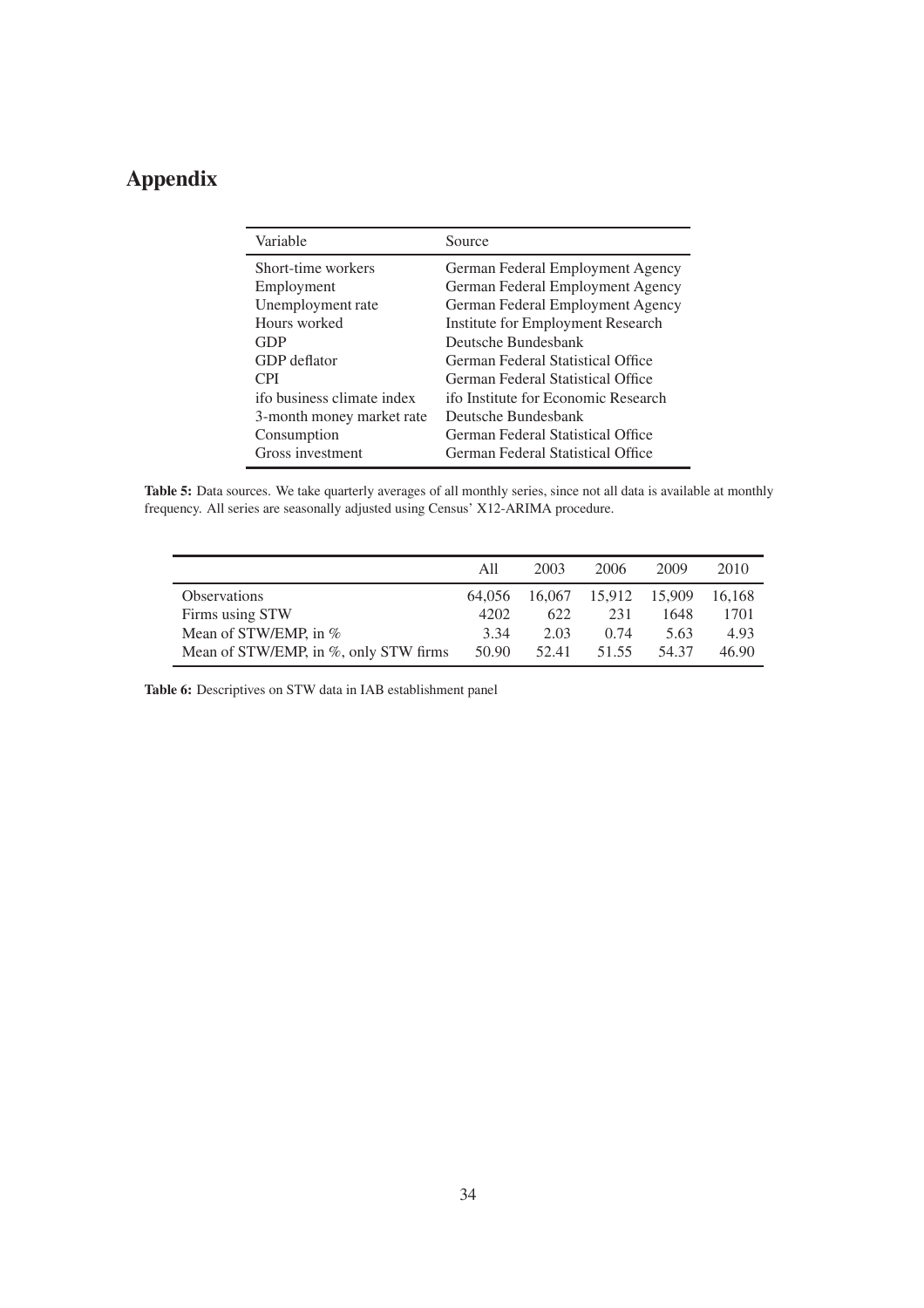# Appendix

| Variable | Source |
|---|---|
| Short-time workers | German Federal Employment Agency |
| Employment | German Federal Employment Agency |
| Unemployment rate | German Federal Employment Agency |
| Hours worked | Institute for Employment Research |
| GDP | Deutsche Bundesbank |
| GDP deflator | German Federal Statistical Office |
| CPI | German Federal Statistical Office |
| ifo business climate index | ifo Institute for Economic Research |
| 3-month money market rate | Deutsche Bundesbank |
| Consumption | German Federal Statistical Office |
| Gross investment | German Federal Statistical Office |

**Table 5:** Data sources. We take quarterly averages of all monthly series, since not all data is available at monthly frequency. All series are seasonally adjusted using Census' X12-ARIMA procedure.

| | All | 2003 | 2006 | 2009 | 2010 |
|---|---|---|---|---|---|
| Observations | 64,056 | 16,067 | 15,912 | 15,909 | 16,168 |
| Firms using STW | 4202 | 622 | 231 | 1648 | 1701 |
| Mean of STW/EMP, in % | 3.34 | 2.03 | 0.74 | 5.63 | 4.93 |
| Mean of STW/EMP, in %, only STW firms | 50.90 | 52.41 | 51.55 | 54.37 | 46.90 |

**Table 6:** Descriptives on STW data in IAB establishment panel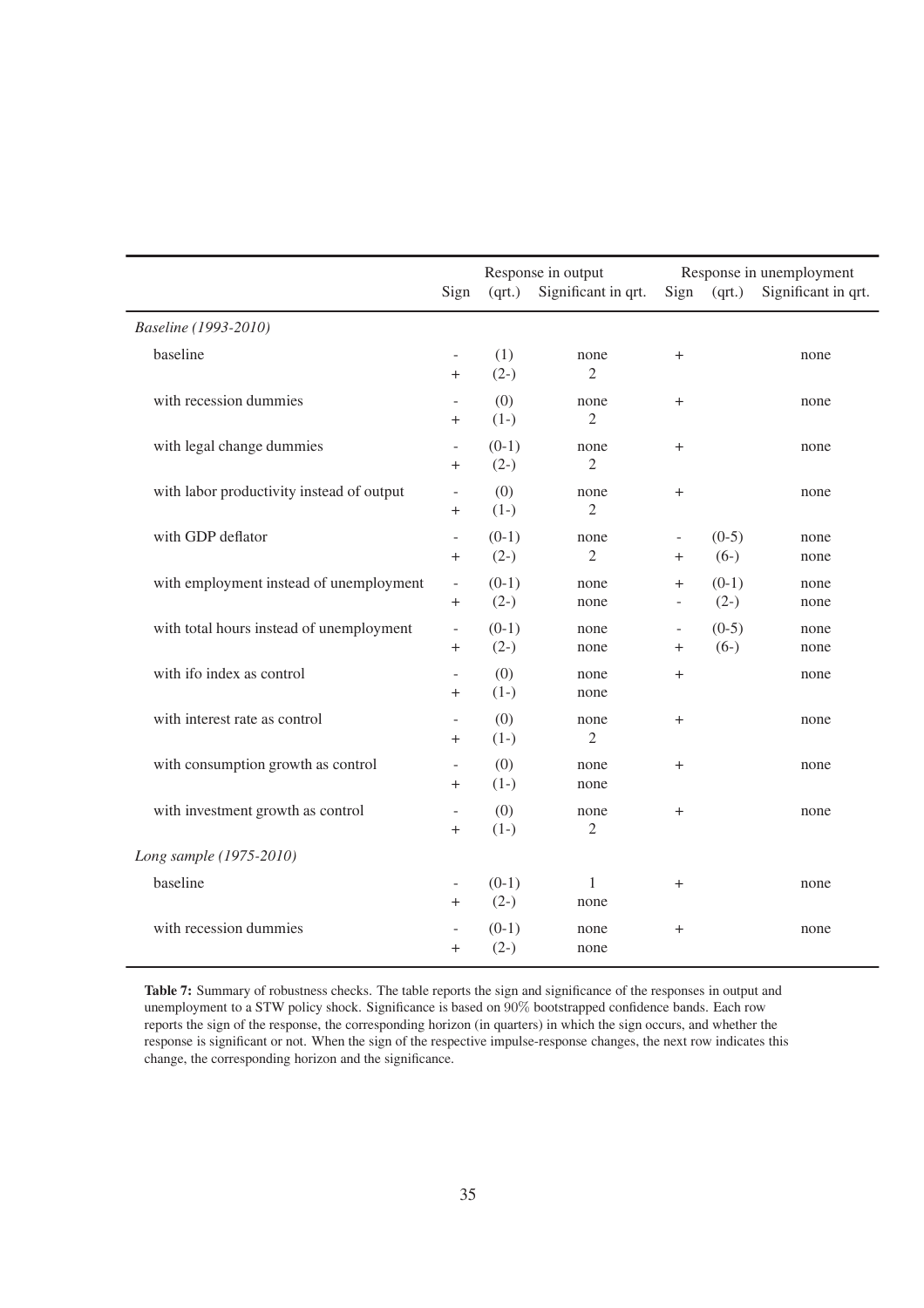| | Response in output | | | Response in unemployment | | |
|---|---|---|---|---|---|---|
| | Sign | (qrt.) | Significant in qrt. | Sign | (qrt.) | Significant in qrt. |
| *Baseline (1993-2010)* | | | | | | |
| baseline | - | (1) | none | + | | none |
| | + | (2-) | 2 | | | |
| with recession dummies | - | (0) | none | + | | none |
| | + | (1-) | 2 | | | |
| with legal change dummies | - | (0-1) | none | + | | none |
| | + | (2-) | 2 | | | |
| with labor productivity instead of output | - | (0) | none | + | | none |
| | + | (1-) | 2 | | | |
| with GDP deflator | - | (0-1) | none | - | (0-5) | none |
| | + | (2-) | 2 | + | (6-) | none |
| with employment instead of unemployment | - | (0-1) | none | + | (0-1) | none |
| | + | (2-) | none | - | (2-) | none |
| with total hours instead of unemployment | - | (0-1) | none | - | (0-5) | none |
| | + | (2-) | none | + | (6-) | none |
| with ifo index as control | - | (0) | none | + | | none |
| | + | (1-) | none | | | |
| with interest rate as control | - | (0) | none | + | | none |
| | + | (1-) | 2 | | | |
| with consumption growth as control | - | (0) | none | + | | none |
| | + | (1-) | none | | | |
| with investment growth as control | - | (0) | none | + | | none |
| | + | (1-) | 2 | | | |
| *Long sample (1975-2010)* | | | | | | |
| baseline | - | (0-1) | 1 | + | | none |
| | + | (2-) | none | | | |
| with recession dummies | - | (0-1) | none | + | | none |
| | + | (2-) | none | | | |

**Table 7:** Summary of robustness checks. The table reports the sign and significance of the responses in output and unemployment to a STW policy shock. Significance is based on 90% bootstrapped confidence bands. Each row reports the sign of the response, the corresponding horizon (in quarters) in which the sign occurs, and whether the response is significant or not. When the sign of the respective impulse-response changes, the next row indicates this change, the corresponding horizon and the significance.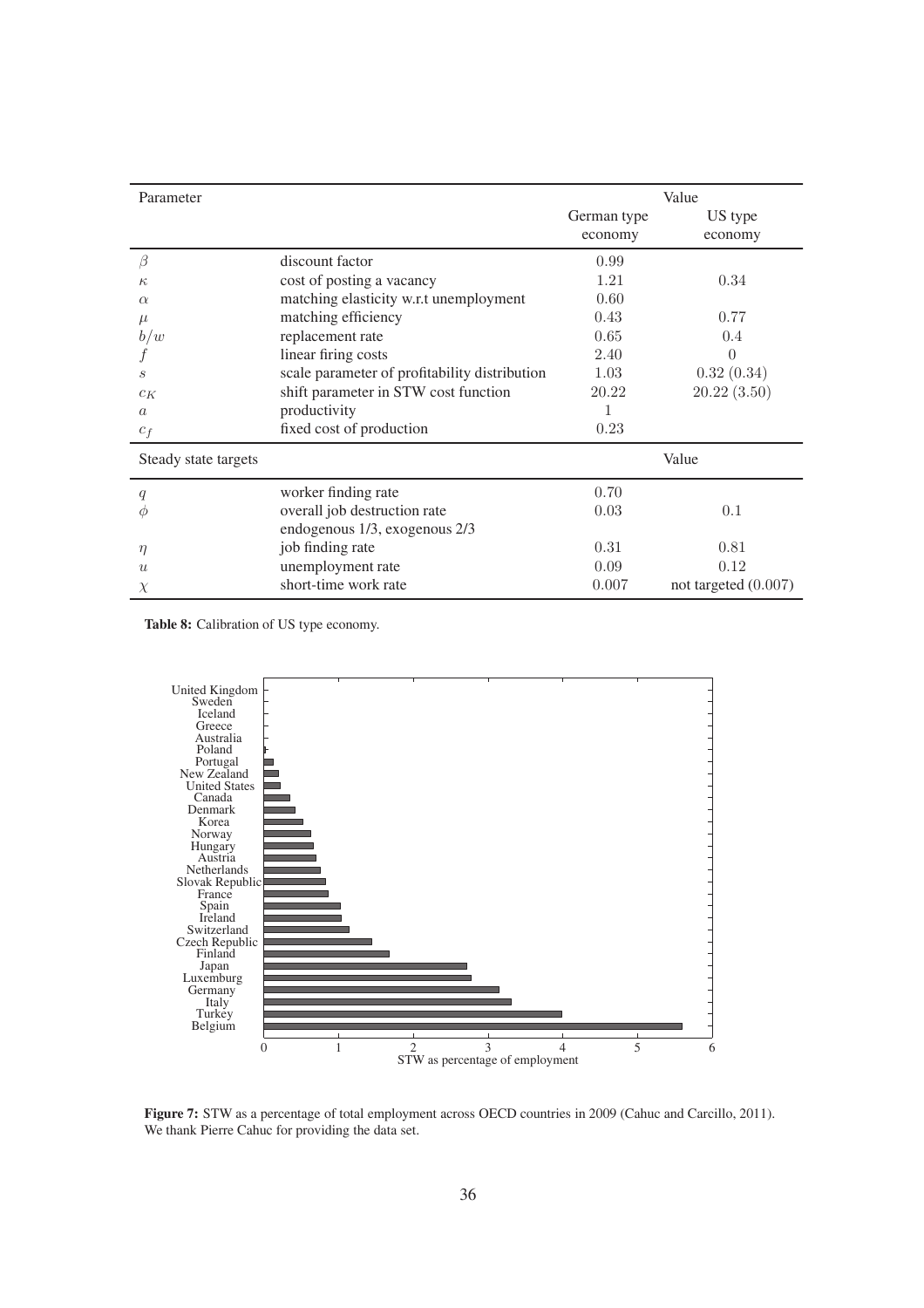| Parameter | | Value | |
|---|---|---|---|
| | | German type economy | US type economy |
| $\beta$ | discount factor | 0.99 | |
| $\kappa$ | cost of posting a vacancy | 1.21 | 0.34 |
| $\alpha$ | matching elasticity w.r.t unemployment | 0.60 | |
| $\mu$ | matching efficiency | 0.43 | 0.77 |
| $b/w$ | replacement rate | 0.65 | 0.4 |
| $f$ | linear firing costs | 2.40 | 0 |
| $s$ | scale parameter of profitability distribution | 1.03 | 0.32 (0.34) |
| $c_K$ | shift parameter in STW cost function | 20.22 | 20.22 (3.50) |
| $a$ | productivity | 1 | |
| $c_f$ | fixed cost of production | 0.23 | |
| **Steady state targets** | | **Value** | |
| $q$ | worker finding rate | 0.70 | |
| $\phi$ | overall job destruction rate endogenous 1/3, exogenous 2/3 | 0.03 | 0.1 |
| $\eta$ | job finding rate | 0.31 | 0.81 |
| $u$ | unemployment rate | 0.09 | 0.12 |
| $\chi$ | short-time work rate | 0.007 | not targeted (0.007) |

**Table 8:** Calibration of US type economy.

**Figure 7:** STW as a percentage of total employment across OECD countries in 2009 (Cahuc and Carcillo, 2011). We thank Pierre Cahuc for providing the data set.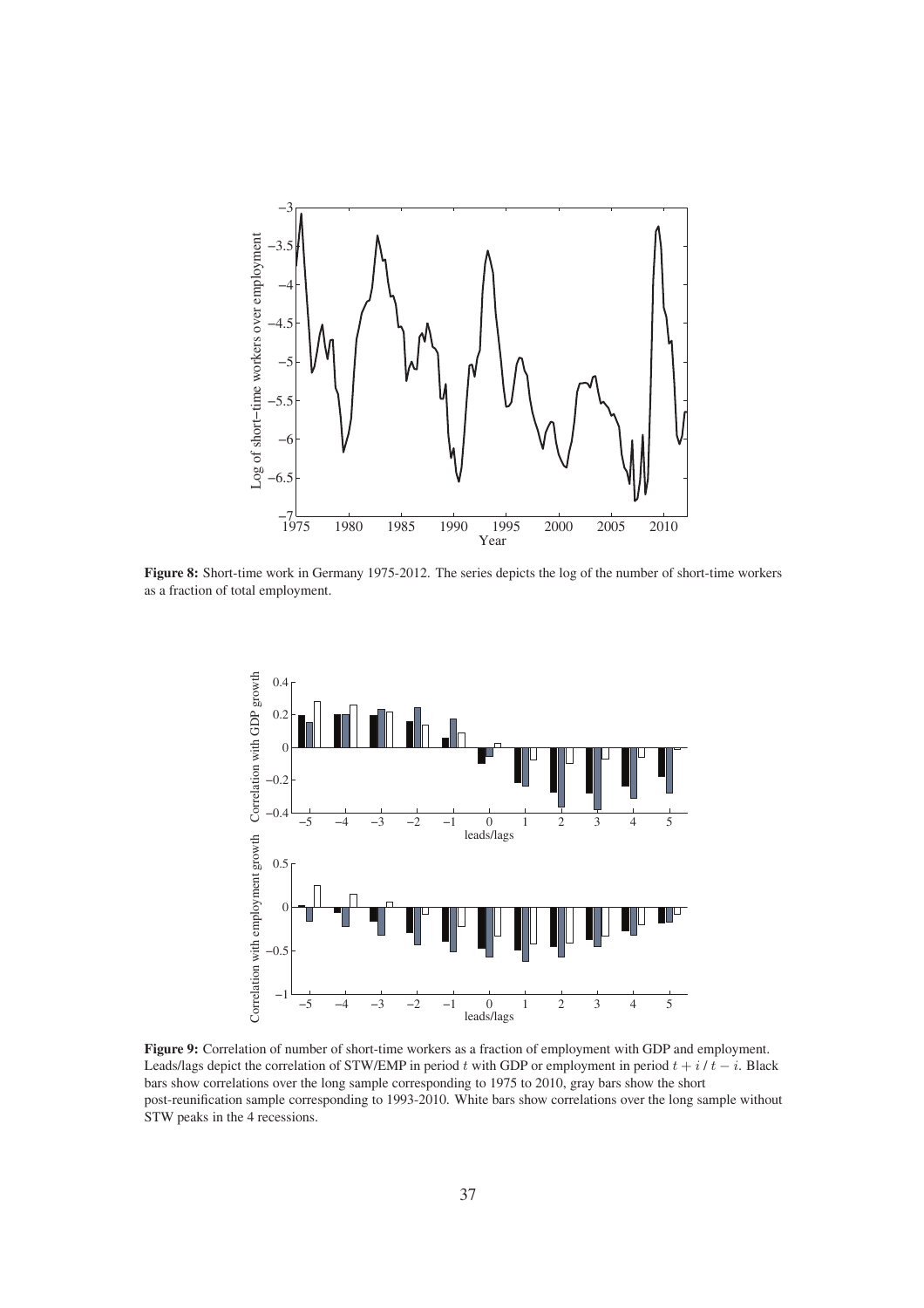**Figure 8:** Short-time work in Germany 1975-2012. The series depicts the log of the number of short-time workers as a fraction of total employment.

**Figure 9:** Correlation of number of short-time workers as a fraction of employment with GDP and employment. Leads/lags depict the correlation of STW/EMP in period $t$ with GDP or employment in period $t + i$ / $t - i$. Black bars show correlations over the long sample corresponding to 1975 to 2010, gray bars show the short post-reunification sample corresponding to 1993-2010. White bars show correlations over the long sample without STW peaks in the 4 recessions.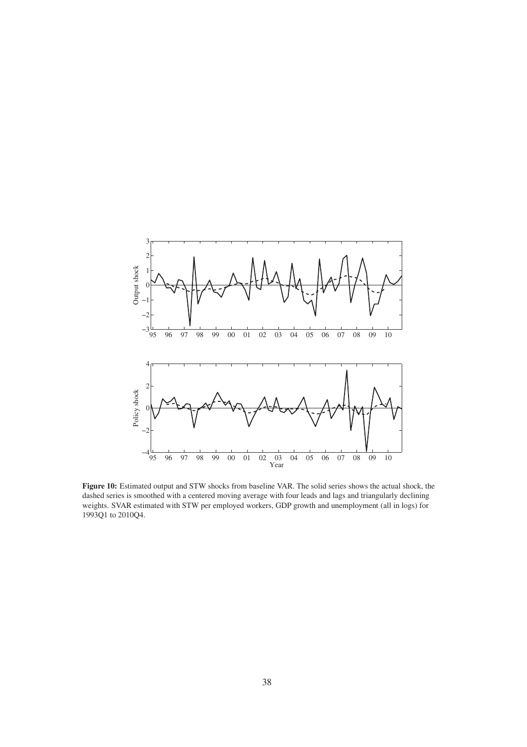**Figure 10:** Estimated output and STW shocks from baseline VAR. The solid series shows the actual shock, the dashed series is smoothed with a centered moving average with four leads and lags and triangularly declining weights. SVAR estimated with STW per employed workers, GDP growth and unemployment (all in logs) for 1993Q1 to 2010Q4.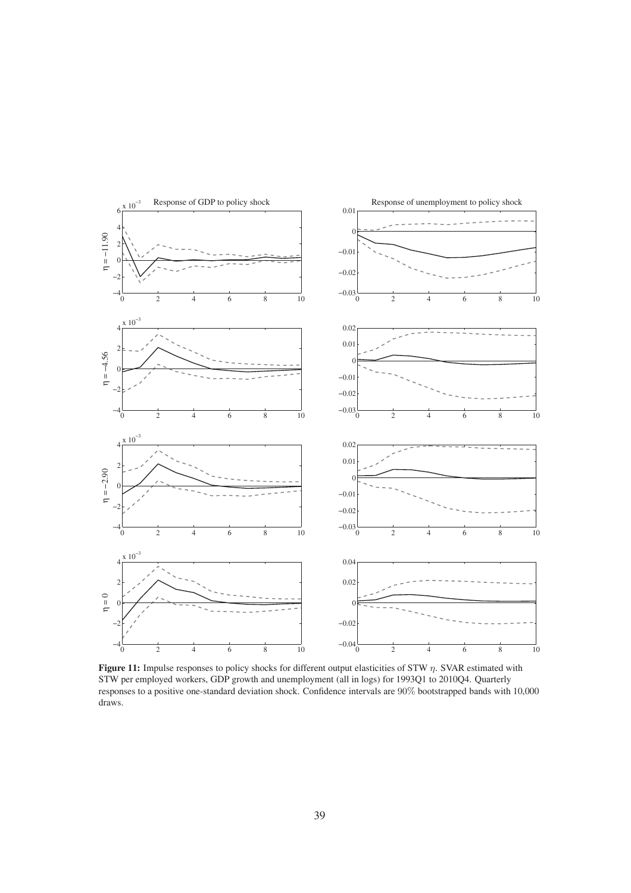**Figure 11:** Impulse responses to policy shocks for different output elasticities of STW $\eta$. SVAR estimated with STW per employed workers, GDP growth and unemployment (all in logs) for 1993Q1 to 2010Q4. Quarterly responses to a positive one-standard deviation shock. Confidence intervals are 90% bootstrapped bands with 10,000 draws.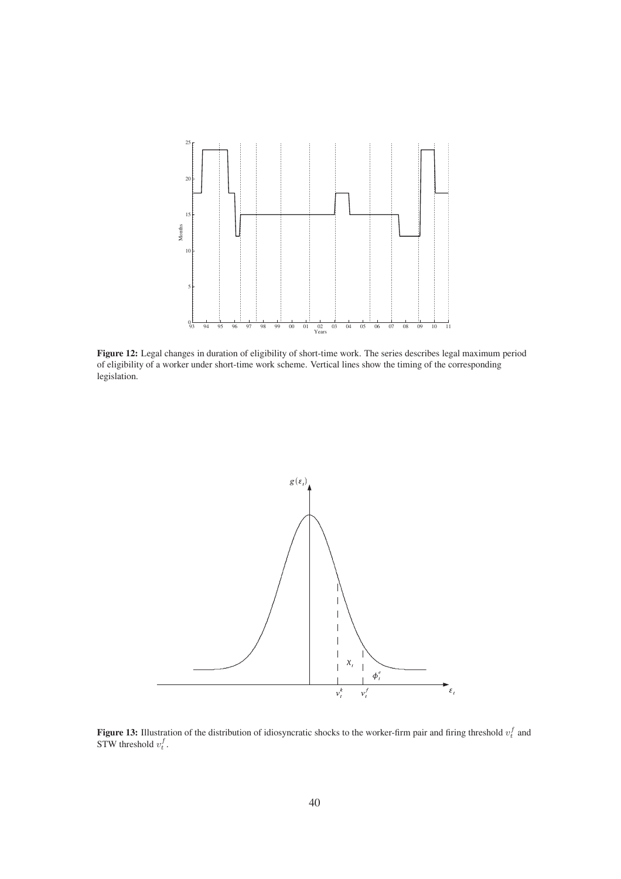25

20

15

10

5

0

93 94 95 96 97 98 99 00 01 02 03 04 05 06 07 08 09 10 11

Years

Months

**Figure 12:** Legal changes in duration of eligibility of short-time work. The series describes legal maximum period of eligibility of a worker under short-time work scheme. Vertical lines show the timing of the corresponding legislation.

$g(\varepsilon_t)$

$\chi_t$

$\phi_t^e$

$v_t^k$

$v_t^f$

$\varepsilon_t$

**Figure 13:** Illustration of the distribution of idiosyncratic shocks to the worker-firm pair and firing threshold $v_t^f$ and STW threshold $v_t^f$.